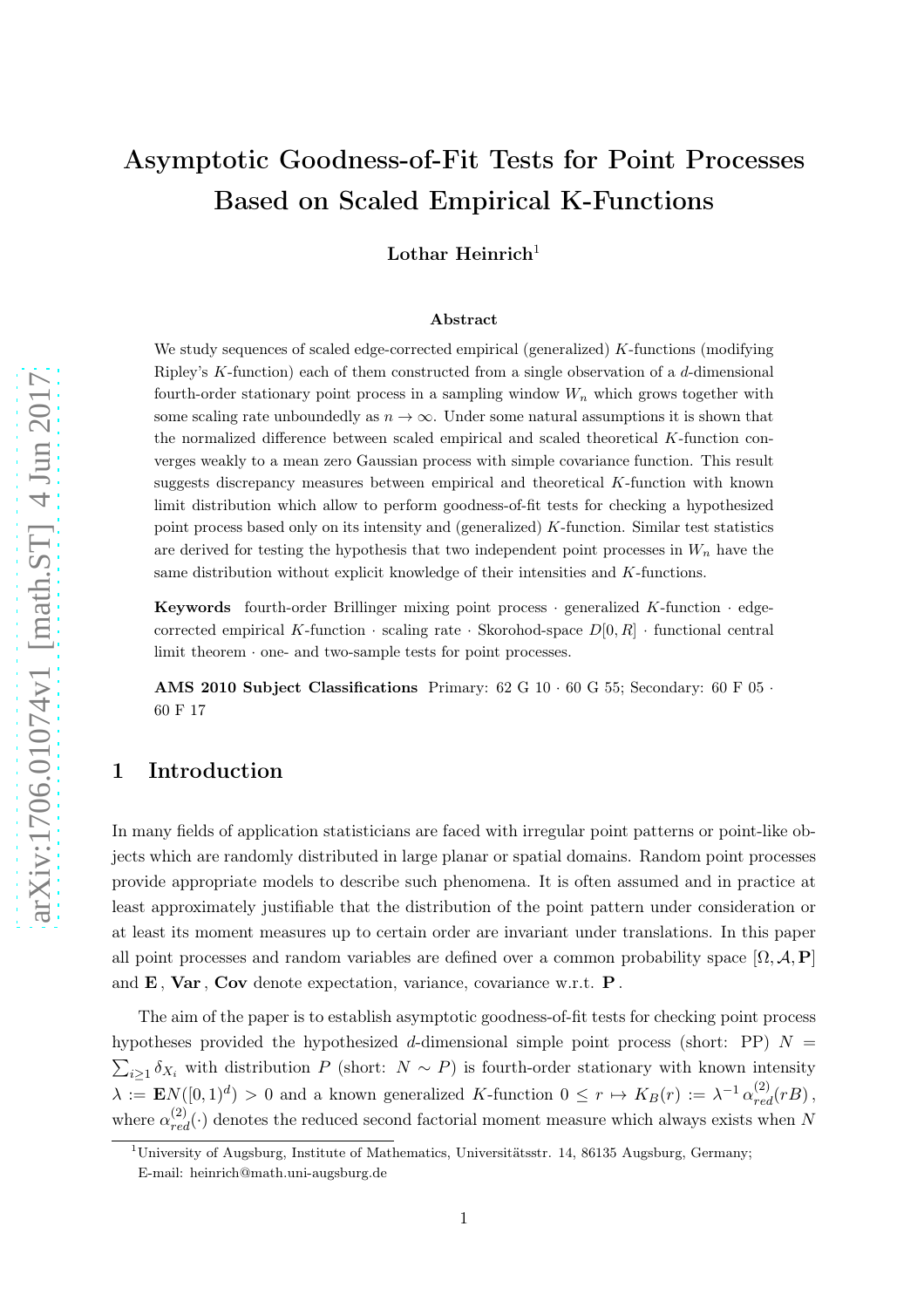# Asymptotic Goodness-of-Fit Tests for Point Processes Based on Scaled Empirical K-Functions

**Lothar Heinrich**[1]

### Abstract

We study sequences of scaled edge-corrected empirical (generalized) $K$-functions (modifying Ripley's $K$-function) each of them constructed from a single observation of a $d$-dimensional fourth-order stationary point process in a sampling window $W_n$ which grows together with some scaling rate unboundedly as $n \to \infty$. Under some natural assumptions it is shown that the normalized difference between scaled empirical and scaled theoretical $K$-function converges weakly to a mean zero Gaussian process with simple covariance function. This result suggests discrepancy measures between empirical and theoretical $K$-function with known limit distribution which allow to perform goodness-of-fit tests for checking a hypothesized point process based only on its intensity and (generalized) $K$-function. Similar test statistics are derived for testing the hypothesis that two independent point processes in $W_n$ have the same distribution without explicit knowledge of their intensities and $K$-functions.

**Keywords** fourth-order Brillinger mixing point process · generalized $K$-function · edge-corrected empirical $K$-function · scaling rate · Skorohod-space $D[0, R]$ · functional central limit theorem · one- and two-sample tests for point processes.

**AMS 2010 Subject Classifications** Primary: 62 G 10 · 60 G 55; Secondary: 60 F 05 · 60 F 17

## 1 Introduction

In many fields of application statisticians are faced with irregular point patterns or point-like objects which are randomly distributed in large planar or spatial domains. Random point processes provide appropriate models to describe such phenomena. It is often assumed and in practice at least approximately justifiable that the distribution of the point pattern under consideration or at least its moment measures up to certain order are invariant under translations. In this paper all point processes and random variables are defined over a common probability space $[\Omega, \mathcal{A}, \mathbf{P}]$ and $\mathbf{E}$, $\mathbf{Var}$, $\mathbf{Cov}$ denote expectation, variance, covariance w.r.t. $\mathbf{P}$.

The aim of the paper is to establish asymptotic goodness-of-fit tests for checking point process hypotheses provided the hypothesized $d$-dimensional simple point process (short: PP) $N = \sum_{i \geq 1} \delta_{X_i}$ with distribution $P$ (short: $N \sim P$) is fourth-order stationary with known intensity $\lambda := \mathbf{E}N([0,1)^d) > 0$ and a known generalized $K$-function $0 \leq r \mapsto K_B(r) := \lambda^{-1} \alpha^{(2)}_{red}(rB)$, where $\alpha^{(2)}_{red}(\cdot)$ denotes the reduced second factorial moment measure which always exists when $N$

[1] University of Augsburg, Institute of Mathematics, Universitätsstr. 14, 86135 Augsburg, Germany; E-mail: heinrich@math.uni-augsburg.de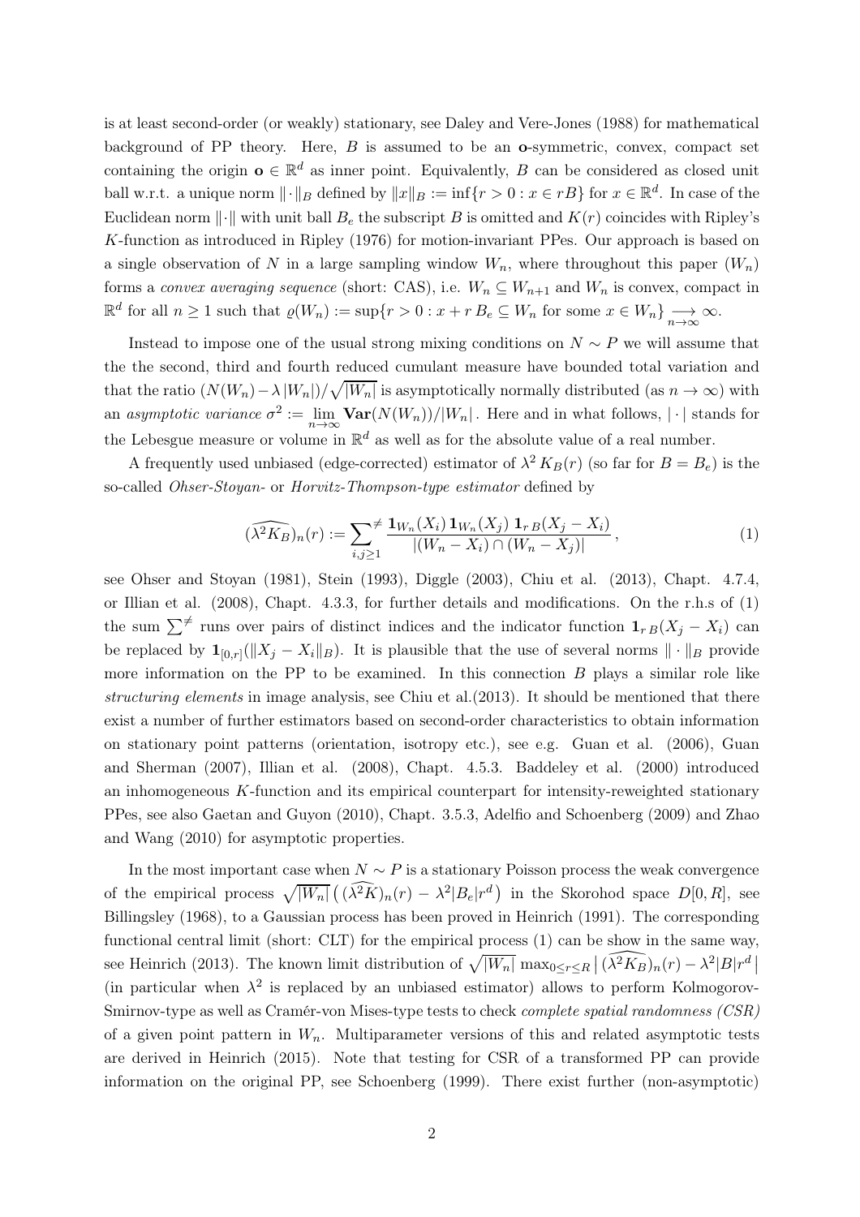is at least second-order (or weakly) stationary, see Daley and Vere-Jones (1988) for mathematical background of PP theory. Here, $B$ is assumed to be an $\mathbf{o}$-symmetric, convex, compact set containing the origin $\mathbf{o} \in \mathbb{R}^d$ as inner point. Equivalently, $B$ can be considered as closed unit ball w.r.t. a unique norm $\|\cdot\|_B$ defined by $\|x\|_B := \inf\{r > 0 : x \in rB\}$ for $x \in \mathbb{R}^d$. In case of the Euclidean norm $\|\cdot\|$ with unit ball $B_e$ the subscript $B$ is omitted and $K(r)$ coincides with Ripley's $K$-function as introduced in Ripley (1976) for motion-invariant PPes. Our approach is based on a single observation of $N$ in a large sampling window $W_n$, where throughout this paper $(W_n)$ forms a *convex averaging sequence* (short: CAS), i.e. $W_n \subseteq W_{n+1}$ and $W_n$ is convex, compact in $\mathbb{R}^d$ for all $n \geq 1$ such that $\varrho(W_n) := \sup\{r > 0 : x + r\, B_e \subseteq W_n \text{ for some } x \in W_n\} \underset{n\to\infty}{\longrightarrow} \infty$.

Instead to impose one of the usual strong mixing conditions on $N \sim P$ we will assume that the the second, third and fourth reduced cumulant measure have bounded total variation and that the ratio $(N(W_n) - \lambda\, |W_n|)/\sqrt{|W_n|}$ is asymptotically normally distributed (as $n \to \infty$) with an *asymptotic variance* $\sigma^2 := \lim_{n\to\infty} \mathbf{Var}(N(W_n))/|W_n|$. Here and in what follows, $|\cdot|$ stands for the Lebesgue measure or volume in $\mathbb{R}^d$ as well as for the absolute value of a real number.

A frequently used unbiased (edge-corrected) estimator of $\lambda^2 K_B(r)$ (so far for $B = B_e$) is the so-called *Ohser-Stoyan-* or *Horvitz-Thompson-type estimator* defined by

$$
(\widehat{\lambda^2 K_B})_n(r) := \sum_{i,j\geq 1}^{\neq} \frac{\mathbf{1}_{W_n}(X_i)\, \mathbf{1}_{W_n}(X_j)\; \mathbf{1}_{r\,B}(X_j - X_i)}{|(W_n - X_i) \cap (W_n - X_j)|}\,, \tag{1}
$$

see Ohser and Stoyan (1981), Stein (1993), Diggle (2003), Chiu et al. (2013), Chapt. 4.7.4, or Illian et al. (2008), Chapt. 4.3.3, for further details and modifications. On the r.h.s of (1) the sum $\sum^{\neq}$ runs over pairs of distinct indices and the indicator function $\mathbf{1}_{r\,B}(X_j - X_i)$ can be replaced by $\mathbf{1}_{[0,r]}(\|X_j - X_i\|_B)$. It is plausible that the use of several norms $\|\cdot\|_B$ provide more information on the PP to be examined. In this connection $B$ plays a similar role like *structuring elements* in image analysis, see Chiu et al.(2013). It should be mentioned that there exist a number of further estimators based on second-order characteristics to obtain information on stationary point patterns (orientation, isotropy etc.), see e.g. Guan et al. (2006), Guan and Sherman (2007), Illian et al. (2008), Chapt. 4.5.3. Baddeley et al. (2000) introduced an inhomogeneous $K$-function and its empirical counterpart for intensity-reweighted stationary PPes, see also Gaetan and Guyon (2010), Chapt. 3.5.3, Adelfio and Schoenberg (2009) and Zhao and Wang (2010) for asymptotic properties.

In the most important case when $N \sim P$ is a stationary Poisson process the weak convergence of the empirical process $\sqrt{|W_n|}\,\big((\widehat{\lambda^2 K})_n(r) - \lambda^2 |B_e| r^d\big)$ in the Skorohod space $D[0,R]$, see Billingsley (1968), to a Gaussian process has been proved in Heinrich (1991). The corresponding functional central limit (short: CLT) for the empirical process (1) can be show in the same way, see Heinrich (2013). The known limit distribution of $\sqrt{|W_n|}\, \max_{0\leq r\leq R} \big|\, (\widehat{\lambda^2 K_B})_n(r) - \lambda^2 |B| r^d \,\big|$ (in particular when $\lambda^2$ is replaced by an unbiased estimator) allows to perform Kolmogorov-Smirnov-type as well as Cramér-von Mises-type tests to check *complete spatial randomness (CSR)* of a given point pattern in $W_n$. Multiparameter versions of this and related asymptotic tests are derived in Heinrich (2015). Note that testing for CSR of a transformed PP can provide information on the original PP, see Schoenberg (1999). There exist further (non-asymptotic)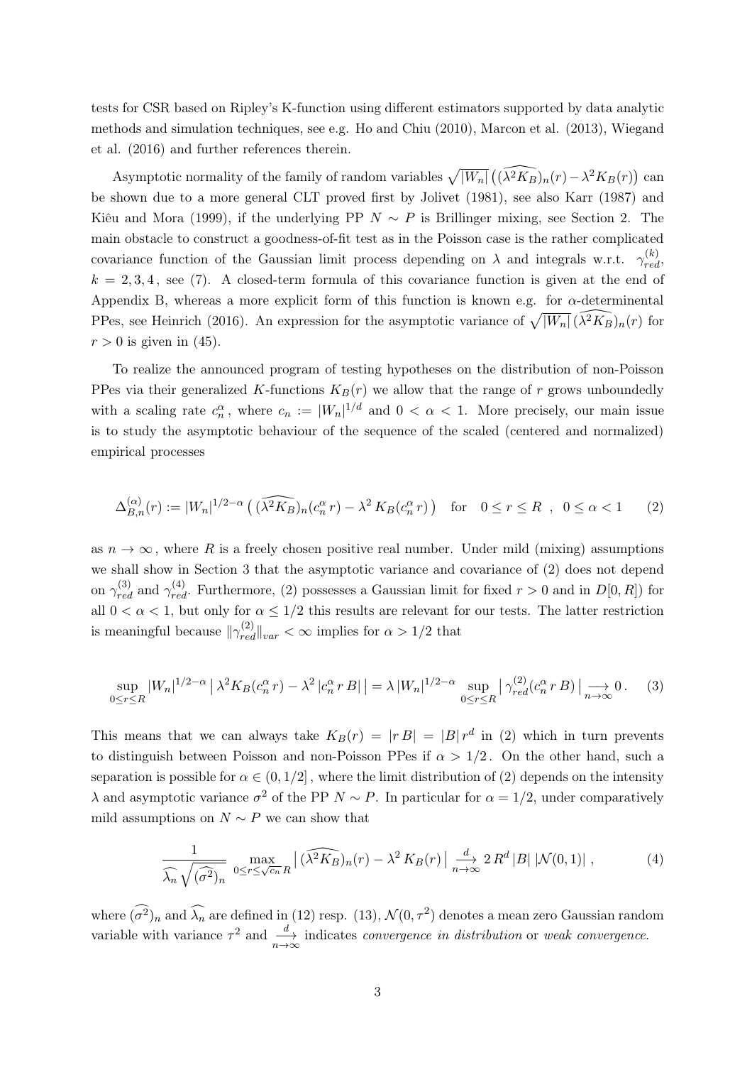tests for CSR based on Ripley's K-function using different estimators supported by data analytic methods and simulation techniques, see e.g. Ho and Chiu (2010), Marcon et al. (2013), Wiegand et al. (2016) and further references therein.

Asymptotic normality of the family of random variables $\sqrt{|W_n|}\,\big(\widehat{(\lambda^2 K_B)}_n(r) - \lambda^2 K_B(r)\big)$ can be shown due to a more general CLT proved first by Jolivet (1981), see also Karr (1987) and Kiêu and Mora (1999), if the underlying PP $N \sim P$ is Brillinger mixing, see Section 2. The main obstacle to construct a goodness-of-fit test as in the Poisson case is the rather complicated covariance function of the Gaussian limit process depending on $\lambda$ and integrals w.r.t. $\gamma^{(k)}_{red}$, $k = 2, 3, 4$, see (7). A closed-term formula of this covariance function is given at the end of Appendix B, whereas a more explicit form of this function is known e.g. for $\alpha$-determinental PPes, see Heinrich (2016). An expression for the asymptotic variance of $\sqrt{|W_n|}\,\widehat{(\lambda^2 K_B)}_n(r)$ for $r > 0$ is given in (45).

To realize the announced program of testing hypotheses on the distribution of non-Poisson PPes via their generalized $K$-functions $K_B(r)$ we allow that the range of $r$ grows unboundedly with a scaling rate $c_n^\alpha$, where $c_n := |W_n|^{1/d}$ and $0 < \alpha < 1$. More precisely, our main issue is to study the asymptotic behaviour of the sequence of the scaled (centered and normalized) empirical processes

$$\Delta^{(\alpha)}_{B,n}(r) := |W_n|^{1/2-\alpha}\,\big(\,\widehat{(\lambda^2 K_B)}_n(c_n^\alpha\, r) - \lambda^2\, K_B(c_n^\alpha\, r)\,\big) \quad \text{for} \quad 0 \le r \le R \;\;,\;\; 0 \le \alpha < 1 \tag{2}$$

as $n \to \infty$, where $R$ is a freely chosen positive real number. Under mild (mixing) assumptions we shall show in Section 3 that the asymptotic variance and covariance of (2) does not depend on $\gamma^{(3)}_{red}$ and $\gamma^{(4)}_{red}$. Furthermore, (2) possesses a Gaussian limit for fixed $r > 0$ and in $D[0, R]$) for all $0 < \alpha < 1$, but only for $\alpha \le 1/2$ this results are relevant for our tests. The latter restriction is meaningful because $\|\gamma^{(2)}_{red}\|_{var} < \infty$ implies for $\alpha > 1/2$ that

$$\sup_{0 \le r \le R} |W_n|^{1/2-\alpha}\,\big|\,\lambda^2 K_B(c_n^\alpha\, r) - \lambda^2\, |c_n^\alpha\, r\, B|\,\big| = \lambda\, |W_n|^{1/2-\alpha} \sup_{0 \le r \le R} \big|\,\gamma^{(2)}_{red}(c_n^\alpha\, r\, B)\,\big| \underset{n\to\infty}{\longrightarrow} 0\,. \tag{3}$$

This means that we can always take $K_B(r) = |r\,B| = |B|\,r^d$ in (2) which in turn prevents to distinguish between Poisson and non-Poisson PPes if $\alpha > 1/2$. On the other hand, such a separation is possible for $\alpha \in (0, 1/2]$, where the limit distribution of (2) depends on the intensity $\lambda$ and asymptotic variance $\sigma^2$ of the PP $N \sim P$. In particular for $\alpha = 1/2$, under comparatively mild assumptions on $N \sim P$ we can show that

$$\frac{1}{\widehat{\lambda_n}\,\sqrt{\widehat{(\sigma^2)}_n}}\; \max_{0 \le r \le \sqrt{c_n}\,R} \big|\,\widehat{(\lambda^2 K_B)}_n(r) - \lambda^2\, K_B(r)\,\big| \underset{n\to\infty}{\overset{d}{\longrightarrow}} 2\,R^d\,|B|\;|\mathcal{N}(0,1)|\;, \tag{4}$$

where $\widehat{(\sigma^2)}_n$ and $\widehat{\lambda_n}$ are defined in (12) resp. (13), $\mathcal{N}(0, \tau^2)$ denotes a mean zero Gaussian random variable with variance $\tau^2$ and $\underset{n\to\infty}{\overset{d}{\longrightarrow}}$ indicates *convergence in distribution* or *weak convergence*.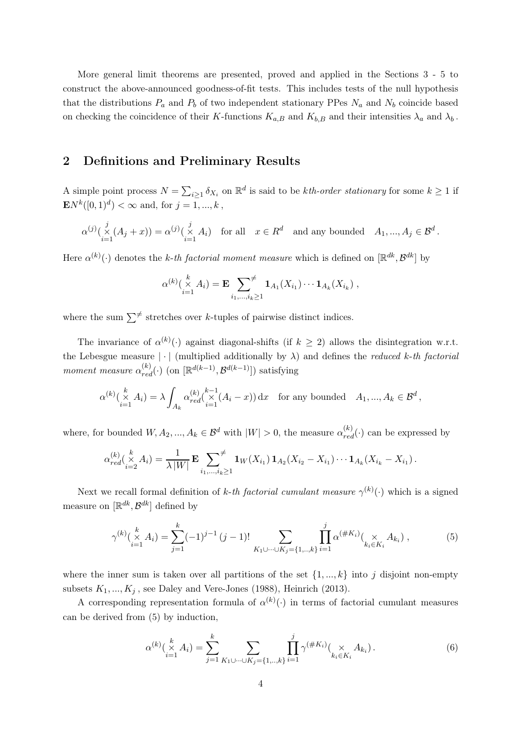More general limit theorems are presented, proved and applied in the Sections 3 - 5 to construct the above-announced goodness-of-fit tests. This includes tests of the null hypothesis that the distributions $P_a$ and $P_b$ of two independent stationary PPes $N_a$ and $N_b$ coincide based on checking the coincidence of their $K$-functions $K_{a,B}$ and $K_{b,B}$ and their intensities $\lambda_a$ and $\lambda_b$.

## 2 Definitions and Preliminary Results

A simple point process $N = \sum_{i\geq 1} \delta_{X_i}$ on $\mathbb{R}^d$ is said to be *kth-order stationary* for some $k \geq 1$ if $\mathbf{E}N^k([0,1)^d) < \infty$ and, for $j = 1, ..., k$,

$$\alpha^{(j)}\big(\mathop{\times}_{i=1}^{j}(A_j + x)\big) = \alpha^{(j)}\big(\mathop{\times}_{i=1}^{j} A_i\big) \quad \text{for all} \quad x \in R^d \quad \text{and any bounded} \quad A_1, ..., A_j \in \mathcal{B}^d \,.$$

Here $\alpha^{(k)}(\cdot)$ denotes the *k-th factorial moment measure* which is defined on $[\mathbb{R}^{dk}, \mathcal{B}^{dk}]$ by

$$\alpha^{(k)}\big(\mathop{\times}_{i=1}^{k} A_i\big) = \mathbf{E} \sum_{i_1,...,i_k\geq 1}^{\neq} \mathbf{1}_{A_1}(X_{i_1}) \cdots \mathbf{1}_{A_k}(X_{i_k}) \,,$$

where the sum $\sum^{\neq}$ stretches over $k$-tuples of pairwise distinct indices.

The invariance of $\alpha^{(k)}(\cdot)$ against diagonal-shifts (if $k \geq 2$) allows the disintegration w.r.t. the Lebesgue measure $|\cdot|$ (multiplied additionally by $\lambda$) and defines the *reduced k-th factorial moment measure* $\alpha_{red}^{(k)}(\cdot)$ (on $[\mathbb{R}^{d(k-1)}, \mathcal{B}^{d(k-1)}]$) satisfying

$$\alpha^{(k)}\big(\mathop{\times}_{i=1}^{k} A_i\big) = \lambda \int_{A_k} \alpha_{red}^{(k)}\big(\mathop{\times}_{i=1}^{k-1}(A_i - x)\big)\, \mathrm{d}x \quad \text{for any bounded} \quad A_1, ..., A_k \in \mathcal{B}^d \,,$$

where, for bounded $W, A_2, ..., A_k \in \mathcal{B}^d$ with $|W| > 0$, the measure $\alpha_{red}^{(k)}(\cdot)$ can be expressed by

$$\alpha_{red}^{(k)}\big(\mathop{\times}_{i=2}^{k} A_i\big) = \frac{1}{\lambda\,|W|}\, \mathbf{E} \sum_{i_1,...,i_k\geq 1}^{\neq} \mathbf{1}_W(X_{i_1})\, \mathbf{1}_{A_2}(X_{i_2} - X_{i_1}) \cdots \mathbf{1}_{A_k}(X_{i_k} - X_{i_1}) \,.$$

Next we recall formal definition of *k-th factorial cumulant measure* $\gamma^{(k)}(\cdot)$ which is a signed measure on $[\mathbb{R}^{dk}, \mathcal{B}^{dk}]$ defined by

$$\gamma^{(k)}\big(\mathop{\times}_{i=1}^{k} A_i\big) = \sum_{j=1}^{k} (-1)^{j-1}\,(j-1)! \sum_{K_1\cup\cdots\cup K_j=\{1,..,k\}} \prod_{i=1}^{j} \alpha^{(\#K_i)}\big(\mathop{\times}_{k_i\in K_i} A_{k_i}\big) \,, \tag{5}$$

where the inner sum is taken over all partitions of the set $\{1, ..., k\}$ into $j$ disjoint non-empty subsets $K_1, ..., K_j$, see Daley and Vere-Jones (1988), Heinrich (2013).

A corresponding representation formula of $\alpha^{(k)}(\cdot)$ in terms of factorial cumulant measures can be derived from (5) by induction,

$$\alpha^{(k)}\big(\mathop{\times}_{i=1}^{k} A_i\big) = \sum_{j=1}^{k} \sum_{K_1\cup\cdots\cup K_j=\{1,..,k\}} \prod_{i=1}^{j} \gamma^{(\#K_i)}\big(\mathop{\times}_{k_i\in K_i} A_{k_i}\big) \,. \tag{6}$$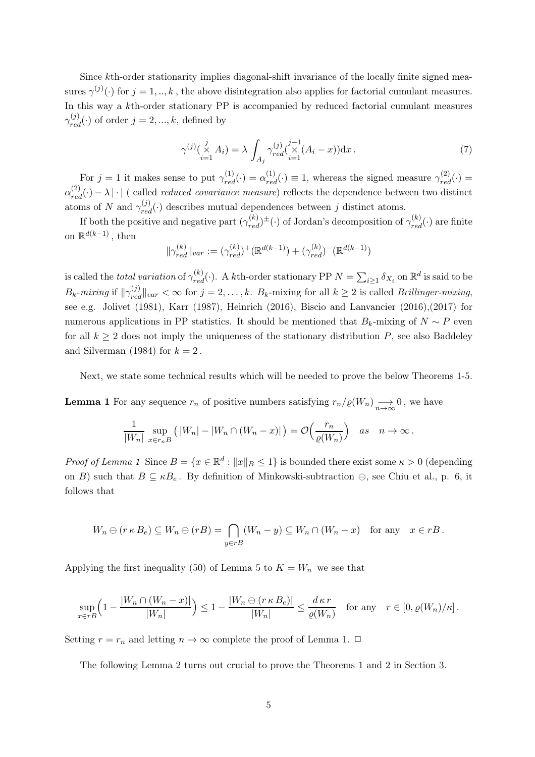Since $k$th-order stationarity implies diagonal-shift invariance of the locally finite signed measures $\gamma^{(j)}(\cdot)$ for $j = 1, .., k$ , the above disintegration also applies for factorial cumulant measures. In this way a $k$th-order stationary PP is accompanied by reduced factorial cumulant measures $\gamma^{(j)}_{red}(\cdot)$ of order $j = 2, ..., k$, defined by

$$\gamma^{(j)}(\mathop{\times}_{i=1}^{j} A_i) = \lambda \int_{A_j} \gamma^{(j)}_{red}(\mathop{\times}_{i=1}^{j-1}(A_i - x))\mathrm{d}x\,. \tag{7}$$

For $j = 1$ it makes sense to put $\gamma^{(1)}_{red}(\cdot) = \alpha^{(1)}_{red}(\cdot) \equiv 1$, whereas the signed measure $\gamma^{(2)}_{red}(\cdot) = \alpha^{(2)}_{red}(\cdot) - \lambda\,|\cdot|$ ( called *reduced covariance measure*) reflects the dependence between two distinct atoms of $N$ and $\gamma^{(j)}_{red}(\cdot)$ describes mutual dependences between $j$ distinct atoms.

If both the positive and negative part $(\gamma^{(k)}_{red})^{\pm}(\cdot)$ of Jordan's decomposition of $\gamma^{(k)}_{red}(\cdot)$ are finite on $\mathbb{R}^{d(k-1)}$ , then

$$\|\gamma^{(k)}_{red}\|_{var} := (\gamma^{(k)}_{red})^{+}(\mathbb{R}^{d(k-1)}) + (\gamma^{(k)}_{red})^{-}(\mathbb{R}^{d(k-1)})$$

is called the *total variation* of $\gamma^{(k)}_{red}(\cdot)$. A $k$th-order stationary PP $N = \sum_{i\geq 1}\delta_{X_i}$ on $\mathbb{R}^d$ is said to be $B_k$*-mixing* if $\|\gamma^{(j)}_{red}\|_{var} < \infty$ for $j = 2, \ldots, k$. $B_k$-mixing for all $k \geq 2$ is called *Brillinger-mixing*, see e.g. Jolivet (1981), Karr (1987), Heinrich (2016), Biscio and Lanvancier (2016),(2017) for numerous applications in PP statistics. It should be mentioned that $B_k$-mixing of $N \sim P$ even for all $k \geq 2$ does not imply the uniqueness of the stationary distribution $P$, see also Baddeley and Silverman (1984) for $k = 2$ .

Next, we state some technical results which will be needed to prove the below Theorems 1-5.

**Lemma 1** For any sequence $r_n$ of positive numbers satisfying $r_n/\varrho(W_n) \underset{n\to\infty}{\longrightarrow} 0$ , we have

$$\frac{1}{|W_n|}\sup_{x\in r_n B}\big(\,|W_n| - |W_n \cap (W_n - x)|\,\big) = \mathcal{O}\Big(\frac{r_n}{\varrho(W_n)}\Big) \quad as \quad n\to\infty\,.$$

*Proof of Lemma 1* Since $B = \{x \in \mathbb{R}^d : \|x\|_B \leq 1\}$ is bounded there exist some $\kappa > 0$ (depending on $B$) such that $B \subseteq \kappa B_e$ . By definition of Minkowski-subtraction $\ominus$, see Chiu et al., p. 6, it follows that

$$W_n \ominus (r\,\kappa\,B_e) \subseteq W_n \ominus (rB) = \bigcap_{y\in rB}(W_n - y) \subseteq W_n \cap (W_n - x) \quad \text{for any} \quad x \in rB\,.$$

Applying the first inequality (50) of Lemma 5 to $K = W_n$ we see that

$$\sup_{x\in rB}\Big(1 - \frac{|W_n \cap (W_n - x)|}{|W_n|}\Big) \leq 1 - \frac{|W_n \ominus (r\,\kappa\,B_e)|}{|W_n|} \leq \frac{d\,\kappa\,r}{\varrho(W_n)} \quad \text{for any} \quad r \in [0, \varrho(W_n)/\kappa]\,.$$

Setting $r = r_n$ and letting $n \to \infty$ complete the proof of Lemma 1. $\Box$

The following Lemma 2 turns out crucial to prove the Theorems 1 and 2 in Section 3.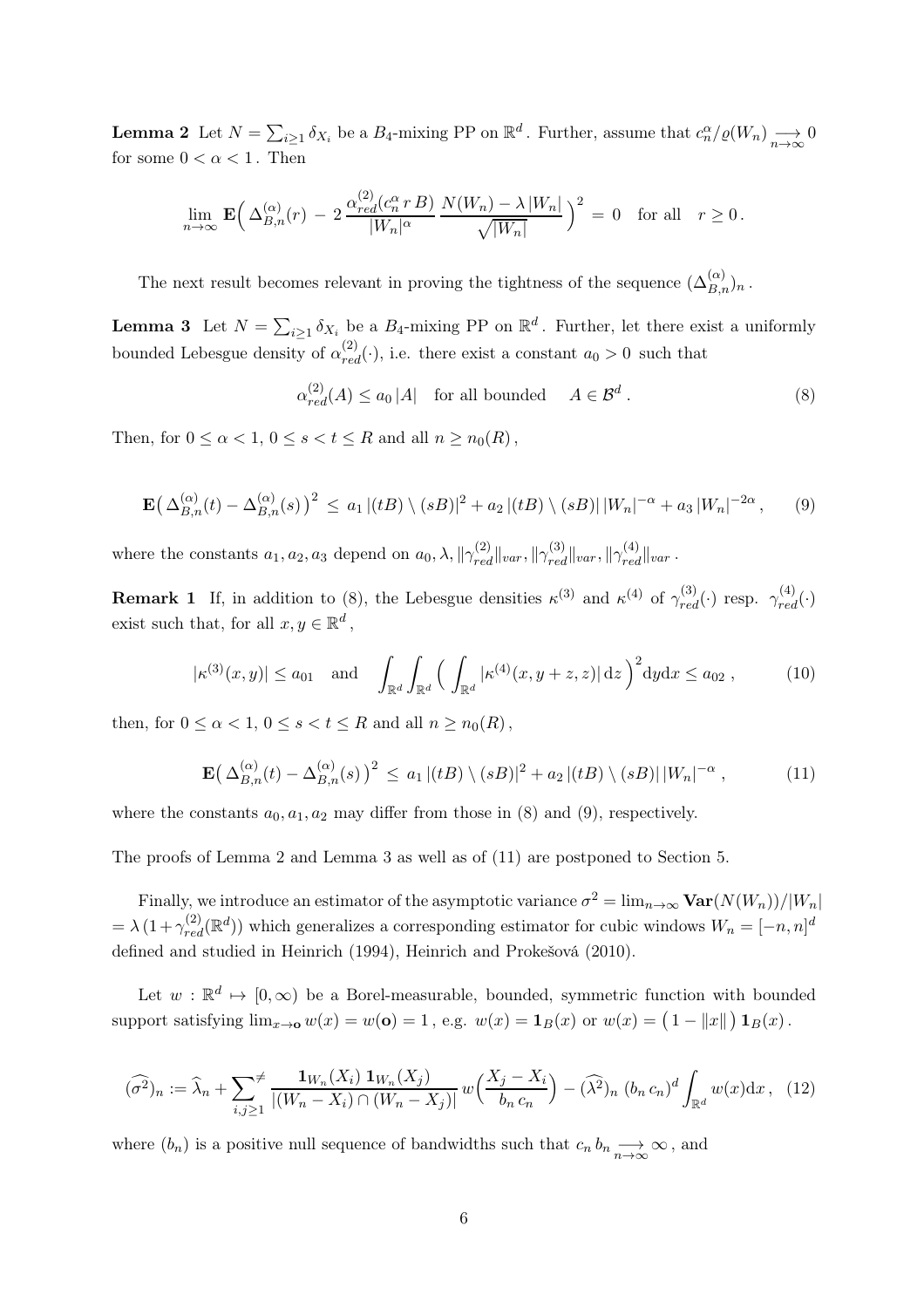**Lemma 2** Let $N = \sum_{i\geq 1} \delta_{X_i}$ be a $B_4$-mixing PP on $\mathbb{R}^d$. Further, assume that $c_n^\alpha/\varrho(W_n) \underset{n\to\infty}{\longrightarrow} 0$ for some $0 < \alpha < 1$. Then

$$\lim_{n\to\infty} \mathbf{E}\Big( \Delta_{B,n}^{(\alpha)}(r) \,-\, 2\,\frac{\alpha_{red}^{(2)}(c_n^\alpha\, r\, B)}{|W_n|^\alpha}\,\frac{N(W_n) - \lambda\,|W_n|}{\sqrt{|W_n|}}\Big)^2 \,=\, 0 \quad \text{for all} \quad r \geq 0\,.$$

The next result becomes relevant in proving the tightness of the sequence $(\Delta_{B,n}^{(\alpha)})_n$.

**Lemma 3** Let $N = \sum_{i\geq 1} \delta_{X_i}$ be a $B_4$-mixing PP on $\mathbb{R}^d$. Further, let there exist a uniformly bounded Lebesgue density of $\alpha_{red}^{(2)}(\cdot)$, i.e. there exist a constant $a_0 > 0$ such that

$$\alpha_{red}^{(2)}(A) \leq a_0\,|A| \quad \text{for all bounded} \quad A \in \mathcal{B}^d\,. \tag{8}$$

Then, for $0 \leq \alpha < 1$, $0 \leq s < t \leq R$ and all $n \geq n_0(R)$,

$$\mathbf{E}\big( \Delta_{B,n}^{(\alpha)}(t) - \Delta_{B,n}^{(\alpha)}(s)\big)^2 \,\leq\, a_1\,|(tB)\setminus(sB)|^2 + a_2\,|(tB)\setminus(sB)|\,|W_n|^{-\alpha} + a_3\,|W_n|^{-2\alpha}\,, \tag{9}$$

where the constants $a_1, a_2, a_3$ depend on $a_0, \lambda, \|\gamma_{red}^{(2)}\|_{var}, \|\gamma_{red}^{(3)}\|_{var}, \|\gamma_{red}^{(4)}\|_{var}$.

**Remark 1** If, in addition to (8), the Lebesgue densities $\kappa^{(3)}$ and $\kappa^{(4)}$ of $\gamma_{red}^{(3)}(\cdot)$ resp. $\gamma_{red}^{(4)}(\cdot)$ exist such that, for all $x, y \in \mathbb{R}^d$,

$$|\kappa^{(3)}(x,y)| \leq a_{01} \quad \text{and} \quad \int_{\mathbb{R}^d}\int_{\mathbb{R}^d}\Big(\int_{\mathbb{R}^d} |\kappa^{(4)}(x, y+z, z)|\,\mathrm{d}z\Big)^2 \mathrm{d}y\mathrm{d}x \leq a_{02}\,, \tag{10}$$

then, for $0 \leq \alpha < 1$, $0 \leq s < t \leq R$ and all $n \geq n_0(R)$,

$$\mathbf{E}\big( \Delta_{B,n}^{(\alpha)}(t) - \Delta_{B,n}^{(\alpha)}(s)\big)^2 \,\leq\, a_1\,|(tB)\setminus(sB)|^2 + a_2\,|(tB)\setminus(sB)|\,|W_n|^{-\alpha}\,, \tag{11}$$

where the constants $a_0, a_1, a_2$ may differ from those in (8) and (9), respectively.

The proofs of Lemma 2 and Lemma 3 as well as of (11) are postponed to Section 5.

Finally, we introduce an estimator of the asymptotic variance $\sigma^2 = \lim_{n\to\infty} \mathbf{Var}(N(W_n))/|W_n| = \lambda\,(1+\gamma_{red}^{(2)}(\mathbb{R}^d))$ which generalizes a corresponding estimator for cubic windows $W_n = [-n,n]^d$ defined and studied in Heinrich (1994), Heinrich and Prokešová (2010).

Let $w : \mathbb{R}^d \mapsto [0,\infty)$ be a Borel-measurable, bounded, symmetric function with bounded support satisfying $\lim_{x\to\mathbf{o}} w(x) = w(\mathbf{o}) = 1$, e.g. $w(x) = \mathbf{1}_B(x)$ or $w(x) = \big(1 - \|x\|\big)\,\mathbf{1}_B(x)$.

$$(\widehat{\sigma^2})_n := \widehat{\lambda}_n + \sum_{i,j\geq 1}^{\neq} \frac{\mathbf{1}_{W_n}(X_i)\,\mathbf{1}_{W_n}(X_j)}{|(W_n - X_i)\cap(W_n - X_j)|}\, w\Big(\frac{X_j - X_i}{b_n\,c_n}\Big) - (\widehat{\lambda^2})_n\,(b_n\,c_n)^d \int_{\mathbb{R}^d} w(x)\mathrm{d}x\,, \tag{12}$$

where $(b_n)$ is a positive null sequence of bandwidths such that $c_n\,b_n \underset{n\to\infty}{\longrightarrow} \infty$, and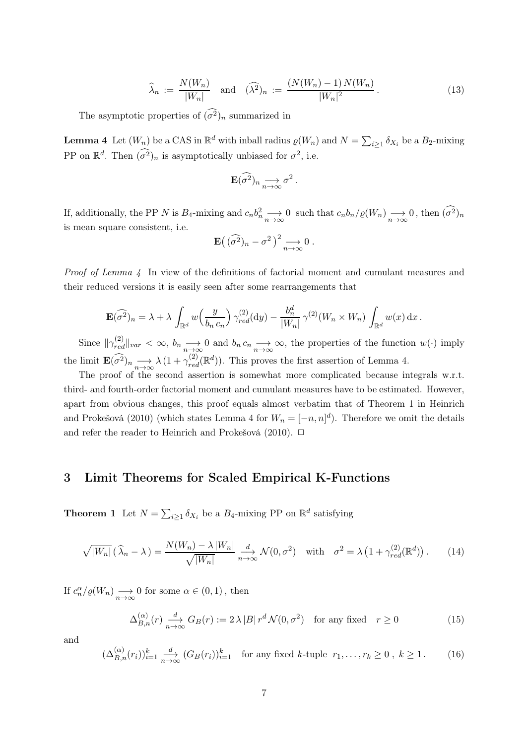$$\widehat{\lambda}_n := \frac{N(W_n)}{|W_n|} \quad \text{and} \quad (\widehat{\lambda^2})_n := \frac{(N(W_n)-1)\,N(W_n)}{|W_n|^2}\,. \tag{13}$$

The asymptotic properties of $(\widehat{\sigma^2})_n$ summarized in

**Lemma 4** Let $(W_n)$ be a CAS in $\mathbb{R}^d$ with inball radius $\varrho(W_n)$ and $N = \sum_{i\ge 1}\delta_{X_i}$ be a $B_2$-mixing PP on $\mathbb{R}^d$. Then $(\widehat{\sigma^2})_n$ is asymptotically unbiased for $\sigma^2$, i.e.

$$\mathbf{E}(\widehat{\sigma^2})_n \underset{n\to\infty}{\longrightarrow} \sigma^2\,.$$

If, additionally, the PP $N$ is $B_4$-mixing and $c_n b_n^2 \underset{n\to\infty}{\longrightarrow} 0$ such that $c_n b_n/\varrho(W_n) \underset{n\to\infty}{\longrightarrow} 0$, then $(\widehat{\sigma^2})_n$ is mean square consistent, i.e.

$$\mathbf{E}\big(\,(\widehat{\sigma^2})_n - \sigma^2\,\big)^2 \underset{n\to\infty}{\longrightarrow} 0\,.$$

*Proof of Lemma 4* In view of the definitions of factorial moment and cumulant measures and their reduced versions it is easily seen after some rearrangements that

$$\mathbf{E}(\widehat{\sigma^2})_n = \lambda + \lambda \int_{\mathbb{R}^d} w\Big(\frac{y}{b_n\,c_n}\Big)\,\gamma^{(2)}_{red}(\mathrm{d}y) - \frac{b_n^d}{|W_n|}\,\gamma^{(2)}(W_n\times W_n)\int_{\mathbb{R}^d} w(x)\,\mathrm{d}x\,.$$

Since $\|\gamma^{(2)}_{red}\|_{var} < \infty$, $b_n \underset{n\to\infty}{\longrightarrow} 0$ and $b_n\,c_n \underset{n\to\infty}{\longrightarrow} \infty$, the properties of the function $w(\cdot)$ imply the limit $\mathbf{E}(\widehat{\sigma^2})_n \underset{n\to\infty}{\longrightarrow} \lambda\,(1+\gamma^{(2)}_{red}(\mathbb{R}^d))$. This proves the first assertion of Lemma 4.

The proof of the second assertion is somewhat more complicated because integrals w.r.t. third- and fourth-order factorial moment and cumulant measures have to be estimated. However, apart from obvious changes, this proof equals almost verbatim that of Theorem 1 in Heinrich and Prokešová (2010) (which states Lemma 4 for $W_n = [-n,n]^d$). Therefore we omit the details and refer the reader to Heinrich and Prokešová (2010). $\Box$

## 3 Limit Theorems for Scaled Empirical K-Functions

**Theorem 1** Let $N = \sum_{i\ge 1}\delta_{X_i}$ be a $B_4$-mixing PP on $\mathbb{R}^d$ satisfying

$$\sqrt{|W_n|}\,(\,\widehat{\lambda}_n - \lambda\,) = \frac{N(W_n) - \lambda\,|W_n|}{\sqrt{|W_n|}} \underset{n\to\infty}{\overset{d}{\longrightarrow}} \mathcal{N}(0,\sigma^2) \quad \text{with} \quad \sigma^2 = \lambda\big(1+\gamma^{(2)}_{red}(\mathbb{R}^d)\big)\,. \tag{14}$$

If $c_n^\alpha/\varrho(W_n) \underset{n\to\infty}{\longrightarrow} 0$ for some $\alpha \in (0,1)$, then

$$\Delta^{(\alpha)}_{B,n}(r) \underset{n\to\infty}{\overset{d}{\longrightarrow}} G_B(r) := 2\,\lambda\,|B|\,r^d\,\mathcal{N}(0,\sigma^2) \quad \text{for any fixed} \quad r \ge 0 \tag{15}$$

and

$$(\Delta^{(\alpha)}_{B,n}(r_i))_{i=1}^k \underset{n\to\infty}{\overset{d}{\longrightarrow}} (G_B(r_i))_{i=1}^k \quad \text{for any fixed } k\text{-tuple } \; r_1,\dots,r_k \ge 0\,,\; k \ge 1\,. \tag{16}$$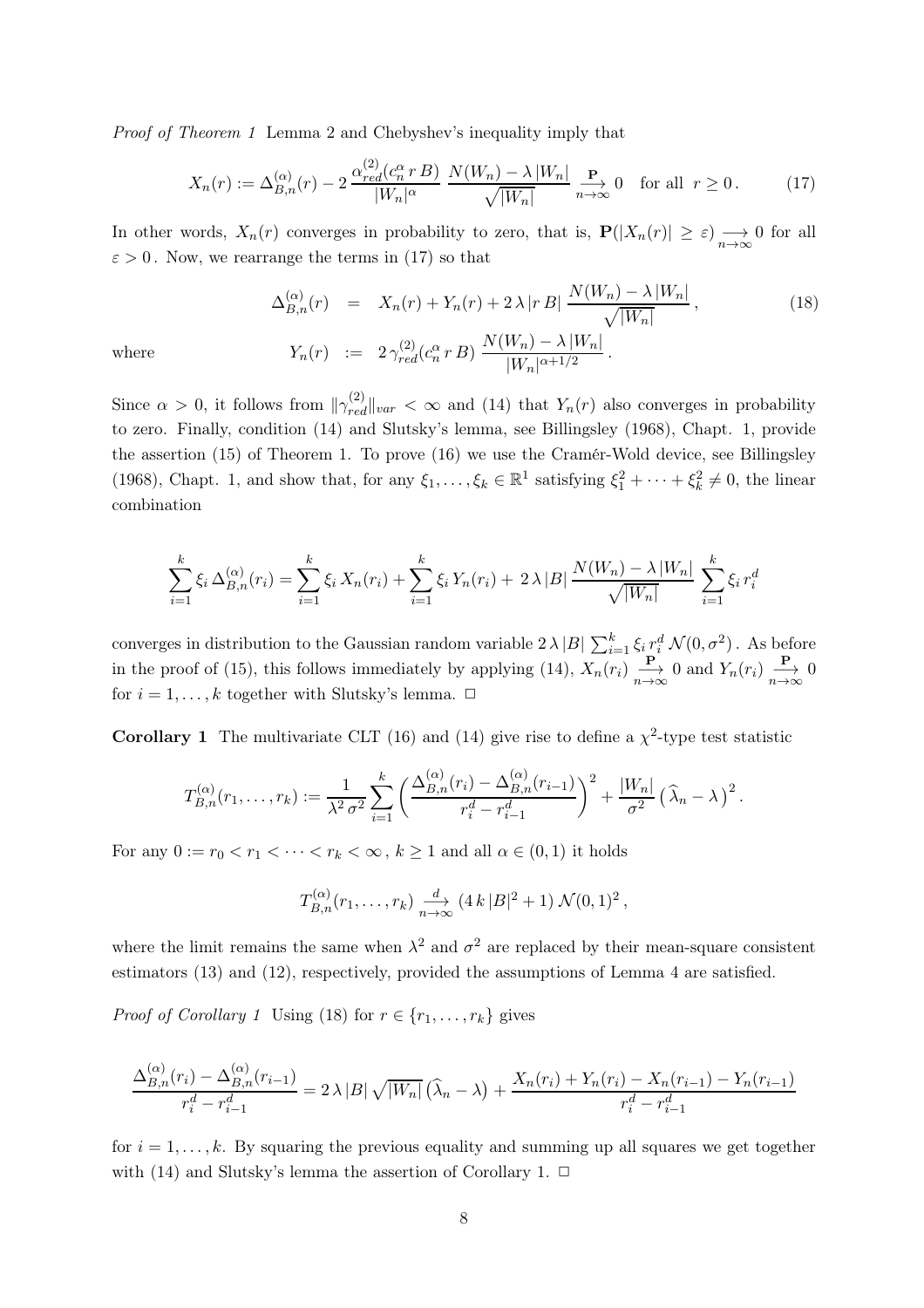*Proof of Theorem 1* Lemma 2 and Chebyshev's inequality imply that

$$X_n(r) := \Delta_{B,n}^{(\alpha)}(r) - 2\,\frac{\alpha_{red}^{(2)}(c_n^\alpha\, r\, B)}{|W_n|^\alpha}\;\frac{N(W_n) - \lambda\,|W_n|}{\sqrt{|W_n|}} \underset{n\to\infty}{\overset{\mathbf{P}}{\longrightarrow}} 0 \quad \text{for all } \; r \geq 0\,. \tag{17}$$

In other words, $X_n(r)$ converges in probability to zero, that is, $\mathbf{P}(|X_n(r)| \geq \varepsilon) \underset{n\to\infty}{\longrightarrow} 0$ for all $\varepsilon > 0$. Now, we rearrange the terms in (17) so that

$$\Delta_{B,n}^{(\alpha)}(r) \;\;=\;\; X_n(r) + Y_n(r) + 2\,\lambda\,|r\,B|\;\frac{N(W_n) - \lambda\,|W_n|}{\sqrt{|W_n|}}\,, \tag{18}$$

where
$$Y_n(r) \;\;:=\;\; 2\,\gamma_{red}^{(2)}(c_n^\alpha\, r\, B)\;\frac{N(W_n) - \lambda\,|W_n|}{|W_n|^{\alpha+1/2}}\,.$$

Since $\alpha > 0$, it follows from $\|\gamma_{red}^{(2)}\|_{var} < \infty$ and (14) that $Y_n(r)$ also converges in probability to zero. Finally, condition (14) and Slutsky's lemma, see Billingsley (1968), Chapt. 1, provide the assertion (15) of Theorem 1. To prove (16) we use the Cramér-Wold device, see Billingsley (1968), Chapt. 1, and show that, for any $\xi_1, \ldots, \xi_k \in \mathbb{R}^1$ satisfying $\xi_1^2 + \cdots + \xi_k^2 \neq 0$, the linear combination

$$\sum_{i=1}^k \xi_i\, \Delta_{B,n}^{(\alpha)}(r_i) = \sum_{i=1}^k \xi_i\, X_n(r_i) + \sum_{i=1}^k \xi_i\, Y_n(r_i) + \; 2\,\lambda\,|B|\;\frac{N(W_n) - \lambda\,|W_n|}{\sqrt{|W_n|}}\;\sum_{i=1}^k \xi_i\, r_i^d$$

converges in distribution to the Gaussian random variable $2\,\lambda\,|B|\,\sum_{i=1}^k \xi_i\, r_i^d\; \mathcal{N}(0,\sigma^2)$. As before in the proof of (15), this follows immediately by applying (14), $X_n(r_i) \underset{n\to\infty}{\overset{\mathbf{P}}{\longrightarrow}} 0$ and $Y_n(r_i) \underset{n\to\infty}{\overset{\mathbf{P}}{\longrightarrow}} 0$ for $i = 1, \ldots, k$ together with Slutsky's lemma. $\Box$

**Corollary 1** The multivariate CLT (16) and (14) give rise to define a $\chi^2$-type test statistic

$$T_{B,n}^{(\alpha)}(r_1, \ldots, r_k) := \frac{1}{\lambda^2\,\sigma^2}\sum_{i=1}^k \left(\frac{\Delta_{B,n}^{(\alpha)}(r_i) - \Delta_{B,n}^{(\alpha)}(r_{i-1})}{r_i^d - r_{i-1}^d}\right)^2 + \frac{|W_n|}{\sigma^2}\left(\widehat{\lambda}_n - \lambda\right)^2.$$

For any $0 := r_0 < r_1 < \cdots < r_k < \infty\,,\; k \geq 1$ and all $\alpha \in (0,1)$ it holds

$$T_{B,n}^{(\alpha)}(r_1, \ldots, r_k) \underset{n\to\infty}{\overset{d}{\longrightarrow}} (4\,k\,|B|^2 + 1)\;\mathcal{N}(0,1)^2\,,$$

where the limit remains the same when $\lambda^2$ and $\sigma^2$ are replaced by their mean-square consistent estimators (13) and (12), respectively, provided the assumptions of Lemma 4 are satisfied.

*Proof of Corollary 1* Using (18) for $r \in \{r_1, \ldots, r_k\}$ gives

$$\frac{\Delta_{B,n}^{(\alpha)}(r_i) - \Delta_{B,n}^{(\alpha)}(r_{i-1})}{r_i^d - r_{i-1}^d} = 2\,\lambda\,|B|\,\sqrt{|W_n|}\,\left(\widehat{\lambda}_n - \lambda\right) + \frac{X_n(r_i) + Y_n(r_i) - X_n(r_{i-1}) - Y_n(r_{i-1})}{r_i^d - r_{i-1}^d}$$

for $i = 1, \ldots, k$. By squaring the previous equality and summing up all squares we get together with (14) and Slutsky's lemma the assertion of Corollary 1. $\Box$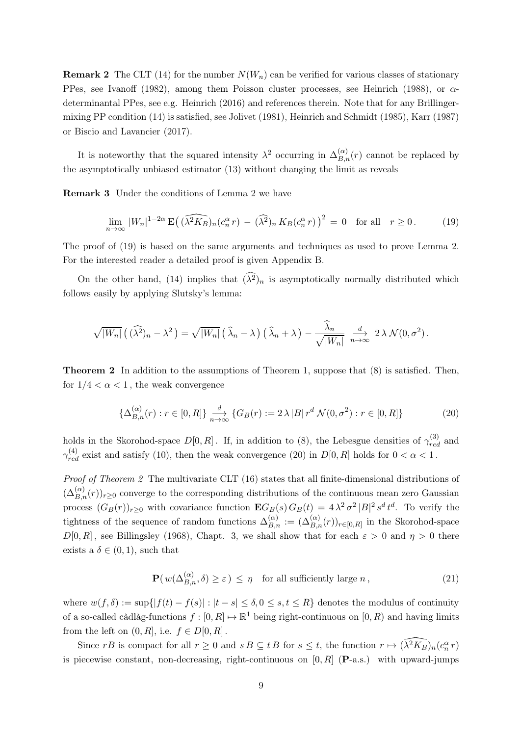**Remark 2** The CLT (14) for the number $N(W_n)$ can be verified for various classes of stationary PPes, see Ivanoff (1982), among them Poisson cluster processes, see Heinrich (1988), or $\alpha$-determinantal PPes, see e.g. Heinrich (2016) and references therein. Note that for any Brillinger-mixing PP condition (14) is satisfied, see Jolivet (1981), Heinrich and Schmidt (1985), Karr (1987) or Biscio and Lavancier (2017).

It is noteworthy that the squared intensity $\lambda^2$ occurring in $\Delta_{B,n}^{(\alpha)}(r)$ cannot be replaced by the asymptotically unbiased estimator (13) without changing the limit as reveals

**Remark 3** Under the conditions of Lemma 2 we have

$$\lim_{n\to\infty} |W_n|^{1-2\alpha}\, \mathbf{E}\big( (\widehat{\lambda^2 K_B})_n(c_n^\alpha r) \,-\, (\widehat{\lambda^2})_n\, K_B(c_n^\alpha r) \big)^2 \,=\, 0 \quad \text{for all} \quad r \geq 0\,. \tag{19}$$

The proof of (19) is based on the same arguments and techniques as used to prove Lemma 2. For the interested reader a detailed proof is given Appendix B.

On the other hand, (14) implies that $(\widehat{\lambda^2})_n$ is asymptotically normally distributed which follows easily by applying Slutsky's lemma:

$$\sqrt{|W_n|}\,\big( (\widehat{\lambda^2})_n - \lambda^2 \big) = \sqrt{|W_n|}\,\big( \widehat{\lambda}_n - \lambda \big)\,\big( \widehat{\lambda}_n + \lambda \big) - \frac{\widehat{\lambda}_n}{\sqrt{|W_n|}} \underset{n\to\infty}{\overset{d}{\longrightarrow}} 2\,\lambda\,\mathcal{N}(0,\sigma^2)\,.$$

**Theorem 2** In addition to the assumptions of Theorem 1, suppose that (8) is satisfied. Then, for $1/4 < \alpha < 1$, the weak convergence

$$\{\Delta_{B,n}^{(\alpha)}(r) : r \in [0,R]\} \underset{n\to\infty}{\overset{d}{\longrightarrow}} \{G_B(r) := 2\,\lambda\,|B|\,r^d\,\mathcal{N}(0,\sigma^2) : r \in [0,R]\} \tag{20}$$

holds in the Skorohod-space $D[0,R]$. If, in addition to (8), the Lebesgue densities of $\gamma_{red}^{(3)}$ and $\gamma_{red}^{(4)}$ exist and satisfy (10), then the weak convergence (20) in $D[0,R]$ holds for $0 < \alpha < 1$.

*Proof of Theorem 2* The multivariate CLT (16) states that all finite-dimensional distributions of $(\Delta_{B,n}^{(\alpha)}(r))_{r\geq 0}$ converge to the corresponding distributions of the continuous mean zero Gaussian process $(G_B(r))_{r\geq 0}$ with covariance function $\mathbf{E}G_B(s)\,G_B(t) = 4\,\lambda^2\,\sigma^2\,|B|^2\,s^d\,t^d$. To verify the tightness of the sequence of random functions $\Delta_{B,n}^{(\alpha)} := (\Delta_{B,n}^{(\alpha)}(r))_{r\in[0,R]}$ in the Skorohod-space $D[0,R]$, see Billingsley (1968), Chapt. 3, we shall show that for each $\varepsilon > 0$ and $\eta > 0$ there exists a $\delta \in (0,1)$, such that

$$\mathbf{P}(\, w(\Delta_{B,n}^{(\alpha)}, \delta) \geq \varepsilon \,) \,\leq\, \eta \quad \text{for all sufficiently large } n\,, \tag{21}$$

where $w(f,\delta) := \sup\{|f(t) - f(s)| : |t-s| \leq \delta, 0 \leq s,t \leq R\}$ denotes the modulus of continuity of a so-called càdlàg-functions $f : [0,R] \mapsto \mathbb{R}^1$ being right-continuous on $[0,R)$ and having limits from the left on $(0,R]$, i.e. $f \in D[0,R]$.

Since $rB$ is compact for all $r \geq 0$ and $s\,B \subseteq t\,B$ for $s \leq t$, the function $r \mapsto (\widehat{\lambda^2 K_B})_n(c_n^\alpha\, r)$ is piecewise constant, non-decreasing, right-continuous on $[0,R]$ ($\mathbf{P}$-a.s.) with upward-jumps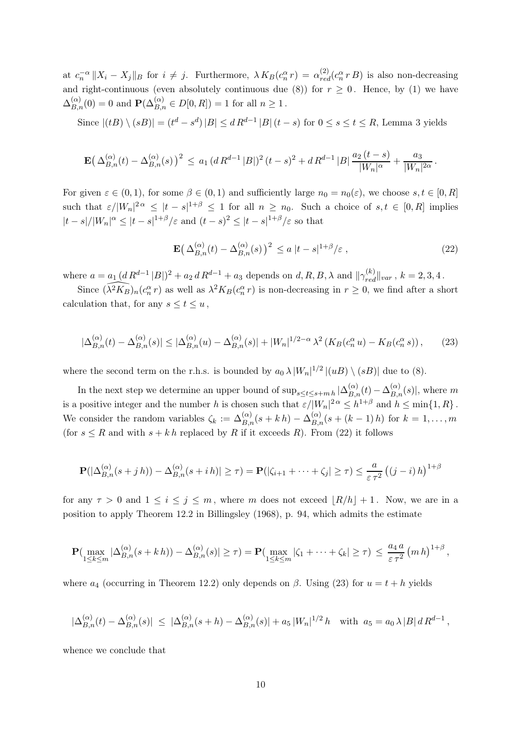at $c_n^{-\alpha} \|X_i - X_j\|_B$ for $i \neq j$. Furthermore, $\lambda K_B(c_n^\alpha r) = \alpha_{red}^{(2)}(c_n^\alpha r B)$ is also non-decreasing and right-continuous (even absolutely continuous due (8)) for $r \geq 0$. Hence, by (1) we have $\Delta_{B,n}^{(\alpha)}(0) = 0$ and $\mathbf{P}(\Delta_{B,n}^{(\alpha)} \in D[0,R]) = 1$ for all $n \geq 1$.

Since $|(tB) \setminus (sB)| = (t^d - s^d)\,|B| \leq d\,R^{d-1}\,|B|\,(t-s)$ for $0 \leq s \leq t \leq R$, Lemma 3 yields

$$
\mathbf{E}\big(\,\Delta_{B,n}^{(\alpha)}(t) - \Delta_{B,n}^{(\alpha)}(s)\,\big)^2 \;\leq\; a_1\,(d\,R^{d-1}\,|B|)^2\,(t-s)^2 + d\,R^{d-1}\,|B|\,\frac{a_2\,(t-s)}{|W_n|^{\alpha}} + \frac{a_3}{|W_n|^{2\alpha}}\,.
$$

For given $\varepsilon \in (0,1)$, for some $\beta \in (0,1)$ and sufficiently large $n_0 = n_0(\varepsilon)$, we choose $s,t \in [0,R]$ such that $\varepsilon/|W_n|^{2\alpha} \leq |t-s|^{1+\beta} \leq 1$ for all $n \geq n_0$. Such a choice of $s,t \in [0,R]$ implies $|t-s|/|W_n|^{\alpha} \leq |t-s|^{1+\beta}/\varepsilon$ and $(t-s)^2 \leq |t-s|^{1+\beta}/\varepsilon$ so that

$$
\mathbf{E}\big(\,\Delta_{B,n}^{(\alpha)}(t) - \Delta_{B,n}^{(\alpha)}(s)\,\big)^2 \;\leq a\,|t-s|^{1+\beta}/\varepsilon\;, \tag{22}
$$

where $a = a_1\,(d\,R^{d-1}\,|B|)^2 + a_2\,d\,R^{d-1} + a_3$ depends on $d, R, B, \lambda$ and $\|\gamma_{red}^{(k)}\|_{var}$ , $k = 2,3,4$.

Since $\widehat{(\lambda^2 K_B)}_n(c_n^\alpha r)$ as well as $\lambda^2 K_B(c_n^\alpha r)$ is non-decreasing in $r \geq 0$, we find after a short calculation that, for any $s \leq t \leq u$,

$$
|\Delta_{B,n}^{(\alpha)}(t) - \Delta_{B,n}^{(\alpha)}(s)| \leq |\Delta_{B,n}^{(\alpha)}(u) - \Delta_{B,n}^{(\alpha)}(s)| + |W_n|^{1/2-\alpha}\,\lambda^2\,(K_B(c_n^\alpha u) - K_B(c_n^\alpha s))\,, \tag{23}
$$

where the second term on the r.h.s. is bounded by $a_0\,\lambda\,|W_n|^{1/2}\,|(uB) \setminus (sB)|$ due to (8).

In the next step we determine an upper bound of $\sup_{s \leq t \leq s+m\,h} |\Delta_{B,n}^{(\alpha)}(t) - \Delta_{B,n}^{(\alpha)}(s)|$, where $m$ is a positive integer and the number $h$ is chosen such that $\varepsilon/|W_n|^{2\alpha} \leq h^{1+\beta}$ and $h \leq \min\{1,R\}$. We consider the random variables $\zeta_k := \Delta_{B,n}^{(\alpha)}(s + k\,h) - \Delta_{B,n}^{(\alpha)}(s + (k-1)\,h)$ for $k = 1,\ldots,m$ (for $s \leq R$ and with $s + k\,h$ replaced by $R$ if it exceeds $R$). From (22) it follows

$$
\mathbf{P}(|\Delta_{B,n}^{(\alpha)}(s + j\,h)) - \Delta_{B,n}^{(\alpha)}(s + i\,h)| \geq \tau) = \mathbf{P}(|\zeta_{i+1} + \cdots + \zeta_j| \geq \tau) \leq \frac{a}{\varepsilon\,\tau^2}\,\big((j-i)\,h\big)^{1+\beta}
$$

for any $\tau > 0$ and $1 \leq i \leq j \leq m$, where $m$ does not exceed $\lfloor R/h \rfloor + 1$. Now, we are in a position to apply Theorem 12.2 in Billingsley (1968), p. 94, which admits the estimate

$$
\mathbf{P}\big(\max_{1 \leq k \leq m} |\Delta_{B,n}^{(\alpha)}(s + k\,h)) - \Delta_{B,n}^{(\alpha)}(s)| \geq \tau\big) = \mathbf{P}\big(\max_{1 \leq k \leq m} |\zeta_1 + \cdots + \zeta_k| \geq \tau\big) \;\leq\; \frac{a_4\,a}{\varepsilon\,\tau^2}\,\big(m\,h\big)^{1+\beta}\,,
$$

where $a_4$ (occurring in Theorem 12.2) only depends on $\beta$. Using (23) for $u = t + h$ yields

$$
|\Delta_{B,n}^{(\alpha)}(t) - \Delta_{B,n}^{(\alpha)}(s)| \;\leq\; |\Delta_{B,n}^{(\alpha)}(s+h) - \Delta_{B,n}^{(\alpha)}(s)| + a_5\,|W_n|^{1/2}\,h \quad \text{with} \;\; a_5 = a_0\,\lambda\,|B|\,d\,R^{d-1}\,,
$$

whence we conclude that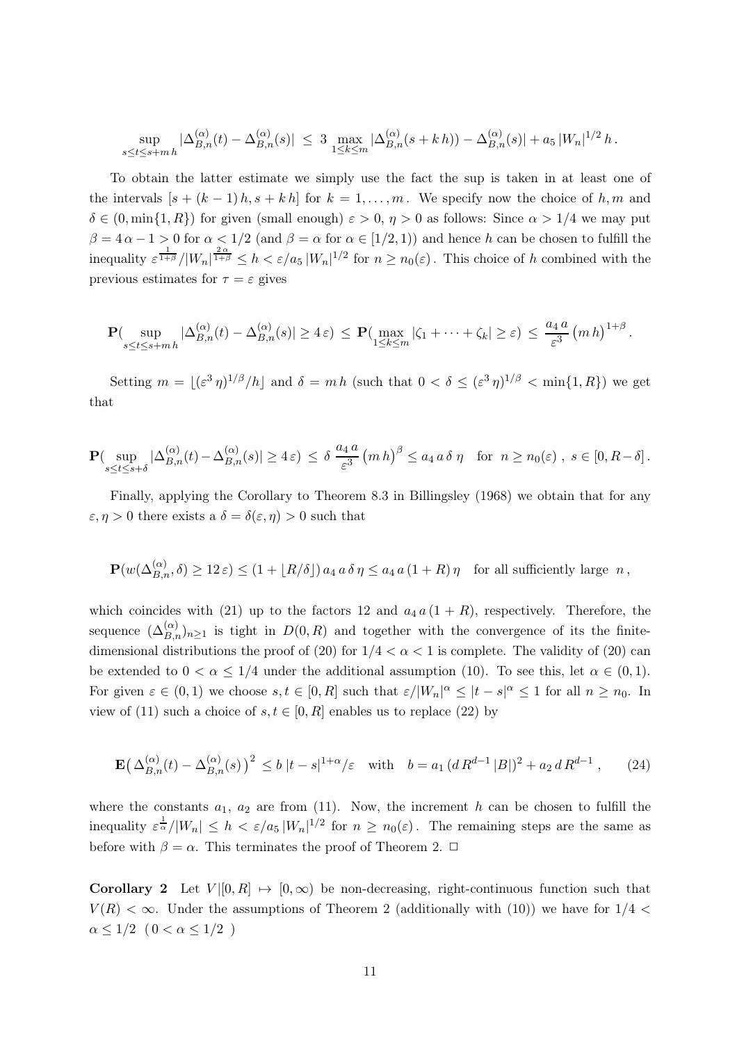$$\sup_{s \le t \le s+m\,h} |\Delta^{(\alpha)}_{B,n}(t) - \Delta^{(\alpha)}_{B,n}(s)| \;\le\; 3 \max_{1 \le k \le m} |\Delta^{(\alpha)}_{B,n}(s+k\,h)) - \Delta^{(\alpha)}_{B,n}(s)| + a_5\,|W_n|^{1/2}\,h\,.$$

To obtain the latter estimate we simply use the fact the sup is taken in at least one of the intervals $[s+(k-1)\,h, s+k\,h]$ for $k = 1,\ldots,m$. We specify now the choice of $h, m$ and $\delta \in (0, \min\{1,R\})$ for given (small enough) $\varepsilon > 0$, $\eta > 0$ as follows: Since $\alpha > 1/4$ we may put $\beta = 4\,\alpha - 1 > 0$ for $\alpha < 1/2$ (and $\beta = \alpha$ for $\alpha \in [1/2, 1)$) and hence $h$ can be chosen to fulfill the inequality $\varepsilon^{\frac{1}{1+\beta}}/|W_n|^{\frac{2\,\alpha}{1+\beta}} \le h < \varepsilon/a_5\,|W_n|^{1/2}$ for $n \ge n_0(\varepsilon)$. This choice of $h$ combined with the previous estimates for $\tau = \varepsilon$ gives

$$\mathbf{P}\big(\sup_{s \le t \le s+m\,h} |\Delta^{(\alpha)}_{B,n}(t) - \Delta^{(\alpha)}_{B,n}(s)| \ge 4\,\varepsilon\big) \;\le\; \mathbf{P}\big(\max_{1 \le k \le m} |\zeta_1 + \cdots + \zeta_k| \ge \varepsilon\big) \;\le\; \frac{a_4\,a}{\varepsilon^3}\,\big(m\,h\big)^{1+\beta}\,.$$

Setting $m = \lfloor(\varepsilon^3\,\eta)^{1/\beta}/h\rfloor$ and $\delta = m\,h$ (such that $0 < \delta \le (\varepsilon^3\,\eta)^{1/\beta} < \min\{1,R\}$) we get that

$$\mathbf{P}\big(\sup_{s \le t \le s+\delta} |\Delta^{(\alpha)}_{B,n}(t) - \Delta^{(\alpha)}_{B,n}(s)| \ge 4\,\varepsilon\big) \;\le\; \delta\;\frac{a_4\,a}{\varepsilon^3}\,\big(m\,h\big)^{\beta} \le a_4\,a\,\delta\,\eta \quad \text{for } \; n \ge n_0(\varepsilon)\;,\; s \in [0, R-\delta]\,.$$

Finally, applying the Corollary to Theorem 8.3 in Billingsley (1968) we obtain that for any $\varepsilon, \eta > 0$ there exists a $\delta = \delta(\varepsilon, \eta) > 0$ such that

$$\mathbf{P}(w(\Delta^{(\alpha)}_{B,n}, \delta) \ge 12\,\varepsilon) \le (1 + \lfloor R/\delta \rfloor)\,a_4\,a\,\delta\,\eta \le a_4\,a\,(1+R)\,\eta \quad \text{for all sufficiently large } \; n\,,$$

which coincides with (21) up to the factors 12 and $a_4\,a\,(1+R)$, respectively. Therefore, the sequence $(\Delta^{(\alpha)}_{B,n})_{n \ge 1}$ is tight in $D(0,R)$ and together with the convergence of its the finite-dimensional distributions the proof of (20) for $1/4 < \alpha < 1$ is complete. The validity of (20) can be extended to $0 < \alpha \le 1/4$ under the additional assumption (10). To see this, let $\alpha \in (0,1)$. For given $\varepsilon \in (0,1)$ we choose $s, t \in [0,R]$ such that $\varepsilon/|W_n|^{\alpha} \le |t-s|^{\alpha} \le 1$ for all $n \ge n_0$. In view of (11) such a choice of $s, t \in [0,R]$ enables us to replace (22) by

$$\mathbf{E}\big(\Delta^{(\alpha)}_{B,n}(t) - \Delta^{(\alpha)}_{B,n}(s)\big)^2 \le b\,|t-s|^{1+\alpha}/\varepsilon \quad \text{with} \quad b = a_1\,(d\,R^{d-1}\,|B|)^2 + a_2\,d\,R^{d-1}\,, \tag{24}$$

where the constants $a_1$, $a_2$ are from (11). Now, the increment $h$ can be chosen to fulfill the inequality $\varepsilon^{\frac{1}{\alpha}}/|W_n| \le h < \varepsilon/a_5\,|W_n|^{1/2}$ for $n \ge n_0(\varepsilon)$. The remaining steps are the same as before with $\beta = \alpha$. This terminates the proof of Theorem 2. $\Box$

**Corollary 2** Let $V|[0,R] \mapsto [0,\infty)$ be non-decreasing, right-continuous function such that $V(R) < \infty$. Under the assumptions of Theorem 2 (additionally with (10)) we have for $1/4 < \alpha \le 1/2$ ( $0 < \alpha \le 1/2$ )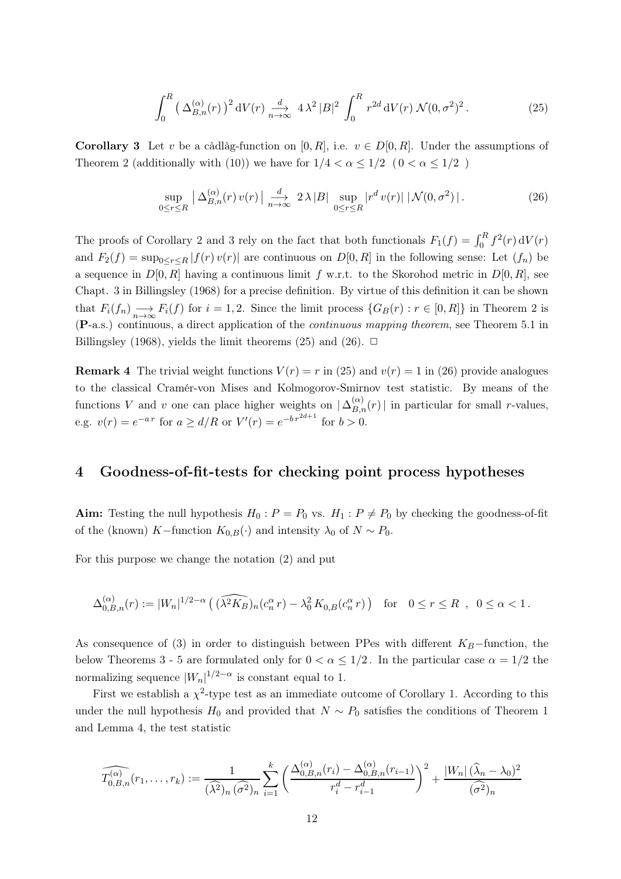$$\int_0^R \big( \Delta_{B,n}^{(\alpha)}(r) \big)^2 \, \mathrm{d}V(r) \underset{n\to\infty}{\overset{d}{\longrightarrow}} \; 4\,\lambda^2\,|B|^2 \int_0^R r^{2d}\,\mathrm{d}V(r)\, \mathcal{N}(0,\sigma^2)^2 \,. \tag{25}$$

**Corollary 3** Let $v$ be a càdlàg-function on $[0,R]$, i.e. $v \in D[0,R]$. Under the assumptions of Theorem 2 (additionally with (10)) we have for $1/4 < \alpha \leq 1/2$ $\;(\,0 < \alpha \leq 1/2\,)$

$$\sup_{0\leq r\leq R} \big|\, \Delta_{B,n}^{(\alpha)}(r)\, v(r) \,\big| \underset{n\to\infty}{\overset{d}{\longrightarrow}} \; 2\,\lambda\,|B| \sup_{0\leq r\leq R} |r^d\, v(r)|\; |\,\mathcal{N}(0,\sigma^2)\,| \,. \tag{26}$$

The proofs of Corollary 2 and 3 rely on the fact that both functionals $F_1(f) = \int_0^R f^2(r)\,\mathrm{d}V(r)$ and $F_2(f) = \sup_{0\leq r\leq R} |f(r)\,v(r)|$ are continuous on $D[0,R]$ in the following sense: Let $(f_n)$ be a sequence in $D[0,R]$ having a continuous limit $f$ w.r.t. to the Skorohod metric in $D[0,R]$, see Chapt. 3 in Billingsley (1968) for a precise definition. By virtue of this definition it can be shown that $F_i(f_n) \underset{n\to\infty}{\longrightarrow} F_i(f)$ for $i=1,2$. Since the limit process $\{G_B(r) : r \in [0,R]\}$ in Theorem 2 is ($\mathbf{P}$-a.s.) continuous, a direct application of the *continuous mapping theorem*, see Theorem 5.1 in Billingsley (1968), yields the limit theorems (25) and (26). $\square$

**Remark 4** The trivial weight functions $V(r) = r$ in (25) and $v(r) = 1$ in (26) provide analogues to the classical Cramér-von Mises and Kolmogorov-Smirnov test statistic. By means of the functions $V$ and $v$ one can place higher weights on $|\,\Delta_{B,n}^{(\alpha)}(r)\,|$ in particular for small $r$-values, e.g. $v(r) = e^{-a\,r}$ for $a \geq d/R$ or $V'(r) = e^{-b\,r^{2d+1}}$ for $b > 0$.

## 4 Goodness-of-fit-tests for checking point process hypotheses

**Aim:** Testing the null hypothesis $H_0 : P = P_0$ vs. $H_1 : P \neq P_0$ by checking the goodness-of-fit of the (known) $K-$function $K_{0,B}(\cdot)$ and intensity $\lambda_0$ of $N \sim P_0$.

For this purpose we change the notation (2) and put

$$\Delta_{0,B,n}^{(\alpha)}(r) := |W_n|^{1/2-\alpha} \big( \widehat{(\lambda^2 K_B)}_n(c_n^\alpha\, r) - \lambda_0^2\, K_{0,B}(c_n^\alpha\, r) \big) \quad \text{for} \quad 0 \leq r \leq R \;\;,\;\; 0 \leq \alpha < 1\,.$$

As consequence of (3) in order to distinguish between PPes with different $K_B-$function, the below Theorems 3 - 5 are formulated only for $0 < \alpha \leq 1/2$. In the particular case $\alpha = 1/2$ the normalizing sequence $|W_n|^{1/2-\alpha}$ is constant equal to 1.

First we establish a $\chi^2$-type test as an immediate outcome of Corollary 1. According to this under the null hypothesis $H_0$ and provided that $N \sim P_0$ satisfies the conditions of Theorem 1 and Lemma 4, the test statistic

$$\widehat{T_{0,B,n}^{(\alpha)}}(r_1,\ldots,r_k) := \frac{1}{\widehat{(\lambda^2)}_n\,\widehat{(\sigma^2)}_n} \sum_{i=1}^k \Big( \frac{\Delta_{0,B,n}^{(\alpha)}(r_i) - \Delta_{0,B,n}^{(\alpha)}(r_{i-1})}{r_i^d - r_{i-1}^d} \Big)^2 + \frac{|W_n|\,(\widehat{\lambda}_n - \lambda_0)^2}{\widehat{(\sigma^2)}_n}$$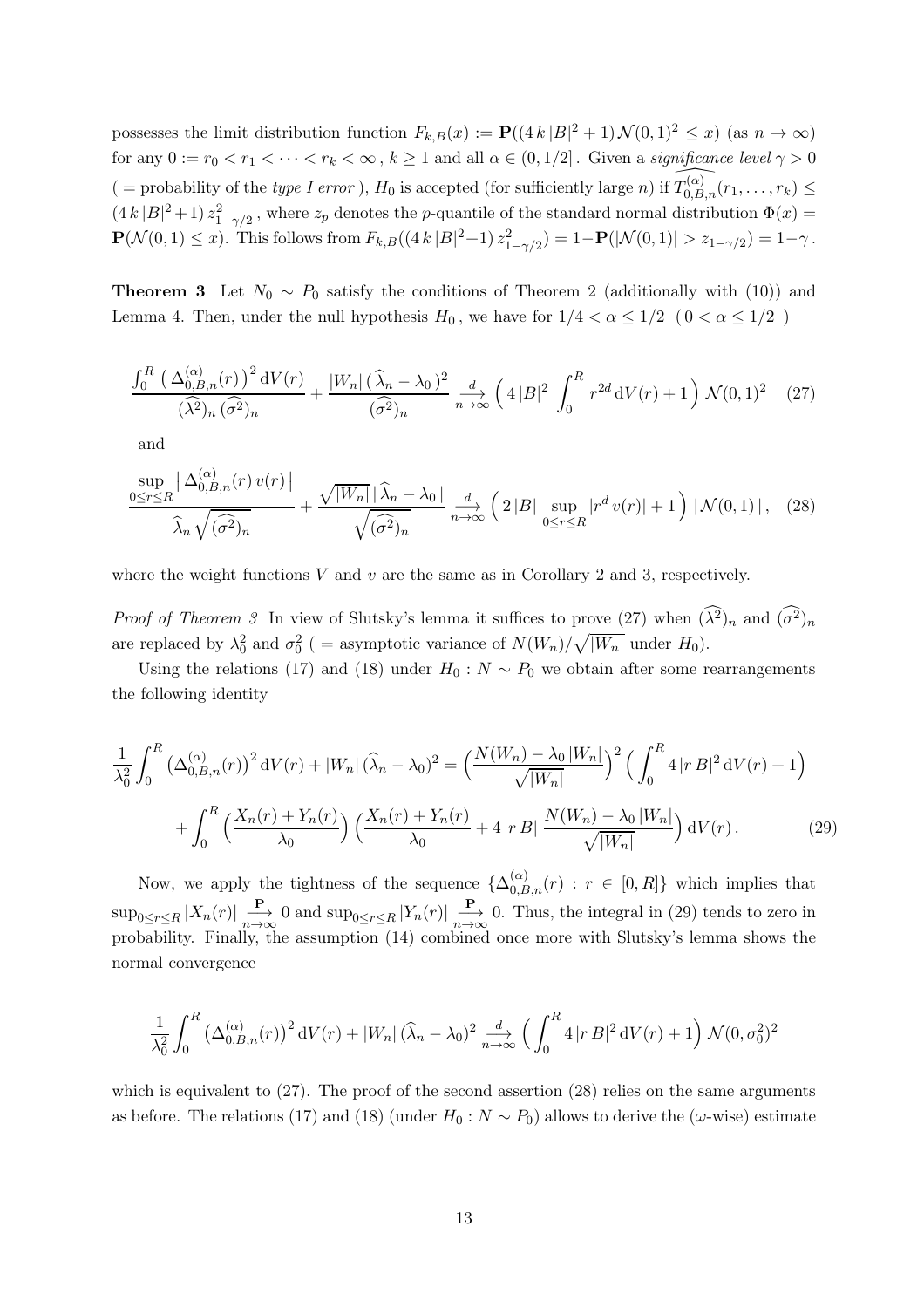possesses the limit distribution function $F_{k,B}(x) := \mathbf{P}((4\,k\,|B|^2+1)\,\mathcal{N}(0,1)^2 \le x)$ (as $n\to\infty$) for any $0 := r_0 < r_1 < \cdots < r_k < \infty$, $k \ge 1$ and all $\alpha \in (0, 1/2]$. Given a *significance level* $\gamma > 0$ ( = probability of the *type I error* ), $H_0$ is accepted (for sufficiently large $n$) if $\widehat{T^{(\alpha)}_{0,B,n}}(r_1,\ldots,r_k) \le (4\,k\,|B|^2+1)\,z^2_{1-\gamma/2}$, where $z_p$ denotes the $p$-quantile of the standard normal distribution $\Phi(x) = \mathbf{P}(\mathcal{N}(0,1)\le x)$. This follows from $F_{k,B}((4\,k\,|B|^2+1)\,z^2_{1-\gamma/2}) = 1-\mathbf{P}(|\mathcal{N}(0,1)| > z_{1-\gamma/2}) = 1-\gamma$.

**Theorem 3** Let $N_0 \sim P_0$ satisfy the conditions of Theorem 2 (additionally with (10)) and Lemma 4. Then, under the null hypothesis $H_0$, we have for $1/4 < \alpha \le 1/2$ ( $0 < \alpha \le 1/2$ )

$$\frac{\int_0^R \big(\,\Delta^{(\alpha)}_{0,B,n}(r)\big)^2\,\mathrm{d}V(r)}{(\widehat{\lambda^2})_n\,(\widehat{\sigma^2})_n} + \frac{|W_n|\,(\,\widehat{\lambda}_n-\lambda_0\,)^2}{(\widehat{\sigma^2})_n} \xrightarrow[n\to\infty]{d} \Big(\,4\,|B|^2\int_0^R r^{2d}\,\mathrm{d}V(r)+1\Big)\,\mathcal{N}(0,1)^2 \quad (27)$$

and

$$\frac{\sup\limits_{0\le r\le R}\big|\,\Delta^{(\alpha)}_{0,B,n}(r)\,v(r)\,\big|}{\widehat{\lambda}_n\sqrt{(\widehat{\sigma^2})_n}} + \frac{\sqrt{|W_n|}\,|\,\widehat{\lambda}_n-\lambda_0\,|}{\sqrt{(\widehat{\sigma^2})_n}} \xrightarrow[n\to\infty]{d} \Big(\,2\,|B|\sup_{0\le r\le R}|r^d\,v(r)|+1\Big)\,|\,\mathcal{N}(0,1)\,|\,, \quad (28)$$

where the weight functions $V$ and $v$ are the same as in Corollary 2 and 3, respectively.

*Proof of Theorem 3* In view of Slutsky's lemma it suffices to prove (27) when $(\widehat{\lambda^2})_n$ and $(\widehat{\sigma^2})_n$ are replaced by $\lambda_0^2$ and $\sigma_0^2$ ( = asymptotic variance of $N(W_n)/\sqrt{|W_n|}$ under $H_0$).

Using the relations (17) and (18) under $H_0 : N \sim P_0$ we obtain after some rearrangements the following identity

$$\frac{1}{\lambda_0^2}\int_0^R \big(\Delta^{(\alpha)}_{0,B,n}(r)\big)^2\,\mathrm{d}V(r) + |W_n|\,(\widehat{\lambda}_n-\lambda_0)^2 = \Big(\frac{N(W_n)-\lambda_0\,|W_n|}{\sqrt{|W_n|}}\Big)^2\Big(\int_0^R 4\,|r\,B|^2\,\mathrm{d}V(r)+1\Big)$$
$$+\int_0^R\Big(\frac{X_n(r)+Y_n(r)}{\lambda_0}\Big)\Big(\frac{X_n(r)+Y_n(r)}{\lambda_0}+4\,|r\,B|\,\frac{N(W_n)-\lambda_0\,|W_n|}{\sqrt{|W_n|}}\Big)\,\mathrm{d}V(r)\,. \quad (29)$$

Now, we apply the tightness of the sequence $\{\Delta^{(\alpha)}_{0,B,n}(r) : r\in[0,R]\}$ which implies that $\sup_{0\le r\le R}|X_n(r)| \xrightarrow[n\to\infty]{\mathbf{P}} 0$ and $\sup_{0\le r\le R}|Y_n(r)| \xrightarrow[n\to\infty]{\mathbf{P}} 0$. Thus, the integral in (29) tends to zero in probability. Finally, the assumption (14) combined once more with Slutsky's lemma shows the normal convergence

$$\frac{1}{\lambda_0^2}\int_0^R \big(\Delta^{(\alpha)}_{0,B,n}(r)\big)^2\,\mathrm{d}V(r) + |W_n|\,(\widehat{\lambda}_n-\lambda_0)^2 \xrightarrow[n\to\infty]{d} \Big(\int_0^R 4\,|r\,B|^2\,\mathrm{d}V(r)+1\Big)\,\mathcal{N}(0,\sigma_0^2)^2$$

which is equivalent to (27). The proof of the second assertion (28) relies on the same arguments as before. The relations (17) and (18) (under $H_0 : N\sim P_0$) allows to derive the ($\omega$-wise) estimate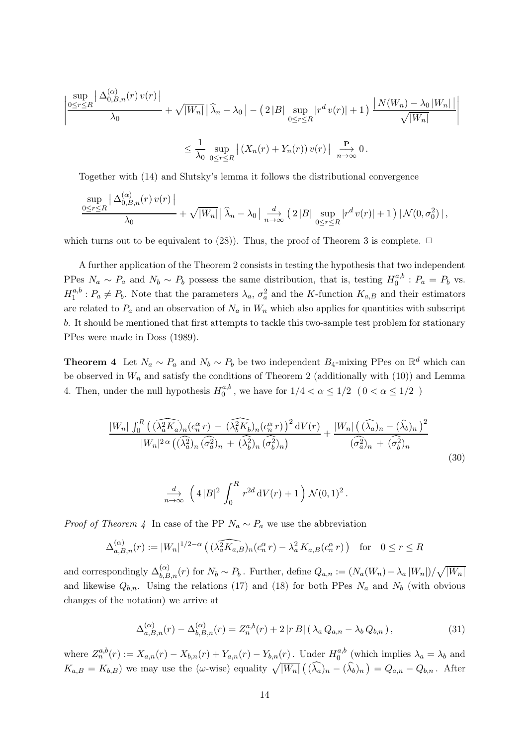$$\left| \frac{\sup\limits_{0\le r\le R} \big| \Delta^{(\alpha)}_{0,B,n}(r)\, v(r) \big|}{\lambda_0} + \sqrt{|W_n|}\, \big| \widehat{\lambda}_n - \lambda_0 \big| - \big( 2\,|B| \sup_{0\le r\le R} |r^d\, v(r)| + 1 \big) \, \frac{\big| N(W_n) - \lambda_0\, |W_n| \big|}{\sqrt{|W_n|}} \right|$$

$$\le \frac{1}{\lambda_0} \sup_{0\le r\le R} \big| \left( X_n(r) + Y_n(r) \right) v(r) \big| \ \underset{n\to\infty}{\overset{\mathbf{P}}{\longrightarrow}}\ 0\,.$$

Together with (14) and Slutsky's lemma it follows the distributional convergence

$$\frac{\sup\limits_{0\le r\le R} \big| \Delta^{(\alpha)}_{0,B,n}(r)\, v(r) \big|}{\lambda_0} + \sqrt{|W_n|}\, \big| \widehat{\lambda}_n - \lambda_0 \big| \ \underset{n\to\infty}{\overset{d}{\longrightarrow}}\ \big( 2\,|B| \sup_{0\le r\le R} |r^d\, v(r)| + 1 \big)\, |\mathcal{N}(0,\sigma_0^2)|\,,$$

which turns out to be equivalent to (28)). Thus, the proof of Theorem 3 is complete. □

A further application of the Theorem 2 consists in testing the hypothesis that two independent PPes $N_a \sim P_a$ and $N_b \sim P_b$ possess the same distribution, that is, testing $H_0^{a,b} : P_a = P_b$ vs. $H_1^{a,b} : P_a \ne P_b$. Note that the parameters $\lambda_a$, $\sigma_a^2$ and the $K$-function $K_{a,B}$ and their estimators are related to $P_a$ and an observation of $N_a$ in $W_n$ which also applies for quantities with subscript $b$. It should be mentioned that first attempts to tackle this two-sample test problem for stationary PPes were made in Doss (1989).

**Theorem 4** Let $N_a \sim P_a$ and $N_b \sim P_b$ be two independent $B_4$-mixing PPes on $\mathbb{R}^d$ which can be observed in $W_n$ and satisfy the conditions of Theorem 2 (additionally with (10)) and Lemma 4. Then, under the null hypothesis $H_0^{a,b}$, we have for $1/4 < \alpha \le 1/2$ $(0 < \alpha \le 1/2)$

$$\frac{|W_n| \int_0^R \big( (\widehat{\lambda_a^2 K_a})_n(c_n^\alpha\, r) \,-\, (\widehat{\lambda_b^2 K_b})_n(c_n^\alpha\, r) \big)^2 \,\mathrm{d}V(r)}{|W_n|^{2\,\alpha} \big( (\widehat{\lambda_a^2})_n\, (\widehat{\sigma_a^2})_n \,+\, (\widehat{\lambda_b^2})_n\, (\widehat{\sigma_b^2})_n \big)} + \frac{|W_n| \big( (\widehat{\lambda_a})_n - (\widehat{\lambda_b})_n \big)^2}{(\widehat{\sigma_a^2})_n \,+\, (\widehat{\sigma_b^2})_n} \tag{30}$$

$$\underset{n\to\infty}{\overset{d}{\longrightarrow}}\ \Big( 4\,|B|^2 \int_0^R r^{2d}\,\mathrm{d}V(r) + 1 \Big)\, \mathcal{N}(0,1)^2\,.$$

*Proof of Theorem 4* In case of the PP $N_a \sim P_a$ we use the abbreviation

$$\Delta^{(\alpha)}_{a,B,n}(r) := |W_n|^{1/2-\alpha} \big( (\widehat{\lambda_a^2 K_{a,B}})_n(c_n^\alpha\, r) - \lambda_a^2\, K_{a,B}(c_n^\alpha\, r) \big) \quad \text{for} \quad 0 \le r \le R$$

and correspondingly $\Delta^{(\alpha)}_{b,B,n}(r)$ for $N_b \sim P_b$. Further, define $Q_{a,n} := (N_a(W_n) - \lambda_a\, |W_n|)/\sqrt{|W_n|}$ and likewise $Q_{b,n}$. Using the relations (17) and (18) for both PPes $N_a$ and $N_b$ (with obvious changes of the notation) we arrive at

$$\Delta^{(\alpha)}_{a,B,n}(r) - \Delta^{(\alpha)}_{b,B,n}(r) = Z_n^{a,b}(r) + 2\,|r\,B|\,(\,\lambda_a\, Q_{a,n} - \lambda_b\, Q_{b,n}\,)\,, \tag{31}$$

where $Z_n^{a,b}(r) := X_{a,n}(r) - X_{b,n}(r) + Y_{a,n}(r) - Y_{b,n}(r)$. Under $H_0^{a,b}$ (which implies $\lambda_a = \lambda_b$ and $K_{a,B} = K_{b,B}$) we may use the ($\omega$-wise) equality $\sqrt{|W_n|}\,\big( (\widehat{\lambda_a})_n - (\widehat{\lambda_b})_n \big) = Q_{a,n} - Q_{b,n}$. After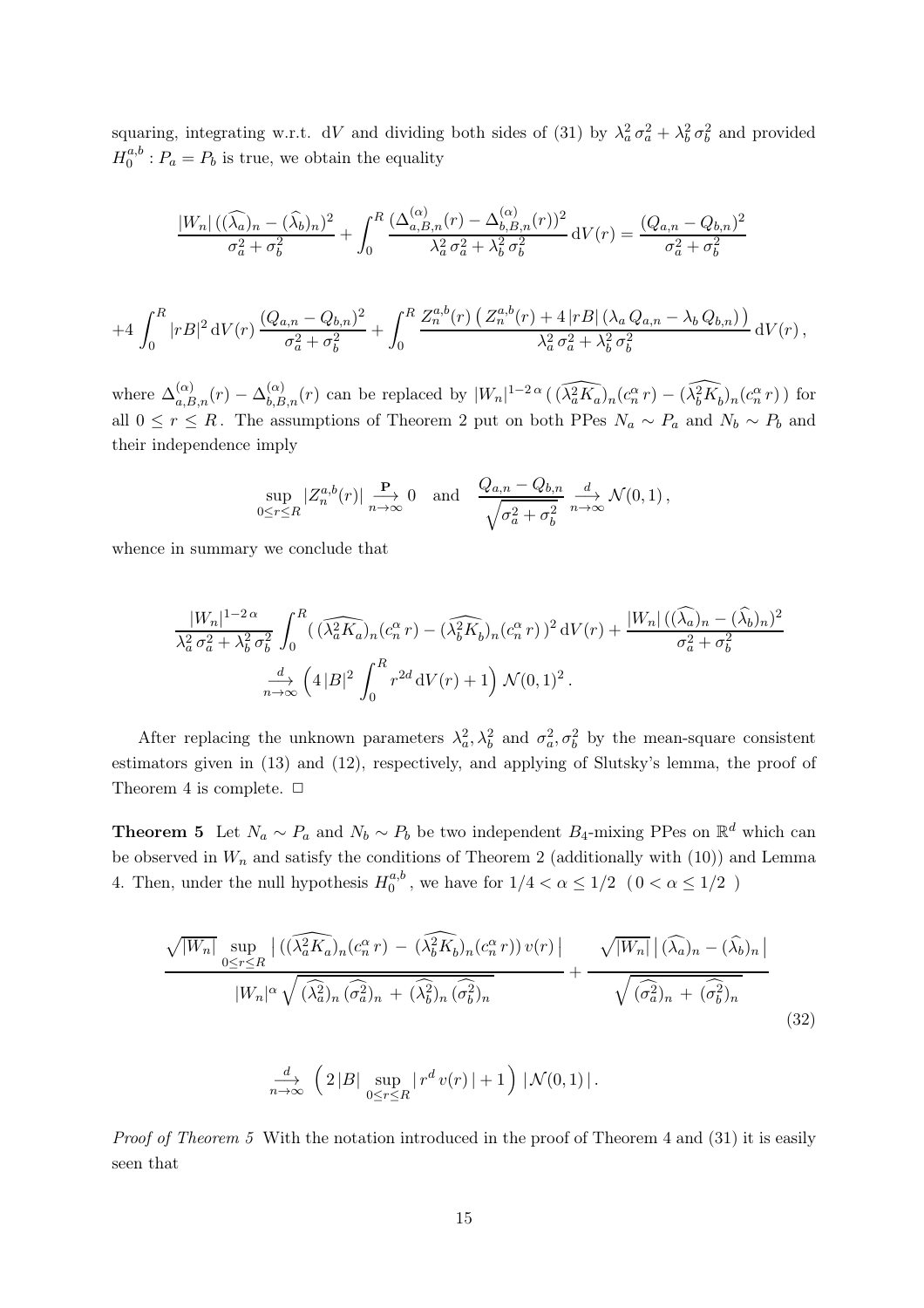squaring, integrating w.r.t. $\mathrm{d}V$ and dividing both sides of (31) by $\lambda_a^2\,\sigma_a^2 + \lambda_b^2\,\sigma_b^2$ and provided $H_0^{a,b} : P_a = P_b$ is true, we obtain the equality

$$
\frac{|W_n|\,((\widehat{\lambda_a})_n - (\widehat{\lambda_b})_n)^2}{\sigma_a^2 + \sigma_b^2} + \int_0^R \frac{(\Delta_{a,B,n}^{(\alpha)}(r) - \Delta_{b,B,n}^{(\alpha)}(r))^2}{\lambda_a^2\,\sigma_a^2 + \lambda_b^2\,\sigma_b^2}\,\mathrm{d}V(r) = \frac{(Q_{a,n} - Q_{b,n})^2}{\sigma_a^2 + \sigma_b^2}
$$

$$
+4\int_0^R |rB|^2\,\mathrm{d}V(r)\,\frac{(Q_{a,n} - Q_{b,n})^2}{\sigma_a^2 + \sigma_b^2} + \int_0^R \frac{Z_n^{a,b}(r)\,\big(\,Z_n^{a,b}(r) + 4\,|rB|\,(\lambda_a\,Q_{a,n} - \lambda_b\,Q_{b,n})\,\big)}{\lambda_a^2\,\sigma_a^2 + \lambda_b^2\,\sigma_b^2}\,\mathrm{d}V(r)\,,
$$

where $\Delta_{a,B,n}^{(\alpha)}(r) - \Delta_{b,B,n}^{(\alpha)}(r)$ can be replaced by $|W_n|^{1-2\,\alpha}\,(\,(\widehat{\lambda_a^2 K_a})_n(c_n^\alpha\,r) - (\widehat{\lambda_b^2 K_b})_n(c_n^\alpha\,r)\,)$ for all $0 \le r \le R$. The assumptions of Theorem 2 put on both PPes $N_a \sim P_a$ and $N_b \sim P_b$ and their independence imply

$$
\sup_{0\le r\le R} |Z_n^{a,b}(r)| \underset{n\to\infty}{\overset{\mathbf{P}}{\longrightarrow}} 0 \quad \text{and} \quad \frac{Q_{a,n} - Q_{b,n}}{\sqrt{\sigma_a^2 + \sigma_b^2}} \underset{n\to\infty}{\overset{d}{\longrightarrow}} \mathcal{N}(0,1)\,,
$$

whence in summary we conclude that

$$
\frac{|W_n|^{1-2\,\alpha}}{\lambda_a^2\,\sigma_a^2 + \lambda_b^2\,\sigma_b^2}\int_0^R (\,(\widehat{\lambda_a^2 K_a})_n(c_n^\alpha\,r) - (\widehat{\lambda_b^2 K_b})_n(c_n^\alpha\,r)\,)^2\,\mathrm{d}V(r) + \frac{|W_n|\,((\widehat{\lambda_a})_n - (\widehat{\lambda_b})_n)^2}{\sigma_a^2 + \sigma_b^2}
$$
$$
\underset{n\to\infty}{\overset{d}{\longrightarrow}} \Big(4\,|B|^2\int_0^R r^{2d}\,\mathrm{d}V(r) + 1\Big)\,\mathcal{N}(0,1)^2\,.
$$

After replacing the unknown parameters $\lambda_a^2, \lambda_b^2$ and $\sigma_a^2, \sigma_b^2$ by the mean-square consistent estimators given in (13) and (12), respectively, and applying of Slutsky's lemma, the proof of Theorem 4 is complete. $\Box$

**Theorem 5** Let $N_a \sim P_a$ and $N_b \sim P_b$ be two independent $B_4$-mixing PPes on $\mathbb{R}^d$ which can be observed in $W_n$ and satisfy the conditions of Theorem 2 (additionally with (10)) and Lemma 4. Then, under the null hypothesis $H_0^{a,b}$, we have for $1/4 < \alpha \le 1/2$ $\;(\,0 < \alpha \le 1/2\,)$

$$
\frac{\sqrt{|W_n|}\,\sup\limits_{0\le r\le R}\big|\,((\widehat{\lambda_a^2 K_a})_n(c_n^\alpha\,r)\,-\,(\widehat{\lambda_b^2 K_b})_n(c_n^\alpha\,r))\,v(r)\,\big|}{|W_n|^\alpha\sqrt{(\widehat{\lambda_a^2})_n\,(\widehat{\sigma_a^2})_n\,+\,(\widehat{\lambda_b^2})_n\,(\widehat{\sigma_b^2})_n}} + \frac{\sqrt{|W_n|}\,\big|\,(\widehat{\lambda_a})_n - (\widehat{\lambda_b})_n\,\big|}{\sqrt{(\widehat{\sigma_a^2})_n\,+\,(\widehat{\sigma_b^2})_n}} \tag{32}
$$

$$
\underset{n\to\infty}{\overset{d}{\longrightarrow}} \;\Big(\,2\,|B|\sup_{0\le r\le R}|\,r^d\,v(r)\,| + 1\Big)\;|\,\mathcal{N}(0,1)\,|\,.
$$

*Proof of Theorem 5* With the notation introduced in the proof of Theorem 4 and (31) it is easily seen that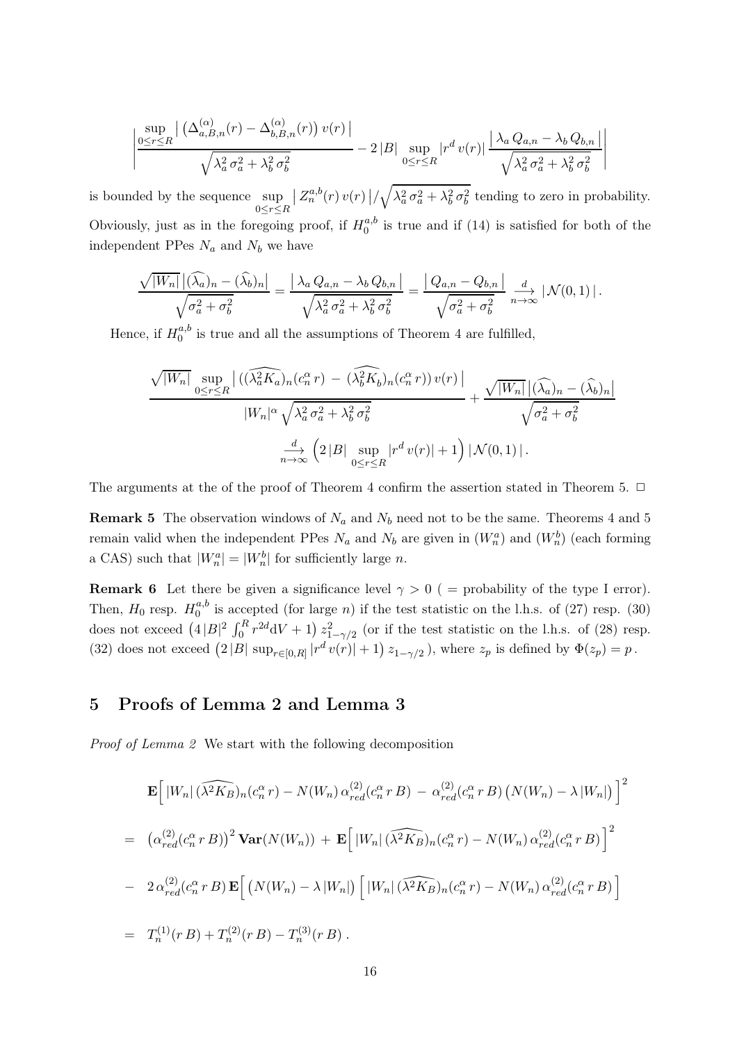$$\left| \frac{\sup\limits_{0\le r\le R} \big|\, \big(\Delta^{(\alpha)}_{a,B,n}(r) - \Delta^{(\alpha)}_{b,B,n}(r)\big)\, v(r)\, \big|}{\sqrt{\lambda_a^2\,\sigma_a^2 + \lambda_b^2\,\sigma_b^2}} - 2\,|B|\, \sup_{0\le r\le R} |r^d\, v(r)|\, \frac{\big|\, \lambda_a\, Q_{a,n} - \lambda_b\, Q_{b,n}\, \big|}{\sqrt{\lambda_a^2\,\sigma_a^2 + \lambda_b^2\,\sigma_b^2}} \right|$$

is bounded by the sequence $\sup\limits_{0\le r\le R} \big|\, Z_n^{a,b}(r)\, v(r)\, \big| / \sqrt{\lambda_a^2\,\sigma_a^2 + \lambda_b^2\,\sigma_b^2}$ tending to zero in probability. Obviously, just as in the foregoing proof, if $H_0^{a,b}$ is true and if (14) is satisfied for both of the independent PPes $N_a$ and $N_b$ we have

$$\frac{\sqrt{|W_n|}\, \big|(\widehat{\lambda_a})_n - (\widehat{\lambda_b})_n\big|}{\sqrt{\sigma_a^2 + \sigma_b^2}} = \frac{\big|\, \lambda_a\, Q_{a,n} - \lambda_b\, Q_{b,n}\, \big|}{\sqrt{\lambda_a^2\,\sigma_a^2 + \lambda_b^2\,\sigma_b^2}} = \frac{\big|\, Q_{a,n} - Q_{b,n}\, \big|}{\sqrt{\sigma_a^2 + \sigma_b^2}} \xrightarrow[n\to\infty]{d} |\,\mathcal{N}(0,1)\,|\,.$$

Hence, if $H_0^{a,b}$ is true and all the assumptions of Theorem 4 are fulfilled,

$$\frac{\sqrt{|W_n|}\, \sup\limits_{0\le r\le R} \big|\, ((\widehat{\lambda_a^2 K_a})_n(c_n^\alpha\, r) \,-\, (\widehat{\lambda_b^2 K_b})_n(c_n^\alpha\, r))\, v(r)\, \big|}{|W_n|^\alpha\, \sqrt{\lambda_a^2\,\sigma_a^2 + \lambda_b^2\,\sigma_b^2}} + \frac{\sqrt{|W_n|}\, \big|(\widehat{\lambda_a})_n - (\widehat{\lambda_b})_n\big|}{\sqrt{\sigma_a^2 + \sigma_b^2}}$$

$$\xrightarrow[n\to\infty]{d} \Big(2\,|B|\, \sup_{0\le r\le R} |r^d\, v(r)| + 1\Big)\, |\,\mathcal{N}(0,1)\,|\,.$$

The arguments at the of the proof of Theorem 4 confirm the assertion stated in Theorem 5. $\square$

**Remark 5** The observation windows of $N_a$ and $N_b$ need not to be the same. Theorems 4 and 5 remain valid when the independent PPes $N_a$ and $N_b$ are given in $(W_n^a)$ and $(W_n^b)$ (each forming a CAS) such that $|W_n^a| = |W_n^b|$ for sufficiently large $n$.

**Remark 6** Let there be given a significance level $\gamma > 0$ ( = probability of the type I error). Then, $H_0$ resp. $H_0^{a,b}$ is accepted (for large $n$) if the test statistic on the l.h.s. of (27) resp. (30) does not exceed $\big(4\,|B|^2 \int_0^R r^{2d} \mathrm{d}V + 1\big)\, z_{1-\gamma/2}^2$ (or if the test statistic on the l.h.s. of (28) resp. (32) does not exceed $\big(2\,|B|\, \sup_{r\in[0,R]} |r^d\, v(r)| + 1\big)\, z_{1-\gamma/2}$ ), where $z_p$ is defined by $\Phi(z_p) = p$.

## 5 Proofs of Lemma 2 and Lemma 3

*Proof of Lemma 2* We start with the following decomposition

$$\begin{aligned}
&\mathbf{E}\Big[\, |W_n|\, (\widehat{\lambda^2 K_B})_n(c_n^\alpha\, r) - N(W_n)\, \alpha_{red}^{(2)}(c_n^\alpha\, r\, B) \,-\, \alpha_{red}^{(2)}(c_n^\alpha\, r\, B)\, \big(N(W_n) - \lambda\, |W_n|\big)\, \Big]^2 \\
=\;& \big(\alpha_{red}^{(2)}(c_n^\alpha\, r\, B)\big)^2\, \mathbf{Var}(N(W_n)) \,+\, \mathbf{E}\Big[\, |W_n|\, (\widehat{\lambda^2 K_B})_n(c_n^\alpha\, r) - N(W_n)\, \alpha_{red}^{(2)}(c_n^\alpha\, r\, B)\, \Big]^2 \\
-\;& 2\, \alpha_{red}^{(2)}(c_n^\alpha\, r\, B)\, \mathbf{E}\Big[\, \big(N(W_n) - \lambda\, |W_n|\big)\, \Big[\, |W_n|\, (\widehat{\lambda^2 K_B})_n(c_n^\alpha\, r) - N(W_n)\, \alpha_{red}^{(2)}(c_n^\alpha\, r\, B)\, \Big] \\
=\;& T_n^{(1)}(r\, B) + T_n^{(2)}(r\, B) - T_n^{(3)}(r\, B)\,.
\end{aligned}$$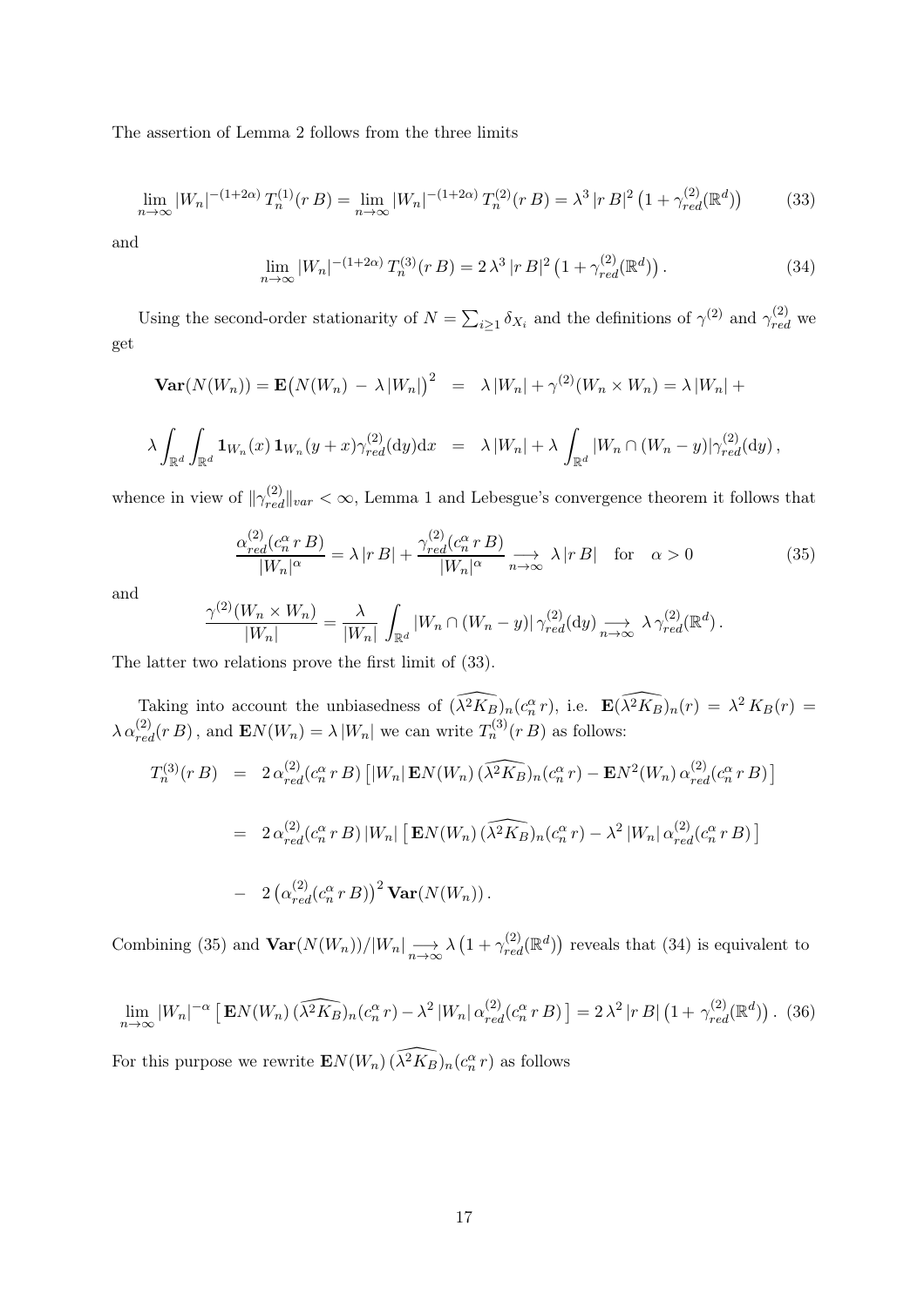The assertion of Lemma 2 follows from the three limits

$$\lim_{n\to\infty} |W_n|^{-(1+2\alpha)}\, T_n^{(1)}(r\,B) = \lim_{n\to\infty} |W_n|^{-(1+2\alpha)}\, T_n^{(2)}(r\,B) = \lambda^3\, |r\,B|^2 \big(1+\gamma_{red}^{(2)}(\mathbb{R}^d)\big) \tag{33}$$

and

$$\lim_{n\to\infty} |W_n|^{-(1+2\alpha)}\, T_n^{(3)}(r\,B) = 2\,\lambda^3\, |r\,B|^2 \big(1+\gamma_{red}^{(2)}(\mathbb{R}^d)\big)\,. \tag{34}$$

Using the second-order stationarity of $N = \sum_{i\geq 1} \delta_{X_i}$ and the definitions of $\gamma^{(2)}$ and $\gamma_{red}^{(2)}$ we get

$$\mathbf{Var}(N(W_n)) = \mathbf{E}\big(N(W_n)\,-\,\lambda\,|W_n|\big)^2 \;=\; \lambda\,|W_n| + \gamma^{(2)}(W_n\times W_n) = \lambda\,|W_n| +$$

$$\lambda \int_{\mathbb{R}^d}\int_{\mathbb{R}^d} \mathbf{1}_{W_n}(x)\,\mathbf{1}_{W_n}(y+x)\gamma_{red}^{(2)}(\mathrm{d}y)\mathrm{d}x \;=\; \lambda\,|W_n| + \lambda \int_{\mathbb{R}^d} |W_n\cap (W_n - y)|\gamma_{red}^{(2)}(\mathrm{d}y)\,,$$

whence in view of $\|\gamma_{red}^{(2)}\|_{var} < \infty$, Lemma 1 and Lebesgue's convergence theorem it follows that

$$\frac{\alpha_{red}^{(2)}(c_n^{\alpha}\, r\, B)}{|W_n|^{\alpha}} = \lambda\,|r\,B| + \frac{\gamma_{red}^{(2)}(c_n^{\alpha}\, r\, B)}{|W_n|^{\alpha}} \underset{n\to\infty}{\longrightarrow} \lambda\,|r\,B| \quad \text{for} \quad \alpha>0 \tag{35}$$

and

$$\frac{\gamma^{(2)}(W_n\times W_n)}{|W_n|} = \frac{\lambda}{|W_n|}\int_{\mathbb{R}^d} |W_n\cap (W_n-y)|\,\gamma_{red}^{(2)}(\mathrm{d}y) \underset{n\to\infty}{\longrightarrow} \lambda\,\gamma_{red}^{(2)}(\mathbb{R}^d)\,.$$

The latter two relations prove the first limit of (33).

Taking into account the unbiasedness of $(\widehat{\lambda^2 K_B})_n(c_n^{\alpha}\, r)$, i.e. $\mathbf{E}(\widehat{\lambda^2 K_B})_n(r) = \lambda^2\, K_B(r) = \lambda\,\alpha_{red}^{(2)}(r\,B)$, and $\mathbf{E}N(W_n) = \lambda\,|W_n|$ we can write $T_n^{(3)}(r\,B)$ as follows:

$$\begin{aligned}
T_n^{(3)}(r\,B) &= 2\,\alpha_{red}^{(2)}(c_n^{\alpha}\, r\, B)\,\big[|W_n|\,\mathbf{E}N(W_n)\,(\widehat{\lambda^2 K_B})_n(c_n^{\alpha}\, r) - \mathbf{E}N^2(W_n)\,\alpha_{red}^{(2)}(c_n^{\alpha}\, r\, B)\big] \\
&= 2\,\alpha_{red}^{(2)}(c_n^{\alpha}\, r\, B)\,|W_n|\,\big[\,\mathbf{E}N(W_n)\,(\widehat{\lambda^2 K_B})_n(c_n^{\alpha}\, r) - \lambda^2\,|W_n|\,\alpha_{red}^{(2)}(c_n^{\alpha}\, r\, B)\,\big] \\
&\quad - \; 2\,\big(\alpha_{red}^{(2)}(c_n^{\alpha}\, r\, B)\big)^2\,\mathbf{Var}(N(W_n))\,.
\end{aligned}$$

Combining (35) and $\mathbf{Var}(N(W_n))/|W_n| \underset{n\to\infty}{\longrightarrow} \lambda\,\big(1+\gamma_{red}^{(2)}(\mathbb{R}^d)\big)$ reveals that (34) is equivalent to

$$\lim_{n\to\infty} |W_n|^{-\alpha}\,\big[\,\mathbf{E}N(W_n)\,(\widehat{\lambda^2 K_B})_n(c_n^{\alpha}\, r) - \lambda^2\,|W_n|\,\alpha_{red}^{(2)}(c_n^{\alpha}\, r\, B)\,\big] = 2\,\lambda^2\,|r\,B|\,\big(1+\gamma_{red}^{(2)}(\mathbb{R}^d)\big)\,. \tag{36}$$

For this purpose we rewrite $\mathbf{E}N(W_n)\,(\widehat{\lambda^2 K_B})_n(c_n^{\alpha}\, r)$ as follows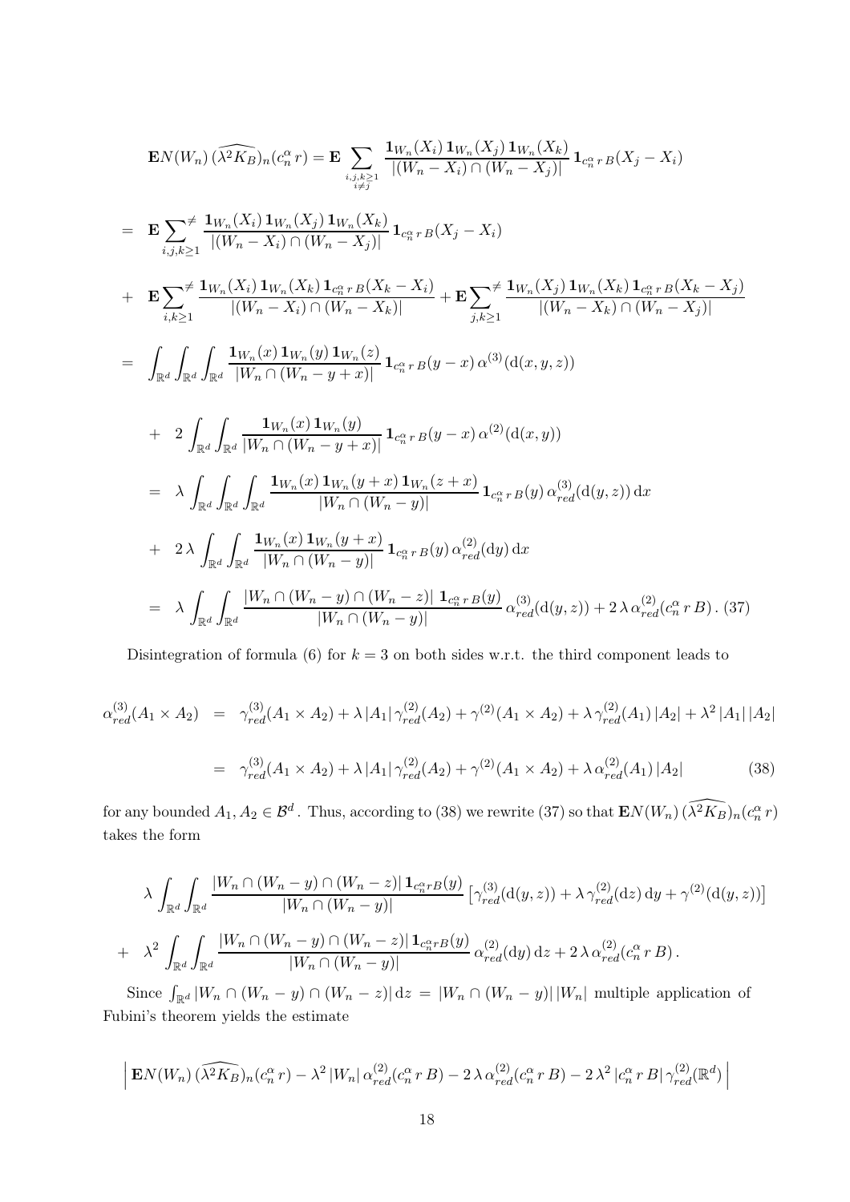$$
\mathbf{E}N(W_n)\,(\widehat{\lambda^2 K_B})_n(c_n^\alpha r) = \mathbf{E}\sum_{\substack{i,j,k\geq 1\\ i\neq j}} \frac{\mathbf{1}_{W_n}(X_i)\,\mathbf{1}_{W_n}(X_j)\,\mathbf{1}_{W_n}(X_k)}{|(W_n - X_i)\cap(W_n - X_j)|}\,\mathbf{1}_{c_n^\alpha r\,B}(X_j - X_i)
$$

$$
\begin{aligned}
&= \mathbf{E}\sum_{i,j,k\geq 1}^{\neq} \frac{\mathbf{1}_{W_n}(X_i)\,\mathbf{1}_{W_n}(X_j)\,\mathbf{1}_{W_n}(X_k)}{|(W_n - X_i)\cap(W_n - X_j)|}\,\mathbf{1}_{c_n^\alpha r\,B}(X_j - X_i) \\
&+ \mathbf{E}\sum_{i,k\geq 1}^{\neq} \frac{\mathbf{1}_{W_n}(X_i)\,\mathbf{1}_{W_n}(X_k)\,\mathbf{1}_{c_n^\alpha r\,B}(X_k - X_i)}{|(W_n - X_i)\cap(W_n - X_k)|} + \mathbf{E}\sum_{j,k\geq 1}^{\neq} \frac{\mathbf{1}_{W_n}(X_j)\,\mathbf{1}_{W_n}(X_k)\,\mathbf{1}_{c_n^\alpha r\,B}(X_k - X_j)}{|(W_n - X_k)\cap(W_n - X_j)|} \\
&= \int_{\mathbb{R}^d}\int_{\mathbb{R}^d}\int_{\mathbb{R}^d} \frac{\mathbf{1}_{W_n}(x)\,\mathbf{1}_{W_n}(y)\,\mathbf{1}_{W_n}(z)}{|W_n\cap(W_n - y + x)|}\,\mathbf{1}_{c_n^\alpha r\,B}(y-x)\,\alpha^{(3)}(\mathrm{d}(x,y,z)) \\
&+ 2\int_{\mathbb{R}^d}\int_{\mathbb{R}^d} \frac{\mathbf{1}_{W_n}(x)\,\mathbf{1}_{W_n}(y)}{|W_n\cap(W_n - y + x)|}\,\mathbf{1}_{c_n^\alpha r\,B}(y-x)\,\alpha^{(2)}(\mathrm{d}(x,y)) \\
&= \lambda\int_{\mathbb{R}^d}\int_{\mathbb{R}^d}\int_{\mathbb{R}^d} \frac{\mathbf{1}_{W_n}(x)\,\mathbf{1}_{W_n}(y+x)\,\mathbf{1}_{W_n}(z+x)}{|W_n\cap(W_n - y)|}\,\mathbf{1}_{c_n^\alpha r\,B}(y)\,\alpha_{red}^{(3)}(\mathrm{d}(y,z))\,\mathrm{d}x \\
&+ 2\lambda\int_{\mathbb{R}^d}\int_{\mathbb{R}^d} \frac{\mathbf{1}_{W_n}(x)\,\mathbf{1}_{W_n}(y+x)}{|W_n\cap(W_n - y)|}\,\mathbf{1}_{c_n^\alpha r\,B}(y)\,\alpha_{red}^{(2)}(\mathrm{d}y)\,\mathrm{d}x \\
&= \lambda\int_{\mathbb{R}^d}\int_{\mathbb{R}^d} \frac{|W_n\cap(W_n - y)\cap(W_n - z)|\;\mathbf{1}_{c_n^\alpha r\,B}(y)}{|W_n\cap(W_n - y)|}\,\alpha_{red}^{(3)}(\mathrm{d}(y,z)) + 2\lambda\,\alpha_{red}^{(2)}(c_n^\alpha r\,B)\,. \quad (37)
\end{aligned}
$$

Disintegration of formula (6) for $k=3$ on both sides w.r.t. the third component leads to

$$
\begin{aligned}
\alpha_{red}^{(3)}(A_1\times A_2) &= \gamma_{red}^{(3)}(A_1\times A_2) + \lambda\,|A_1|\,\gamma_{red}^{(2)}(A_2) + \gamma^{(2)}(A_1\times A_2) + \lambda\,\gamma_{red}^{(2)}(A_1)\,|A_2| + \lambda^2\,|A_1|\,|A_2| \\
&= \gamma_{red}^{(3)}(A_1\times A_2) + \lambda\,|A_1|\,\gamma_{red}^{(2)}(A_2) + \gamma^{(2)}(A_1\times A_2) + \lambda\,\alpha_{red}^{(2)}(A_1)\,|A_2| \qquad (38)
\end{aligned}
$$

for any bounded $A_1, A_2 \in \mathcal{B}^d$. Thus, according to (38) we rewrite (37) so that $\mathbf{E}N(W_n)\,(\widehat{\lambda^2 K_B})_n(c_n^\alpha r)$ takes the form

$$
\begin{aligned}
&\lambda\int_{\mathbb{R}^d}\int_{\mathbb{R}^d} \frac{|W_n\cap(W_n - y)\cap(W_n - z)|\,\mathbf{1}_{c_n^\alpha rB}(y)}{|W_n\cap(W_n - y)|}\left[\gamma_{red}^{(3)}(\mathrm{d}(y,z)) + \lambda\,\gamma_{red}^{(2)}(\mathrm{d}z)\,\mathrm{d}y + \gamma^{(2)}(\mathrm{d}(y,z))\right] \\
+\;&\lambda^2\int_{\mathbb{R}^d}\int_{\mathbb{R}^d} \frac{|W_n\cap(W_n - y)\cap(W_n - z)|\,\mathbf{1}_{c_n^\alpha rB}(y)}{|W_n\cap(W_n - y)|}\,\alpha_{red}^{(2)}(\mathrm{d}y)\,\mathrm{d}z + 2\lambda\,\alpha_{red}^{(2)}(c_n^\alpha r\,B)\,.
\end{aligned}
$$

Since $\int_{\mathbb{R}^d}|W_n\cap(W_n - y)\cap(W_n - z)|\,\mathrm{d}z = |W_n\cap(W_n - y)|\,|W_n|$ multiple application of Fubini's theorem yields the estimate

$$
\Big|\,\mathbf{E}N(W_n)\,(\widehat{\lambda^2 K_B})_n(c_n^\alpha r) - \lambda^2\,|W_n|\,\alpha_{red}^{(2)}(c_n^\alpha r\,B) - 2\lambda\,\alpha_{red}^{(2)}(c_n^\alpha r\,B) - 2\lambda^2\,|c_n^\alpha r\,B|\,\gamma_{red}^{(2)}(\mathbb{R}^d)\,\Big|
$$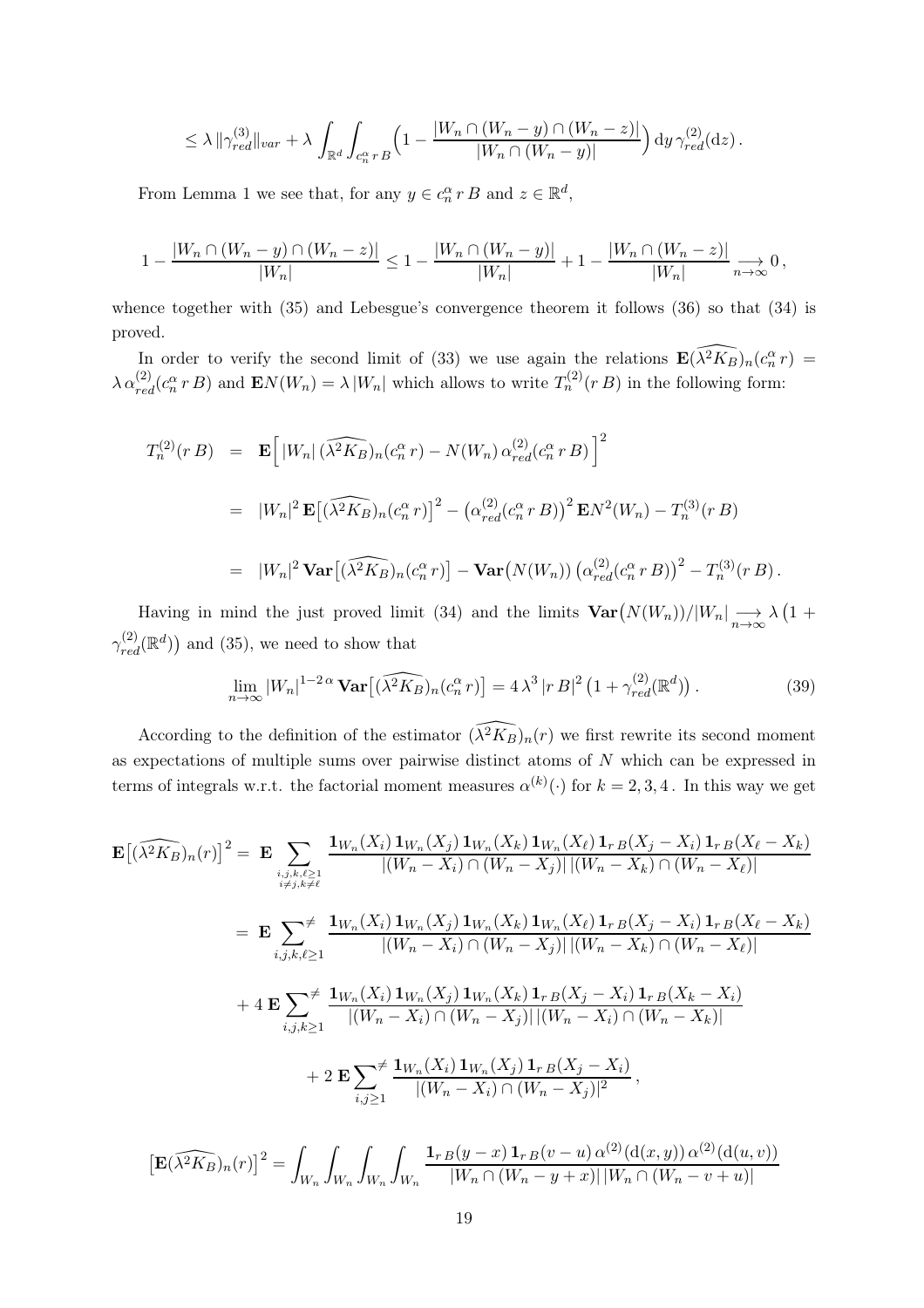$$\leq \lambda \, \|\gamma_{red}^{(3)}\|_{var} + \lambda \int_{\mathbb{R}^d} \int_{c_n^\alpha \, r\, B} \Big( 1 - \frac{|W_n \cap (W_n - y) \cap (W_n - z)|}{|W_n \cap (W_n - y)|} \Big) \, \mathrm{d}y \, \gamma_{red}^{(2)}(\mathrm{d}z) \, .$$

From Lemma 1 we see that, for any $y \in c_n^\alpha \, r\, B$ and $z \in \mathbb{R}^d$,

$$1 - \frac{|W_n \cap (W_n - y) \cap (W_n - z)|}{|W_n|} \leq 1 - \frac{|W_n \cap (W_n - y)|}{|W_n|} + 1 - \frac{|W_n \cap (W_n - z)|}{|W_n|} \underset{n\to\infty}{\longrightarrow} 0 \, ,$$

whence together with (35) and Lebesgue's convergence theorem it follows (36) so that (34) is proved.

In order to verify the second limit of (33) we use again the relations $\mathbf{E}(\widehat{\lambda^2 K_B})_n(c_n^\alpha \, r) = \lambda \, \alpha_{red}^{(2)}(c_n^\alpha \, r\, B)$ and $\mathbf{E} N(W_n) = \lambda \, |W_n|$ which allows to write $T_n^{(2)}(r\,B)$ in the following form:

$$\begin{aligned}
T_n^{(2)}(r\,B) &= \mathbf{E}\Big[ \, |W_n| \, (\widehat{\lambda^2 K_B})_n(c_n^\alpha \, r) - N(W_n) \, \alpha_{red}^{(2)}(c_n^\alpha \, r\, B) \, \Big]^2 \\
&= |W_n|^2 \, \mathbf{E}\big[ (\widehat{\lambda^2 K_B})_n(c_n^\alpha \, r) \big]^2 - \big( \alpha_{red}^{(2)}(c_n^\alpha \, r\, B) \big)^2 \, \mathbf{E} N^2(W_n) - T_n^{(3)}(r\,B) \\
&= |W_n|^2 \, \mathbf{Var}\big[ (\widehat{\lambda^2 K_B})_n(c_n^\alpha \, r) \big] - \mathbf{Var}\big( N(W_n) \big) \, \big( \alpha_{red}^{(2)}(c_n^\alpha \, r\, B) \big)^2 - T_n^{(3)}(r\,B) \, .
\end{aligned}$$

Having in mind the just proved limit (34) and the limits $\mathbf{Var}\big(N(W_n)\big)/|W_n| \underset{n\to\infty}{\longrightarrow} \lambda \, \big(1 + \gamma_{red}^{(2)}(\mathbb{R}^d)\big)$ and (35), we need to show that

$$\lim_{n\to\infty} |W_n|^{1-2\,\alpha} \, \mathbf{Var}\big[ (\widehat{\lambda^2 K_B})_n(c_n^\alpha \, r) \big] = 4\, \lambda^3 \, |r\,B|^2 \, \big(1 + \gamma_{red}^{(2)}(\mathbb{R}^d)\big) \, . \tag{39}$$

According to the definition of the estimator $(\widehat{\lambda^2 K_B})_n(r)$ we first rewrite its second moment as expectations of multiple sums over pairwise distinct atoms of $N$ which can be expressed in terms of integrals w.r.t. the factorial moment measures $\alpha^{(k)}(\cdot)$ for $k = 2, 3, 4$. In this way we get

$$\begin{aligned}
\mathbf{E}\big[ (\widehat{\lambda^2 K_B})_n(r) \big]^2 &= \mathbf{E} \sum_{\substack{i,j,k,\ell \geq 1 \\ i \neq j, k \neq \ell}} \frac{\mathbf{1}_{W_n}(X_i) \, \mathbf{1}_{W_n}(X_j) \, \mathbf{1}_{W_n}(X_k) \, \mathbf{1}_{W_n}(X_\ell) \, \mathbf{1}_{r\,B}(X_j - X_i) \, \mathbf{1}_{r\,B}(X_\ell - X_k)}{|(W_n - X_i) \cap (W_n - X_j)| \, |(W_n - X_k) \cap (W_n - X_\ell)|} \\
&= \mathbf{E} \sum_{i,j,k,\ell \geq 1}^{\neq} \frac{\mathbf{1}_{W_n}(X_i) \, \mathbf{1}_{W_n}(X_j) \, \mathbf{1}_{W_n}(X_k) \, \mathbf{1}_{W_n}(X_\ell) \, \mathbf{1}_{r\,B}(X_j - X_i) \, \mathbf{1}_{r\,B}(X_\ell - X_k)}{|(W_n - X_i) \cap (W_n - X_j)| \, |(W_n - X_k) \cap (W_n - X_\ell)|} \\
&\quad + 4 \, \mathbf{E} \sum_{i,j,k \geq 1}^{\neq} \frac{\mathbf{1}_{W_n}(X_i) \, \mathbf{1}_{W_n}(X_j) \, \mathbf{1}_{W_n}(X_k) \, \mathbf{1}_{r\,B}(X_j - X_i) \, \mathbf{1}_{r\,B}(X_k - X_i)}{|(W_n - X_i) \cap (W_n - X_j)| \, |(W_n - X_i) \cap (W_n - X_k)|} \\
&\quad + 2 \, \mathbf{E} \sum_{i,j \geq 1}^{\neq} \frac{\mathbf{1}_{W_n}(X_i) \, \mathbf{1}_{W_n}(X_j) \, \mathbf{1}_{r\,B}(X_j - X_i)}{|(W_n - X_i) \cap (W_n - X_j)|^2} \, ,
\end{aligned}$$

$$\big[ \mathbf{E}(\widehat{\lambda^2 K_B})_n(r) \big]^2 = \int_{W_n} \int_{W_n} \int_{W_n} \int_{W_n} \frac{\mathbf{1}_{r\,B}(y - x) \, \mathbf{1}_{r\,B}(v - u) \, \alpha^{(2)}(\mathrm{d}(x,y)) \, \alpha^{(2)}(\mathrm{d}(u,v))}{|W_n \cap (W_n - y + x)| \, |W_n \cap (W_n - v + u)|}$$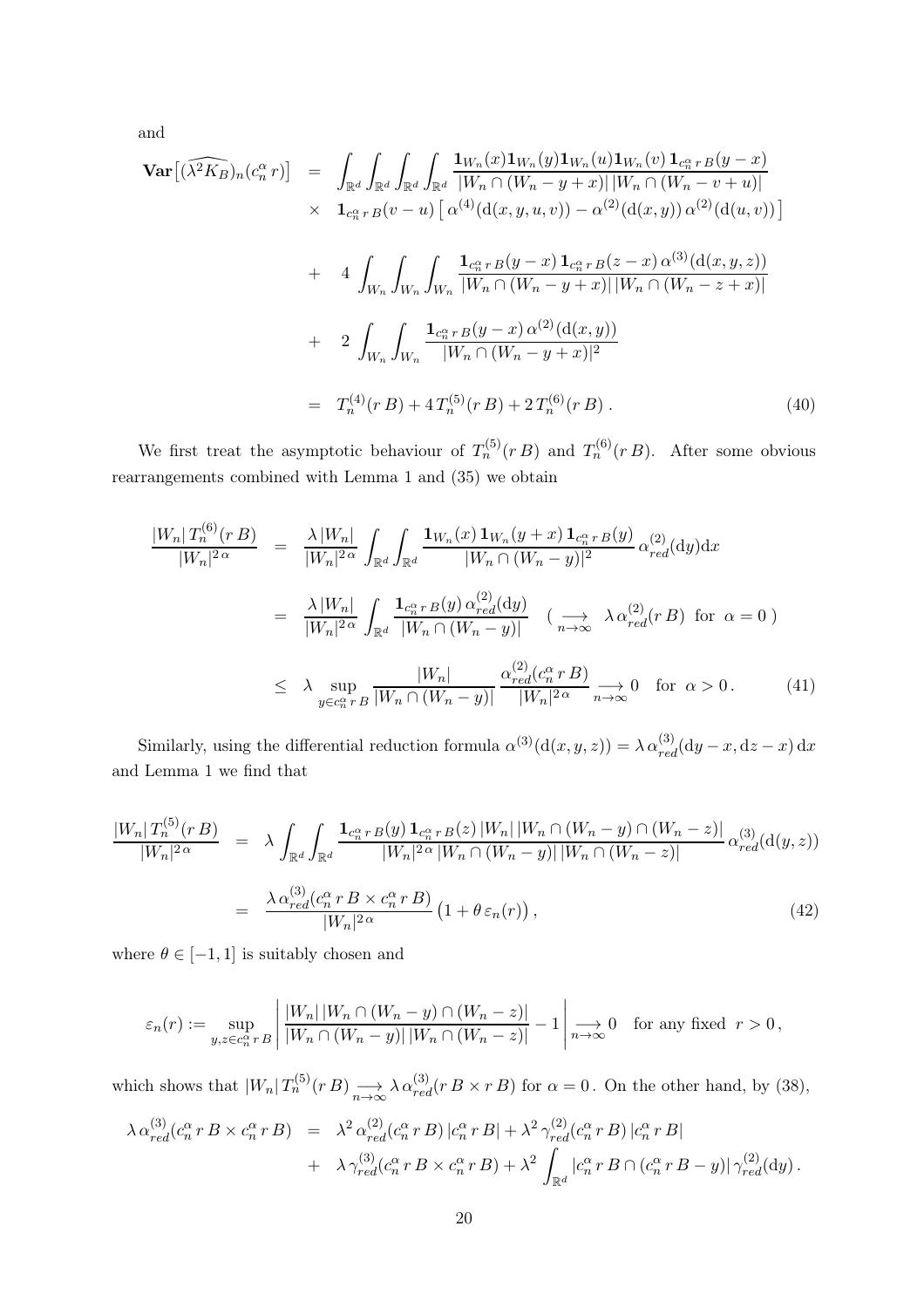and

$$
\begin{aligned}
\mathbf{Var}\big[\widehat{(\lambda^2 K_B)}_n(c_n^\alpha r)\big] &= \int_{\mathbb{R}^d}\int_{\mathbb{R}^d}\int_{\mathbb{R}^d}\int_{\mathbb{R}^d} \frac{\mathbf{1}_{W_n}(x)\mathbf{1}_{W_n}(y)\mathbf{1}_{W_n}(u)\mathbf{1}_{W_n}(v)\,\mathbf{1}_{c_n^\alpha r B}(y-x)}{|W_n\cap(W_n-y+x)|\,|W_n\cap(W_n-v+u)|} \\
&\times \;\; \mathbf{1}_{c_n^\alpha r B}(v-u)\big[\,\alpha^{(4)}(\mathrm{d}(x,y,u,v)) - \alpha^{(2)}(\mathrm{d}(x,y))\,\alpha^{(2)}(\mathrm{d}(u,v))\big] \\
&+ \;\; 4\int_{W_n}\int_{W_n}\int_{W_n} \frac{\mathbf{1}_{c_n^\alpha r B}(y-x)\,\mathbf{1}_{c_n^\alpha r B}(z-x)\,\alpha^{(3)}(\mathrm{d}(x,y,z))}{|W_n\cap(W_n-y+x)|\,|W_n\cap(W_n-z+x)|} \\
&+ \;\; 2\int_{W_n}\int_{W_n} \frac{\mathbf{1}_{c_n^\alpha r B}(y-x)\,\alpha^{(2)}(\mathrm{d}(x,y))}{|W_n\cap(W_n-y+x)|^2} \\
&= \;\; T_n^{(4)}(r\,B) + 4\,T_n^{(5)}(r\,B) + 2\,T_n^{(6)}(r\,B)\,. \qquad (40)
\end{aligned}
$$

We first treat the asymptotic behaviour of $T_n^{(5)}(r\,B)$ and $T_n^{(6)}(r\,B)$. After some obvious rearrangements combined with Lemma 1 and (35) we obtain

$$
\begin{aligned}
\frac{|W_n|\,T_n^{(6)}(r\,B)}{|W_n|^{2\,\alpha}} &= \frac{\lambda\,|W_n|}{|W_n|^{2\,\alpha}}\int_{\mathbb{R}^d}\int_{\mathbb{R}^d} \frac{\mathbf{1}_{W_n}(x)\,\mathbf{1}_{W_n}(y+x)\,\mathbf{1}_{c_n^\alpha r B}(y)}{|W_n\cap(W_n-y)|^2}\,\alpha_{red}^{(2)}(\mathrm{d}y)\mathrm{d}x \\
&= \frac{\lambda\,|W_n|}{|W_n|^{2\,\alpha}}\int_{\mathbb{R}^d} \frac{\mathbf{1}_{c_n^\alpha r B}(y)\,\alpha_{red}^{(2)}(\mathrm{d}y)}{|W_n\cap(W_n-y)|} \quad \Big(\underset{n\to\infty}{\longrightarrow}\;\lambda\,\alpha_{red}^{(2)}(r\,B)\;\text{ for }\;\alpha=0\;\Big) \\
&\le \lambda \sup_{y\in c_n^\alpha r B}\frac{|W_n|}{|W_n\cap(W_n-y)|}\,\frac{\alpha_{red}^{(2)}(c_n^\alpha\,r\,B)}{|W_n|^{2\,\alpha}} \underset{n\to\infty}{\longrightarrow} 0 \quad \text{for }\;\alpha>0\,. \qquad (41)
\end{aligned}
$$

Similarly, using the differential reduction formula $\alpha^{(3)}(\mathrm{d}(x,y,z)) = \lambda\,\alpha_{red}^{(3)}(\mathrm{d}y-x,\mathrm{d}z-x)\,\mathrm{d}x$ and Lemma 1 we find that

$$
\begin{aligned}
\frac{|W_n|\,T_n^{(5)}(r\,B)}{|W_n|^{2\,\alpha}} &= \lambda\int_{\mathbb{R}^d}\int_{\mathbb{R}^d} \frac{\mathbf{1}_{c_n^\alpha r B}(y)\,\mathbf{1}_{c_n^\alpha r B}(z)\,|W_n|\,|W_n\cap(W_n-y)\cap(W_n-z)|}{|W_n|^{2\,\alpha}\,|W_n\cap(W_n-y)|\,|W_n\cap(W_n-z)|}\,\alpha_{red}^{(3)}(\mathrm{d}(y,z)) \\
&= \frac{\lambda\,\alpha_{red}^{(3)}(c_n^\alpha\,r\,B\times c_n^\alpha\,r\,B)}{|W_n|^{2\,\alpha}}\big(1+\theta\,\varepsilon_n(r)\big)\,, \qquad (42)
\end{aligned}
$$

where $\theta\in[-1,1]$ is suitably chosen and

$$
\varepsilon_n(r) := \sup_{y,z\in c_n^\alpha r B}\left|\frac{|W_n|\,|W_n\cap(W_n-y)\cap(W_n-z)|}{|W_n\cap(W_n-y)|\,|W_n\cap(W_n-z)|}-1\right| \underset{n\to\infty}{\longrightarrow} 0 \quad \text{for any fixed }\; r>0\,,
$$

which shows that $|W_n|\,T_n^{(5)}(r\,B) \underset{n\to\infty}{\longrightarrow} \lambda\,\alpha_{red}^{(3)}(r\,B\times r\,B)$ for $\alpha=0$. On the other hand, by (38),

$$
\begin{aligned}
\lambda\,\alpha_{red}^{(3)}(c_n^\alpha\,r\,B\times c_n^\alpha\,r\,B) &= \lambda^2\,\alpha_{red}^{(2)}(c_n^\alpha\,r\,B)\,|c_n^\alpha\,r\,B| + \lambda^2\,\gamma_{red}^{(2)}(c_n^\alpha\,r\,B)\,|c_n^\alpha\,r\,B| \\
&+ \;\lambda\,\gamma_{red}^{(3)}(c_n^\alpha\,r\,B\times c_n^\alpha\,r\,B) + \lambda^2\int_{\mathbb{R}^d}|c_n^\alpha\,r\,B\cap(c_n^\alpha\,r\,B-y)|\,\gamma_{red}^{(2)}(\mathrm{d}y)\,.
\end{aligned}
$$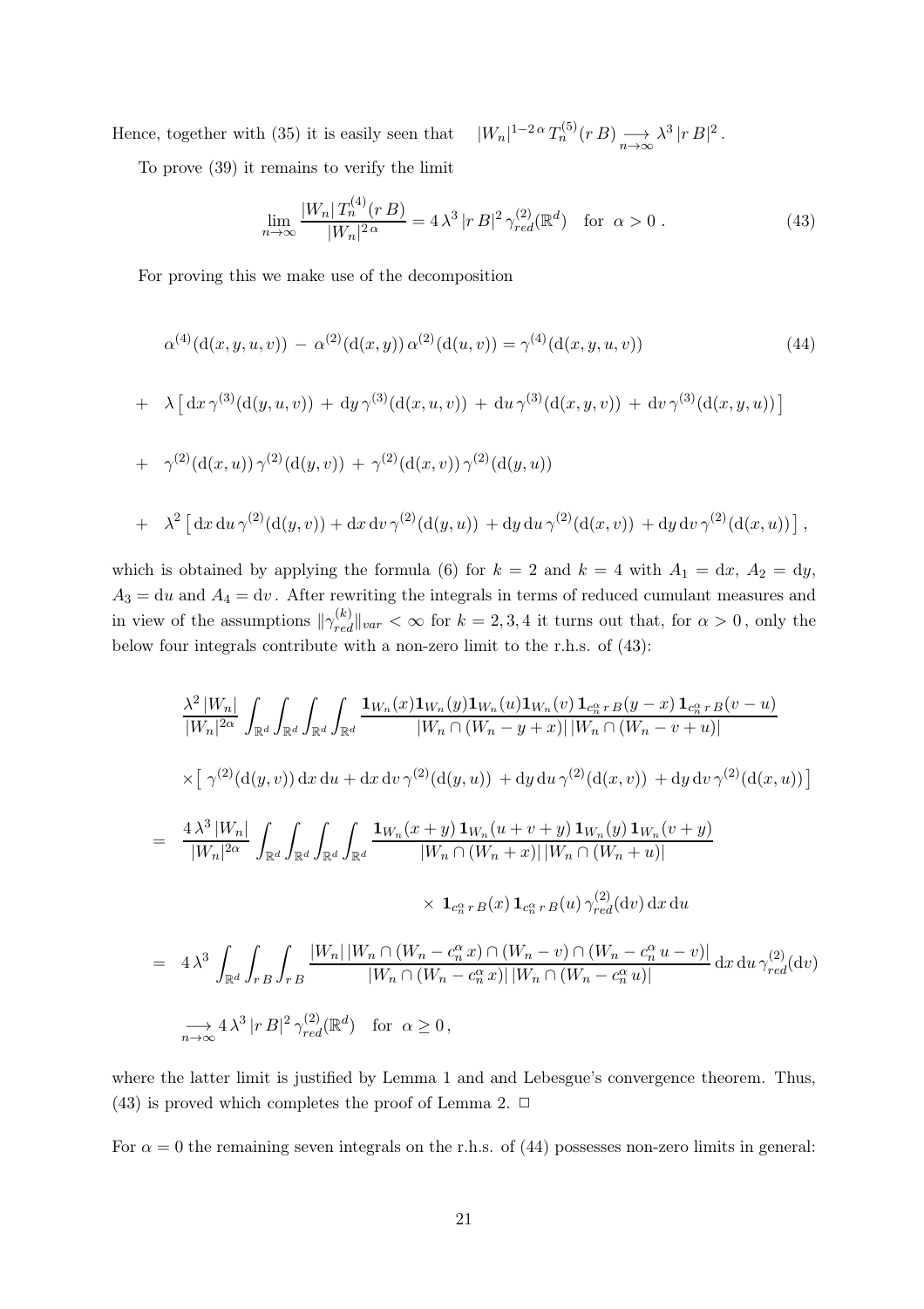Hence, together with (35) it is easily seen that $\quad |W_n|^{1-2\,\alpha}\, T_n^{(5)}(r\,B) \underset{n\to\infty}{\longrightarrow} \lambda^3\,|r\,B|^2\,.$

To prove (39) it remains to verify the limit

$$
\lim_{n\to\infty} \frac{|W_n|\,T_n^{(4)}(r\,B)}{|W_n|^{2\,\alpha}} = 4\,\lambda^3\,|r\,B|^2\,\gamma_{red}^{(2)}(\mathbb{R}^d) \quad \text{for } \alpha > 0\,. \tag{43}
$$

For proving this we make use of the decomposition

$$
\alpha^{(4)}(\mathrm{d}(x,y,u,v)) \,-\, \alpha^{(2)}(\mathrm{d}(x,y))\,\alpha^{(2)}(\mathrm{d}(u,v)) = \gamma^{(4)}(\mathrm{d}(x,y,u,v)) \tag{44}
$$

$$
+\quad \lambda\left[\,\mathrm{d}x\,\gamma^{(3)}(\mathrm{d}(y,u,v)) \,+\, \mathrm{d}y\,\gamma^{(3)}(\mathrm{d}(x,u,v)) \,+\, \mathrm{d}u\,\gamma^{(3)}(\mathrm{d}(x,y,v)) \,+\, \mathrm{d}v\,\gamma^{(3)}(\mathrm{d}(x,y,u))\,\right]
$$

$$
+\quad \gamma^{(2)}(\mathrm{d}(x,u))\,\gamma^{(2)}(\mathrm{d}(y,v)) \,+\, \gamma^{(2)}(\mathrm{d}(x,v))\,\gamma^{(2)}(\mathrm{d}(y,u))
$$

$$
+\quad \lambda^2\left[\,\mathrm{d}x\,\mathrm{d}u\,\gamma^{(2)}(\mathrm{d}(y,v)) + \mathrm{d}x\,\mathrm{d}v\,\gamma^{(2)}(\mathrm{d}(y,u)) \,+ \mathrm{d}y\,\mathrm{d}u\,\gamma^{(2)}(\mathrm{d}(x,v)) \,+ \mathrm{d}y\,\mathrm{d}v\,\gamma^{(2)}(\mathrm{d}(x,u))\,\right],
$$

which is obtained by applying the formula (6) for $k=2$ and $k=4$ with $A_1 = \mathrm{d}x$, $A_2 = \mathrm{d}y$, $A_3 = \mathrm{d}u$ and $A_4 = \mathrm{d}v$. After rewriting the integrals in terms of reduced cumulant measures and in view of the assumptions $\|\gamma_{red}^{(k)}\|_{var} < \infty$ for $k = 2,3,4$ it turns out that, for $\alpha > 0$, only the below four integrals contribute with a non-zero limit to the r.h.s. of (43):

$$
\frac{\lambda^2\,|W_n|}{|W_n|^{2\alpha}} \int_{\mathbb{R}^d}\int_{\mathbb{R}^d}\int_{\mathbb{R}^d}\int_{\mathbb{R}^d} \frac{\mathbf{1}_{W_n}(x)\mathbf{1}_{W_n}(y)\mathbf{1}_{W_n}(u)\mathbf{1}_{W_n}(v)\,\mathbf{1}_{c_n^\alpha\,r\,B}(y-x)\,\mathbf{1}_{c_n^\alpha\,r\,B}(v-u)}{|W_n\cap(W_n-y+x)|\,|W_n\cap(W_n-v+u)|}
$$

$$
\times\left[\,\gamma^{(2)}(\mathrm{d}(y,v))\,\mathrm{d}x\,\mathrm{d}u + \mathrm{d}x\,\mathrm{d}v\,\gamma^{(2)}(\mathrm{d}(y,u)) \,+ \mathrm{d}y\,\mathrm{d}u\,\gamma^{(2)}(\mathrm{d}(x,v)) \,+ \mathrm{d}y\,\mathrm{d}v\,\gamma^{(2)}(\mathrm{d}(x,u))\,\right]
$$

$$
= \quad \frac{4\,\lambda^3\,|W_n|}{|W_n|^{2\alpha}} \int_{\mathbb{R}^d}\int_{\mathbb{R}^d}\int_{\mathbb{R}^d}\int_{\mathbb{R}^d} \frac{\mathbf{1}_{W_n}(x+y)\,\mathbf{1}_{W_n}(u+v+y)\,\mathbf{1}_{W_n}(y)\,\mathbf{1}_{W_n}(v+y)}{|W_n\cap(W_n+x)|\,|W_n\cap(W_n+u)|}
$$

$$
\times\;\mathbf{1}_{c_n^\alpha\,r\,B}(x)\,\mathbf{1}_{c_n^\alpha\,r\,B}(u)\,\gamma_{red}^{(2)}(\mathrm{d}v)\,\mathrm{d}x\,\mathrm{d}u
$$

$$
= \quad 4\,\lambda^3 \int_{\mathbb{R}^d}\int_{r\,B}\int_{r\,B} \frac{|W_n|\,|W_n\cap(W_n - c_n^\alpha\,x)\cap(W_n - v)\cap(W_n - c_n^\alpha\,u - v)|}{|W_n\cap(W_n - c_n^\alpha\,x)|\,|W_n\cap(W_n - c_n^\alpha\,u)|}\,\mathrm{d}x\,\mathrm{d}u\,\gamma_{red}^{(2)}(\mathrm{d}v)
$$

$$
\underset{n\to\infty}{\longrightarrow} 4\,\lambda^3\,|r\,B|^2\,\gamma_{red}^{(2)}(\mathbb{R}^d) \quad \text{for } \alpha \geq 0\,,
$$

where the latter limit is justified by Lemma 1 and and Lebesgue's convergence theorem. Thus, (43) is proved which completes the proof of Lemma 2. $\square$

For $\alpha = 0$ the remaining seven integrals on the r.h.s. of (44) possesses non-zero limits in general: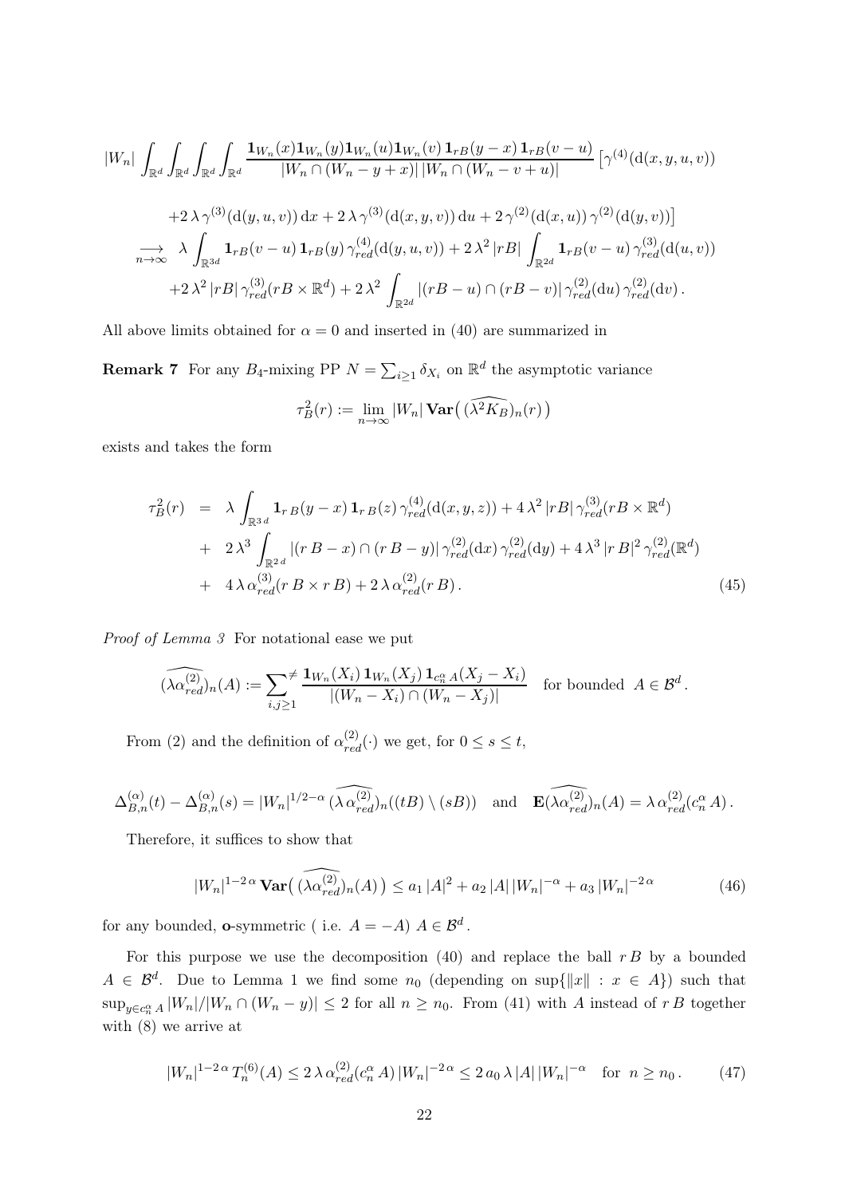$$
\begin{aligned}
&|W_n| \int_{\mathbb{R}^d}\int_{\mathbb{R}^d}\int_{\mathbb{R}^d}\int_{\mathbb{R}^d} \frac{\mathbf{1}_{W_n}(x)\mathbf{1}_{W_n}(y)\mathbf{1}_{W_n}(u)\mathbf{1}_{W_n}(v)\,\mathbf{1}_{rB}(y-x)\,\mathbf{1}_{rB}(v-u)}{|W_n\cap(W_n-y+x)|\,|W_n\cap(W_n-v+u)|}\big[\gamma^{(4)}(\mathrm{d}(x,y,u,v)) \\
&\quad +2\,\lambda\,\gamma^{(3)}(\mathrm{d}(y,u,v))\,\mathrm{d}x + 2\,\lambda\,\gamma^{(3)}(\mathrm{d}(x,y,v))\,\mathrm{d}u + 2\,\gamma^{(2)}(\mathrm{d}(x,u))\,\gamma^{(2)}(\mathrm{d}(y,v))\big] \\
&\underset{n\to\infty}{\longrightarrow}\ \lambda\int_{\mathbb{R}^{3d}} \mathbf{1}_{rB}(v-u)\,\mathbf{1}_{rB}(y)\,\gamma^{(4)}_{red}(\mathrm{d}(y,u,v)) + 2\,\lambda^2\,|rB|\int_{\mathbb{R}^{2d}} \mathbf{1}_{rB}(v-u)\,\gamma^{(3)}_{red}(\mathrm{d}(u,v)) \\
&\quad +2\,\lambda^2\,|rB|\,\gamma^{(3)}_{red}(rB\times\mathbb{R}^d) + 2\,\lambda^2\int_{\mathbb{R}^{2d}} |(rB-u)\cap(rB-v)|\,\gamma^{(2)}_{red}(\mathrm{d}u)\,\gamma^{(2)}_{red}(\mathrm{d}v)\,.
\end{aligned}
$$

All above limits obtained for $\alpha = 0$ and inserted in (40) are summarized in

**Remark 7** For any $B_4$-mixing PP $N = \sum_{i\geq 1}\delta_{X_i}$ on $\mathbb{R}^d$ the asymptotic variance

$$
\tau^2_B(r) := \lim_{n\to\infty} |W_n|\,\mathbf{Var}\big(\,\widehat{(\lambda^2 K_B)}_n(r)\,\big)
$$

exists and takes the form

$$
\begin{aligned}
\tau^2_B(r) &= \lambda\int_{\mathbb{R}^{3d}} \mathbf{1}_{r\,B}(y-x)\,\mathbf{1}_{r\,B}(z)\,\gamma^{(4)}_{red}(\mathrm{d}(x,y,z)) + 4\,\lambda^2\,|rB|\,\gamma^{(3)}_{red}(rB\times\mathbb{R}^d) \\
&+\ 2\,\lambda^3\int_{\mathbb{R}^{2d}} |(r\,B-x)\cap(r\,B-y)|\,\gamma^{(2)}_{red}(\mathrm{d}x)\,\gamma^{(2)}_{red}(\mathrm{d}y) + 4\,\lambda^3\,|r\,B|^2\,\gamma^{(2)}_{red}(\mathbb{R}^d) \\
&+\ 4\,\lambda\,\alpha^{(3)}_{red}(r\,B\times r\,B) + 2\,\lambda\,\alpha^{(2)}_{red}(r\,B)\,. 
\end{aligned}
\tag{45}
$$

*Proof of Lemma 3* For notational ease we put

$$
\widehat{(\lambda\alpha^{(2)}_{red})}_n(A) := \sum_{i,j\geq 1}^{\neq} \frac{\mathbf{1}_{W_n}(X_i)\,\mathbf{1}_{W_n}(X_j)\,\mathbf{1}_{c_n^\alpha A}(X_j-X_i)}{|(W_n-X_i)\cap(W_n-X_j)|} \quad \text{for bounded } A\in\mathcal{B}^d\,.
$$

From (2) and the definition of $\alpha^{(2)}_{red}(\cdot)$ we get, for $0\leq s\leq t$,

$$
\Delta^{(\alpha)}_{B,n}(t) - \Delta^{(\alpha)}_{B,n}(s) = |W_n|^{1/2-\alpha}\,\widehat{(\lambda\,\alpha^{(2)}_{red})}_n((tB)\setminus(sB)) \quad \text{and} \quad \mathbf{E}\widehat{(\lambda\alpha^{(2)}_{red})}_n(A) = \lambda\,\alpha^{(2)}_{red}(c_n^\alpha\,A)\,.
$$

Therefore, it suffices to show that

$$
|W_n|^{1-2\,\alpha}\,\mathbf{Var}\big(\,\widehat{(\lambda\alpha^{(2)}_{red})}_n(A)\,\big) \leq a_1\,|A|^2 + a_2\,|A|\,|W_n|^{-\alpha} + a_3\,|W_n|^{-2\,\alpha} \tag{46}
$$

for any bounded, **o**-symmetric ( i.e. $A=-A$) $A\in\mathcal{B}^d$.

For this purpose we use the decomposition (40) and replace the ball $r\,B$ by a bounded $A\in\mathcal{B}^d$. Due to Lemma 1 we find some $n_0$ (depending on $\sup\{\|x\| : x\in A\}$) such that $\sup_{y\in c_n^\alpha A} |W_n|/|W_n\cap(W_n-y)| \leq 2$ for all $n\geq n_0$. From (41) with $A$ instead of $r\,B$ together with (8) we arrive at

$$
|W_n|^{1-2\,\alpha}\,T^{(6)}_n(A) \leq 2\,\lambda\,\alpha^{(2)}_{red}(c_n^\alpha\,A)\,|W_n|^{-2\,\alpha} \leq 2\,a_0\,\lambda\,|A|\,|W_n|^{-\alpha} \quad \text{for } n\geq n_0\,. \tag{47}
$$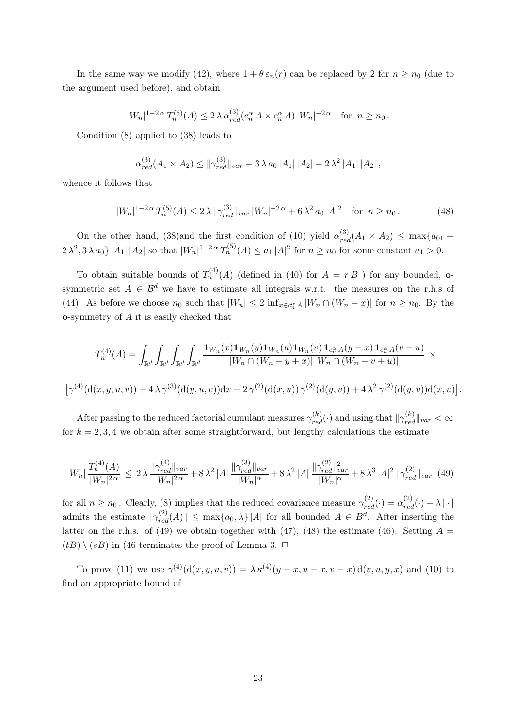In the same way we modify (42), where $1+\theta\,\varepsilon_n(r)$ can be replaced by 2 for $n\ge n_0$ (due to the argument used before), and obtain

$$|W_n|^{1-2\,\alpha}\,T_n^{(5)}(A)\le 2\,\lambda\,\alpha^{(3)}_{red}(c_n^\alpha\,A\times c_n^\alpha\,A)\,|W_n|^{-2\,\alpha}\quad\text{for }\; n\ge n_0\,.$$

Condition (8) applied to (38) leads to

$$\alpha^{(3)}_{red}(A_1\times A_2)\le \|\gamma^{(3)}_{red}\|_{var}+3\,\lambda\,a_0\,|A_1|\,|A_2|-2\,\lambda^2\,|A_1|\,|A_2|\,,$$

whence it follows that

$$|W_n|^{1-2\,\alpha}\,T_n^{(5)}(A)\le 2\,\lambda\,\|\gamma^{(3)}_{red}\|_{var}\,|W_n|^{-2\,\alpha}+6\,\lambda^2\,a_0\,|A|^2\quad\text{for }\; n\ge n_0\,. \tag{48}$$

On the other hand, (38)and the first condition of (10) yield $\alpha^{(3)}_{red}(A_1\times A_2)\le\max\{a_{01}+2\,\lambda^2,3\,\lambda\,a_0\}\,|A_1|\,|A_2|$ so that $|W_n|^{1-2\,\alpha}\,T_n^{(5)}(A)\le a_1\,|A|^2$ for $n\ge n_0$ for some constant $a_1>0$.

To obtain suitable bounds of $T_n^{(4)}(A)$ (defined in (40) for $A=r\,B$ ) for any bounded, **o**-symmetric set $A\in\mathcal{B}^d$ we have to estimate all integrals w.r.t. the measures on the r.h.s of (44). As before we choose $n_0$ such that $|W_n|\le 2\,\inf_{x\in c_n^\alpha\,A}|W_n\cap(W_n-x)|$ for $n\ge n_0$. By the **o**-symmetry of $A$ it is easily checked that

$$T_n^{(4)}(A)=\int_{\mathbb{R}^d}\int_{\mathbb{R}^d}\int_{\mathbb{R}^d}\int_{\mathbb{R}^d}\frac{\mathbf{1}_{W_n}(x)\mathbf{1}_{W_n}(y)\mathbf{1}_{W_n}(u)\mathbf{1}_{W_n}(v)\,\mathbf{1}_{c_n^\alpha\,A}(y-x)\,\mathbf{1}_{c_n^\alpha\,A}(v-u)}{|W_n\cap(W_n-y+x)|\,|W_n\cap(W_n-v+u)|}\;\times$$

$$\big[\gamma^{(4)}(\mathrm{d}(x,y,u,v))+4\,\lambda\,\gamma^{(3)}(\mathrm{d}(y,u,v))\mathrm{d}x+2\,\gamma^{(2)}(\mathrm{d}(x,u))\,\gamma^{(2)}(\mathrm{d}(y,v))+4\,\lambda^2\,\gamma^{(2)}(\mathrm{d}(y,v))\mathrm{d}(x,u)\big]\,.$$

After passing to the reduced factorial cumulant measures $\gamma^{(k)}_{red}(\cdot)$ and using that $\|\gamma^{(k)}_{red}\|_{var}<\infty$ for $k=2,3,4$ we obtain after some straightforward, but lengthy calculations the estimate

$$|W_n|\,\frac{T_n^{(4)}(A)}{|W_n|^{2\,\alpha}}\;\le\;2\,\lambda\,\frac{\|\gamma^{(4)}_{red}\|_{var}}{|W_n|^{2\,\alpha}}+8\,\lambda^2\,|A|\,\frac{\|\gamma^{(3)}_{red}\|_{var}}{|W_n|^{\alpha}}+8\,\lambda^2\,|A|\,\frac{\|\gamma^{(2)}_{red}\|^2_{var}}{|W_n|^{\alpha}}+8\,\lambda^3\,|A|^2\,\|\gamma^{(2)}_{red}\|_{var} \tag{49}$$

for all $n\ge n_0$. Clearly, (8) implies that the reduced covariance measure $\gamma^{(2)}_{red}(\cdot)=\alpha^{(2)}_{red}(\cdot)-\lambda\,|\cdot|$ admits the estimate $|\,\gamma^{(2)}_{red}(A)\,|\le\max\{a_0,\lambda\}\,|A|$ for all bounded $A\in B^d$. After inserting the latter on the r.h.s. of (49) we obtain together with (47), (48) the estimate (46). Setting $A=(tB)\setminus(sB)$ in (46 terminates the proof of Lemma 3. $\Box$

To prove (11) we use $\gamma^{(4)}(\mathrm{d}(x,y,u,v))=\lambda\,\kappa^{(4)}(y-x,u-x,v-x)\,\mathrm{d}(v,u,y,x)$ and (10) to find an appropriate bound of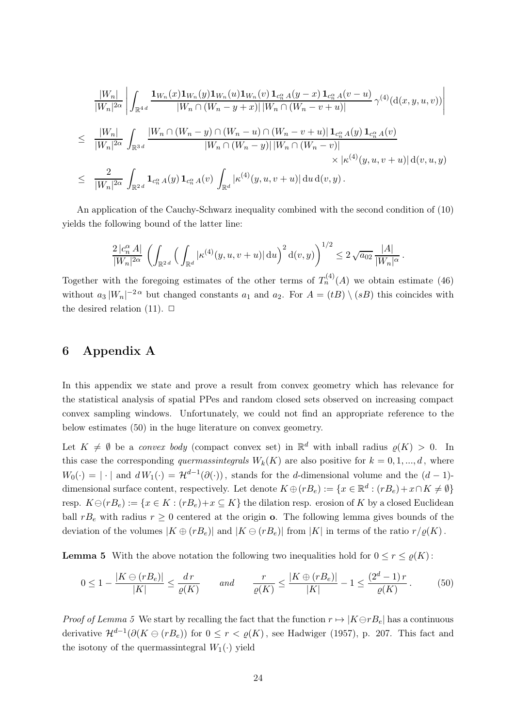$$
\frac{|W_n|}{|W_n|^{2\alpha}} \left| \int_{\mathbb{R}^{4d}} \frac{\mathbf{1}_{W_n}(x)\mathbf{1}_{W_n}(y)\mathbf{1}_{W_n}(u)\mathbf{1}_{W_n}(v)\,\mathbf{1}_{c_n^\alpha A}(y-x)\,\mathbf{1}_{c_n^\alpha A}(v-u)}{|W_n \cap (W_n - y + x)|\,|W_n \cap (W_n - v + u)|}\,\gamma^{(4)}(\mathrm{d}(x,y,u,v)) \right|
$$

$$
\leq \frac{|W_n|}{|W_n|^{2\alpha}} \int_{\mathbb{R}^{3d}} \frac{|W_n \cap (W_n - y) \cap (W_n - u) \cap (W_n - v + u)|\,\mathbf{1}_{c_n^\alpha A}(y)\,\mathbf{1}_{c_n^\alpha A}(v)}{|W_n \cap (W_n - y)|\,|W_n \cap (W_n - v)|} \times |\kappa^{(4)}(y,u,v+u)|\,\mathrm{d}(v,u,y)
$$

$$
\leq \frac{2}{|W_n|^{2\alpha}} \int_{\mathbb{R}^{2d}} \mathbf{1}_{c_n^\alpha A}(y)\,\mathbf{1}_{c_n^\alpha A}(v) \int_{\mathbb{R}^d} |\kappa^{(4)}(y,u,v+u)|\,\mathrm{d}u\,\mathrm{d}(v,y)\,.
$$

An application of the Cauchy-Schwarz inequality combined with the second condition of (10) yields the following bound of the latter line:

$$
\frac{2\,|c_n^\alpha A|}{|W_n|^{2\alpha}} \left( \int_{\mathbb{R}^{2d}} \Big( \int_{\mathbb{R}^d} |\kappa^{(4)}(y,u,v+u)|\,\mathrm{d}u \Big)^2 \mathrm{d}(v,y) \right)^{1/2} \leq 2\,\sqrt{a_{02}}\,\frac{|A|}{|W_n|^\alpha}\,.
$$

Together with the foregoing estimates of the other terms of $T_n^{(4)}(A)$ we obtain estimate (46) without $a_3\,|W_n|^{-2\alpha}$ but changed constants $a_1$ and $a_2$. For $A = (tB) \setminus (sB)$ this coincides with the desired relation (11). $\square$

# 6 Appendix A

In this appendix we state and prove a result from convex geometry which has relevance for the statistical analysis of spatial PPes and random closed sets observed on increasing compact convex sampling windows. Unfortunately, we could not find an appropriate reference to the below estimates (50) in the huge literature on convex geometry.

Let $K \neq \emptyset$ be a *convex body* (compact convex set) in $\mathbb{R}^d$ with inball radius $\varrho(K) > 0$. In this case the corresponding *quermassintegrals* $W_k(K)$ are also positive for $k = 0, 1, ..., d$, where $W_0(\cdot) = |\cdot|$ and $d\,W_1(\cdot) = \mathcal{H}^{d-1}(\partial(\cdot))$, stands for the $d$-dimensional volume and the $(d-1)$-dimensional surface content, respectively. Let denote $K \oplus (rB_e) := \{x \in \mathbb{R}^d : (rB_e) + x \cap K \neq \emptyset\}$ resp. $K \ominus (rB_e) := \{x \in K : (rB_e) + x \subseteq K\}$ the dilation resp. erosion of $K$ by a closed Euclidean ball $rB_e$ with radius $r \geq 0$ centered at the origin $\mathbf{o}$. The following lemma gives bounds of the deviation of the volumes $|K \oplus (rB_e)|$ and $|K \ominus (rB_e)|$ from $|K|$ in terms of the ratio $r/\varrho(K)$.

**Lemma 5** With the above notation the following two inequalities hold for $0 \leq r \leq \varrho(K)$:

$$
0 \leq 1 - \frac{|K \ominus (rB_e)|}{|K|} \leq \frac{d\,r}{\varrho(K)} \qquad \textit{and} \qquad \frac{r}{\varrho(K)} \leq \frac{|K \oplus (rB_e)|}{|K|} - 1 \leq \frac{(2^d - 1)\,r}{\varrho(K)}\,. \tag{50}
$$

*Proof of Lemma 5* We start by recalling the fact that the function $r \mapsto |K \ominus rB_e|$ has a continuous derivative $\mathcal{H}^{d-1}(\partial(K \ominus (rB_e))$ for $0 \leq r < \varrho(K)$, see Hadwiger (1957), p. 207. This fact and the isotony of the quermassintegral $W_1(\cdot)$ yield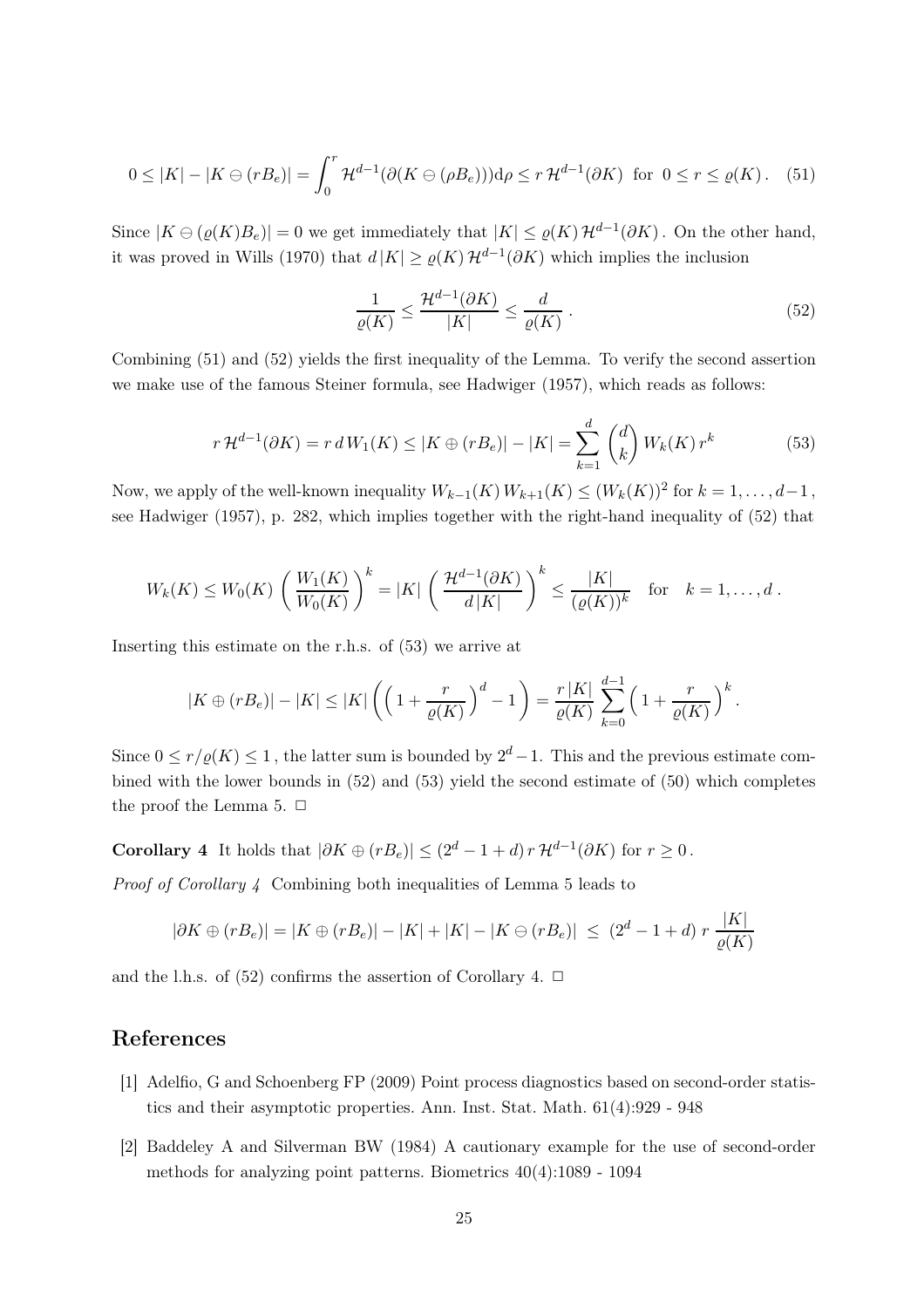$$0 \le |K| - |K \ominus (rB_e)| = \int_0^r \mathcal{H}^{d-1}(\partial(K \ominus (\rho B_e)))\mathrm{d}\rho \le r\,\mathcal{H}^{d-1}(\partial K) \;\text{ for }\; 0 \le r \le \varrho(K)\,. \quad (51)$$

Since $|K \ominus (\varrho(K)B_e)| = 0$ we get immediately that $|K| \le \varrho(K)\,\mathcal{H}^{d-1}(\partial K)$. On the other hand, it was proved in Wills (1970) that $d\,|K| \ge \varrho(K)\,\mathcal{H}^{d-1}(\partial K)$ which implies the inclusion

$$\frac{1}{\varrho(K)} \le \frac{\mathcal{H}^{d-1}(\partial K)}{|K|} \le \frac{d}{\varrho(K)}\,. \quad (52)$$

Combining (51) and (52) yields the first inequality of the Lemma. To verify the second assertion we make use of the famous Steiner formula, see Hadwiger (1957), which reads as follows:

$$r\,\mathcal{H}^{d-1}(\partial K) = r\,d\,W_1(K) \le |K \oplus (rB_e)| - |K| = \sum_{k=1}^{d} \binom{d}{k} W_k(K)\,r^k \quad (53)$$

Now, we apply of the well-known inequality $W_{k-1}(K)\,W_{k+1}(K) \le (W_k(K))^2$ for $k = 1,\dots,d-1$, see Hadwiger (1957), p. 282, which implies together with the right-hand inequality of (52) that

$$W_k(K) \le W_0(K)\left(\frac{W_1(K)}{W_0(K)}\right)^k = |K|\left(\frac{\mathcal{H}^{d-1}(\partial K)}{d\,|K|}\right)^k \le \frac{|K|}{(\varrho(K))^k} \quad \text{for} \quad k = 1,\dots,d\,.$$

Inserting this estimate on the r.h.s. of (53) we arrive at

$$|K \oplus (rB_e)| - |K| \le |K|\left(\left(1 + \frac{r}{\varrho(K)}\right)^d - 1\right) = \frac{r\,|K|}{\varrho(K)} \sum_{k=0}^{d-1}\left(1 + \frac{r}{\varrho(K)}\right)^k.$$

Since $0 \le r/\varrho(K) \le 1$, the latter sum is bounded by $2^d - 1$. This and the previous estimate combined with the lower bounds in (52) and (53) yield the second estimate of (50) which completes the proof the Lemma 5. $\square$

**Corollary 4** It holds that $|\partial K \oplus (rB_e)| \le (2^d - 1 + d)\,r\,\mathcal{H}^{d-1}(\partial K)$ for $r \ge 0$.

*Proof of Corollary 4* Combining both inequalities of Lemma 5 leads to

$$|\partial K \oplus (rB_e)| = |K \oplus (rB_e)| - |K| + |K| - |K \ominus (rB_e)| \;\le\; (2^d - 1 + d)\; r\; \frac{|K|}{\varrho(K)}$$

and the l.h.s. of (52) confirms the assertion of Corollary 4. $\square$

## References

[1] Adelfio, G and Schoenberg FP (2009) Point process diagnostics based on second-order statistics and their asymptotic properties. Ann. Inst. Stat. Math. 61(4):929 - 948

[2] Baddeley A and Silverman BW (1984) A cautionary example for the use of second-order methods for analyzing point patterns. Biometrics 40(4):1089 - 1094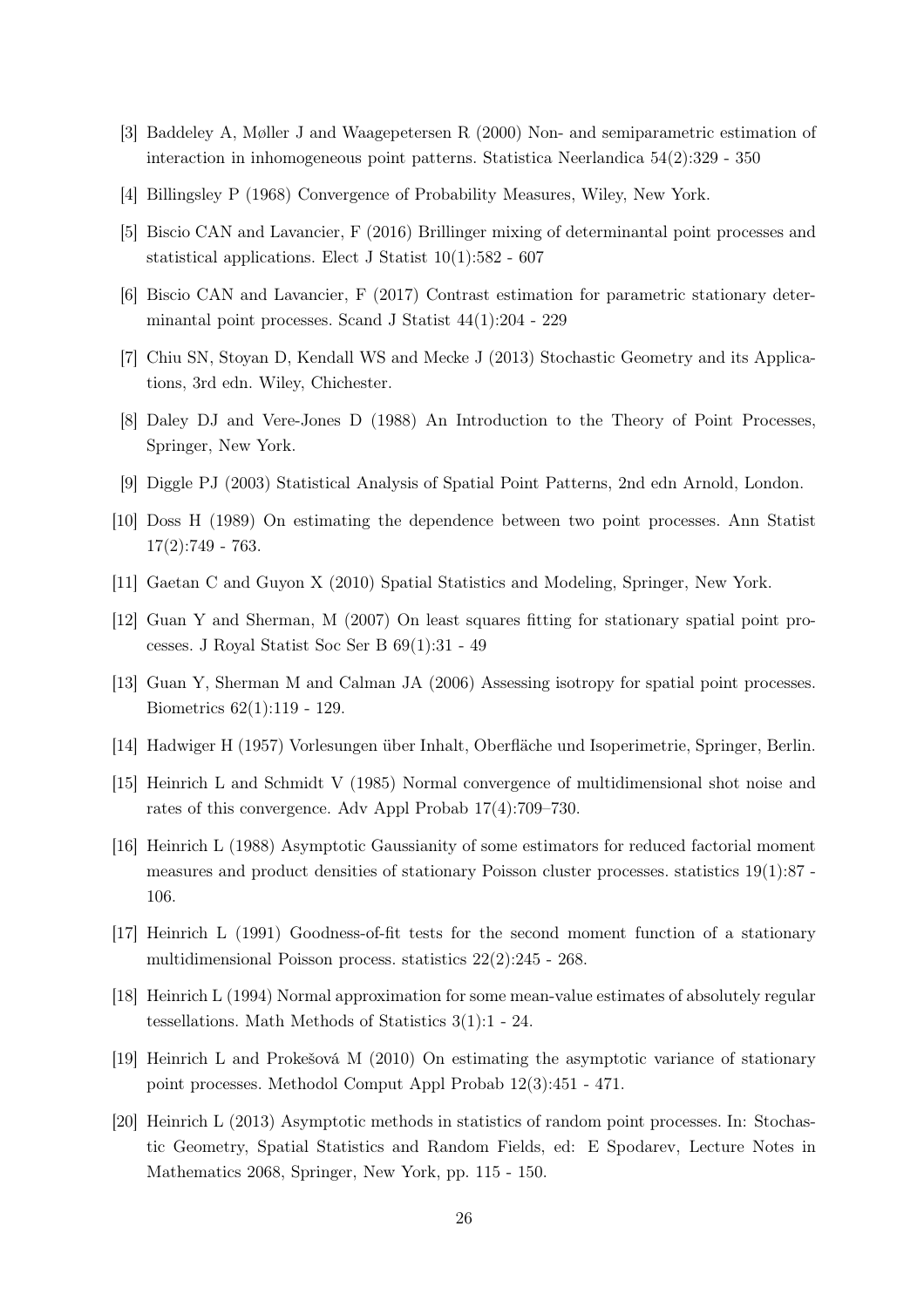[3] Baddeley A, Møller J and Waagepetersen R (2000) Non- and semiparametric estimation of interaction in inhomogeneous point patterns. Statistica Neerlandica 54(2):329 - 350

[4] Billingsley P (1968) Convergence of Probability Measures, Wiley, New York.

[5] Biscio CAN and Lavancier, F (2016) Brillinger mixing of determinantal point processes and statistical applications. Elect J Statist 10(1):582 - 607

[6] Biscio CAN and Lavancier, F (2017) Contrast estimation for parametric stationary determinantal point processes. Scand J Statist 44(1):204 - 229

[7] Chiu SN, Stoyan D, Kendall WS and Mecke J (2013) Stochastic Geometry and its Applications, 3rd edn. Wiley, Chichester.

[8] Daley DJ and Vere-Jones D (1988) An Introduction to the Theory of Point Processes, Springer, New York.

[9] Diggle PJ (2003) Statistical Analysis of Spatial Point Patterns, 2nd edn Arnold, London.

[10] Doss H (1989) On estimating the dependence between two point processes. Ann Statist 17(2):749 - 763.

[11] Gaetan C and Guyon X (2010) Spatial Statistics and Modeling, Springer, New York.

[12] Guan Y and Sherman, M (2007) On least squares fitting for stationary spatial point processes. J Royal Statist Soc Ser B 69(1):31 - 49

[13] Guan Y, Sherman M and Calman JA (2006) Assessing isotropy for spatial point processes. Biometrics 62(1):119 - 129.

[14] Hadwiger H (1957) Vorlesungen über Inhalt, Oberfläche und Isoperimetrie, Springer, Berlin.

[15] Heinrich L and Schmidt V (1985) Normal convergence of multidimensional shot noise and rates of this convergence. Adv Appl Probab 17(4):709–730.

[16] Heinrich L (1988) Asymptotic Gaussianity of some estimators for reduced factorial moment measures and product densities of stationary Poisson cluster processes. statistics 19(1):87 - 106.

[17] Heinrich L (1991) Goodness-of-fit tests for the second moment function of a stationary multidimensional Poisson process. statistics 22(2):245 - 268.

[18] Heinrich L (1994) Normal approximation for some mean-value estimates of absolutely regular tessellations. Math Methods of Statistics 3(1):1 - 24.

[19] Heinrich L and Prokešová M (2010) On estimating the asymptotic variance of stationary point processes. Methodol Comput Appl Probab 12(3):451 - 471.

[20] Heinrich L (2013) Asymptotic methods in statistics of random point processes. In: Stochastic Geometry, Spatial Statistics and Random Fields, ed: E Spodarev, Lecture Notes in Mathematics 2068, Springer, New York, pp. 115 - 150.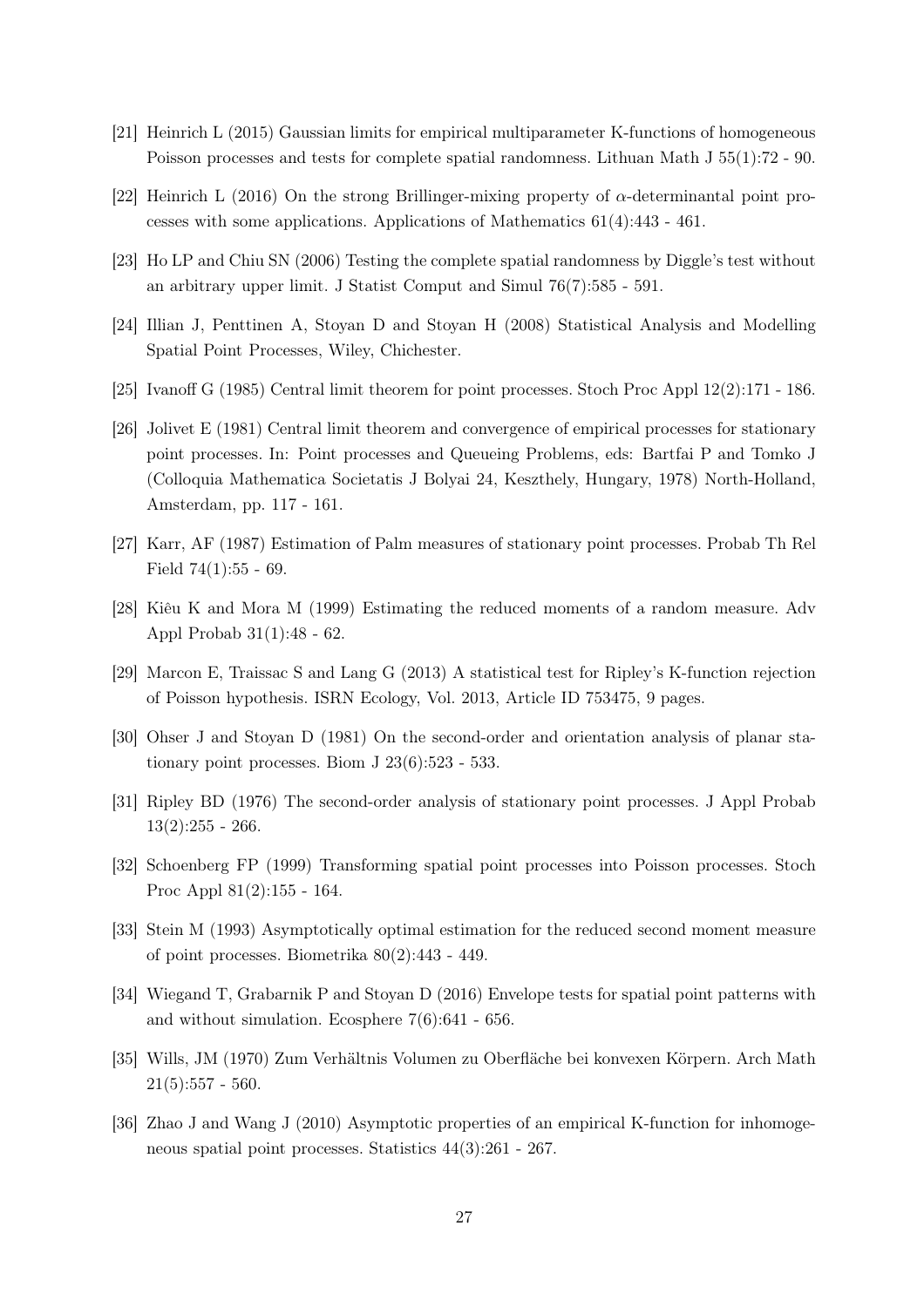[21] Heinrich L (2015) Gaussian limits for empirical multiparameter K-functions of homogeneous Poisson processes and tests for complete spatial randomness. Lithuan Math J 55(1):72 - 90.

[22] Heinrich L (2016) On the strong Brillinger-mixing property of $\alpha$-determinantal point processes with some applications. Applications of Mathematics 61(4):443 - 461.

[23] Ho LP and Chiu SN (2006) Testing the complete spatial randomness by Diggle's test without an arbitrary upper limit. J Statist Comput and Simul 76(7):585 - 591.

[24] Illian J, Penttinen A, Stoyan D and Stoyan H (2008) Statistical Analysis and Modelling Spatial Point Processes, Wiley, Chichester.

[25] Ivanoff G (1985) Central limit theorem for point processes. Stoch Proc Appl 12(2):171 - 186.

[26] Jolivet E (1981) Central limit theorem and convergence of empirical processes for stationary point processes. In: Point processes and Queueing Problems, eds: Bartfai P and Tomko J (Colloquia Mathematica Societatis J Bolyai 24, Keszthely, Hungary, 1978) North-Holland, Amsterdam, pp. 117 - 161.

[27] Karr, AF (1987) Estimation of Palm measures of stationary point processes. Probab Th Rel Field 74(1):55 - 69.

[28] Kiêu K and Mora M (1999) Estimating the reduced moments of a random measure. Adv Appl Probab 31(1):48 - 62.

[29] Marcon E, Traissac S and Lang G (2013) A statistical test for Ripley's K-function rejection of Poisson hypothesis. ISRN Ecology, Vol. 2013, Article ID 753475, 9 pages.

[30] Ohser J and Stoyan D (1981) On the second-order and orientation analysis of planar stationary point processes. Biom J 23(6):523 - 533.

[31] Ripley BD (1976) The second-order analysis of stationary point processes. J Appl Probab 13(2):255 - 266.

[32] Schoenberg FP (1999) Transforming spatial point processes into Poisson processes. Stoch Proc Appl 81(2):155 - 164.

[33] Stein M (1993) Asymptotically optimal estimation for the reduced second moment measure of point processes. Biometrika 80(2):443 - 449.

[34] Wiegand T, Grabarnik P and Stoyan D (2016) Envelope tests for spatial point patterns with and without simulation. Ecosphere 7(6):641 - 656.

[35] Wills, JM (1970) Zum Verhältnis Volumen zu Oberfläche bei konvexen Körpern. Arch Math 21(5):557 - 560.

[36] Zhao J and Wang J (2010) Asymptotic properties of an empirical K-function for inhomogeneous spatial point processes. Statistics 44(3):261 - 267.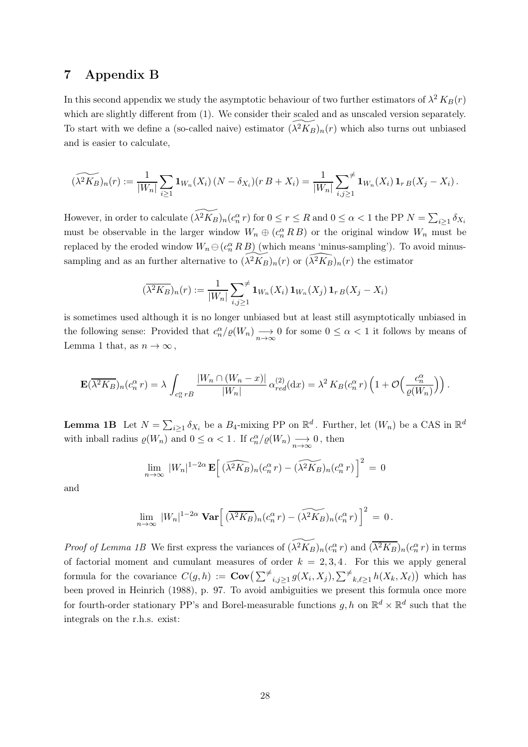## 7 Appendix B

In this second appendix we study the asymptotic behaviour of two further estimators of $\lambda^2 K_B(r)$ which are slightly different from (1). We consider their scaled and as unscaled version separately. To start with we define a (so-called naive) estimator $\widetilde{(\lambda^2 K_B)}_n(r)$ which also turns out unbiased and is easier to calculate,

$$\widetilde{(\lambda^2 K_B)}_n(r) := \frac{1}{|W_n|} \sum_{i \geq 1} \mathbf{1}_{W_n}(X_i)\,(N - \delta_{X_i})(r\,B + X_i) = \frac{1}{|W_n|} \sum_{i,j \geq 1}^{\neq} \mathbf{1}_{W_n}(X_i)\,\mathbf{1}_{r\,B}(X_j - X_i)\,.$$

However, in order to calculate $\widetilde{(\lambda^2 K_B)}_n(c_n^\alpha\, r)$ for $0 \leq r \leq R$ and $0 \leq \alpha < 1$ the PP $N = \sum_{i \geq 1} \delta_{X_i}$ must be observable in the larger window $W_n \oplus (c_n^\alpha\, R\, B)$ or the original window $W_n$ must be replaced by the eroded window $W_n \ominus (c_n^\alpha\, R\, B)$ (which means 'minus-sampling'). To avoid minus-sampling and as an further alternative to $\widetilde{(\lambda^2 K_B)}_n(r)$ or $\widehat{(\lambda^2 K_B)}_n(r)$ the estimator

$$\overline{(\lambda^2 K_B)}_n(r) := \frac{1}{|W_n|} \sum_{i,j \geq 1}^{\neq} \mathbf{1}_{W_n}(X_i)\,\mathbf{1}_{W_n}(X_j)\,\mathbf{1}_{r\,B}(X_j - X_i)$$

is sometimes used although it is no longer unbiased but at least still asymptotically unbiased in the following sense: Provided that $c_n^\alpha/\varrho(W_n) \underset{n \to \infty}{\longrightarrow} 0$ for some $0 \leq \alpha < 1$ it follows by means of Lemma 1 that, as $n \to \infty$,

$$\mathbf{E}\overline{(\lambda^2 K_B)}_n(c_n^\alpha\, r) = \lambda \int_{c_n^\alpha\, r B} \frac{|W_n \cap (W_n - x)|}{|W_n|}\, \alpha_{red}^{(2)}(\mathrm{d}x) = \lambda^2\, K_B(c_n^\alpha\, r)\left(1 + \mathcal{O}\Big(\frac{c_n^\alpha}{\varrho(W_n)}\Big)\right).$$

**Lemma 1B** Let $N = \sum_{i \geq 1} \delta_{X_i}$ be a $B_4$-mixing PP on $\mathbb{R}^d$. Further, let $(W_n)$ be a CAS in $\mathbb{R}^d$ with inball radius $\varrho(W_n)$ and $0 \leq \alpha < 1$. If $c_n^\alpha/\varrho(W_n) \underset{n \to \infty}{\longrightarrow} 0$, then

$$\lim_{n \to \infty} |W_n|^{1 - 2\alpha}\, \mathbf{E}\Big[\, \widehat{(\lambda^2 K_B)}_n(c_n^\alpha\, r) - \widetilde{(\lambda^2 K_B)}_n(c_n^\alpha\, r)\,\Big]^2 \,=\, 0$$

and

$$\lim_{n \to \infty} |W_n|^{1 - 2\alpha}\, \mathbf{Var}\Big[\, \overline{(\lambda^2 K_B)}_n(c_n^\alpha\, r) - \widetilde{(\lambda^2 K_B)}_n(c_n^\alpha\, r)\,\Big]^2 \,=\, 0\,.$$

*Proof of Lemma 1B* We first express the variances of $\widetilde{(\lambda^2 K_B)}_n(c_n^\alpha\, r)$ and $\overline{(\lambda^2 K_B)}_n(c_n^\alpha\, r)$ in terms of factorial moment and cumulant measures of order $k = 2, 3, 4$. For this we apply general formula for the covariance $C(g,h) := \mathbf{Cov}\big(\sum^{\neq}_{i,j \geq 1} g(X_i, X_j), \sum^{\neq}_{k,\ell \geq 1} h(X_k, X_\ell)\big)$ which has been proved in Heinrich (1988), p. 97. To avoid ambiguities we present this formula once more for fourth-order stationary PP's and Borel-measurable functions $g, h$ on $\mathbb{R}^d \times \mathbb{R}^d$ such that the integrals on the r.h.s. exist: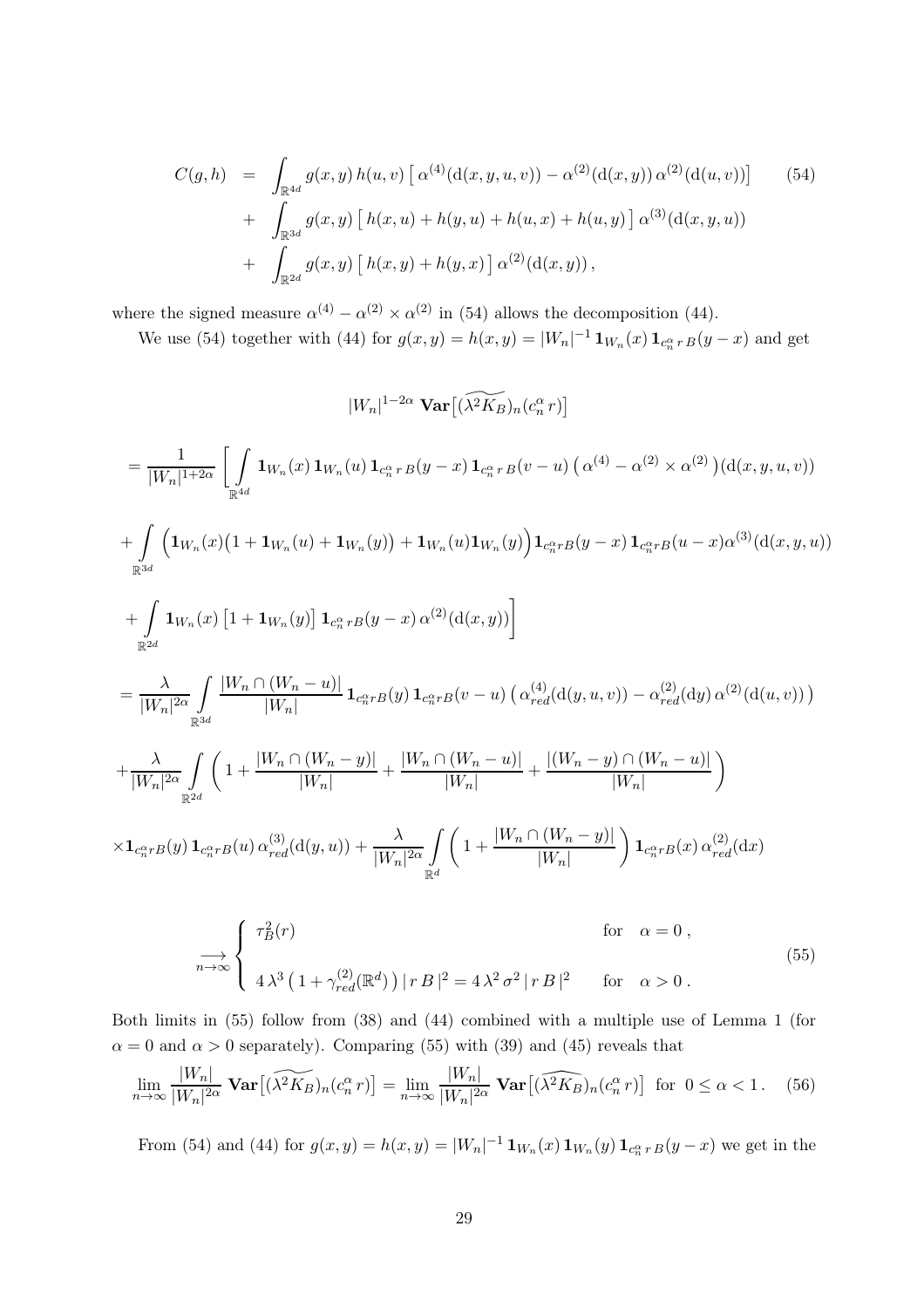$$
\begin{aligned}
C(g,h) &= \int_{\mathbb{R}^{4d}} g(x,y)\, h(u,v) \left[\, \alpha^{(4)}(\mathrm{d}(x,y,u,v)) - \alpha^{(2)}(\mathrm{d}(x,y))\, \alpha^{(2)}(\mathrm{d}(u,v))\right] \\
&+ \int_{\mathbb{R}^{3d}} g(x,y) \left[\, h(x,u) + h(y,u) + h(u,x) + h(u,y) \,\right] \alpha^{(3)}(\mathrm{d}(x,y,u)) \\
&+ \int_{\mathbb{R}^{2d}} g(x,y) \left[\, h(x,y) + h(y,x) \,\right] \alpha^{(2)}(\mathrm{d}(x,y))\,,
\end{aligned}
\tag{54}
$$

where the signed measure $\alpha^{(4)} - \alpha^{(2)} \times \alpha^{(2)}$ in (54) allows the decomposition (44).

We use (54) together with (44) for $g(x,y) = h(x,y) = |W_n|^{-1}\, \mathbf{1}_{W_n}(x)\, \mathbf{1}_{c_n^\alpha\, r\, B}(y-x)$ and get

$$
|W_n|^{1-2\alpha}\ \mathbf{Var}\big[\widetilde{(\lambda^2 K_B)}_n(c_n^\alpha\, r)\big]
$$

$$
= \frac{1}{|W_n|^{1+2\alpha}} \Bigg[ \int\limits_{\mathbb{R}^{4d}} \mathbf{1}_{W_n}(x)\, \mathbf{1}_{W_n}(u)\, \mathbf{1}_{c_n^\alpha\, r\, B}(y-x)\, \mathbf{1}_{c_n^\alpha\, r\, B}(v-u) \left( \alpha^{(4)} - \alpha^{(2)} \times \alpha^{(2)} \right)(\mathrm{d}(x,y,u,v))
$$

$$
+ \int\limits_{\mathbb{R}^{3d}} \Big( \mathbf{1}_{W_n}(x)\big(1 + \mathbf{1}_{W_n}(u) + \mathbf{1}_{W_n}(y)\big) + \mathbf{1}_{W_n}(u)\mathbf{1}_{W_n}(y) \Big) \mathbf{1}_{c_n^\alpha r B}(y-x)\, \mathbf{1}_{c_n^\alpha r B}(u-x) \alpha^{(3)}(\mathrm{d}(x,y,u))
$$

$$
+ \int\limits_{\mathbb{R}^{2d}} \mathbf{1}_{W_n}(x) \left[ 1 + \mathbf{1}_{W_n}(y) \right] \mathbf{1}_{c_n^\alpha\, r B}(y-x)\, \alpha^{(2)}(\mathrm{d}(x,y)) \Bigg]
$$

$$
= \frac{\lambda}{|W_n|^{2\alpha}} \int\limits_{\mathbb{R}^{3d}} \frac{|W_n \cap (W_n - u)|}{|W_n|}\, \mathbf{1}_{c_n^\alpha r B}(y)\, \mathbf{1}_{c_n^\alpha r B}(v-u) \left( \alpha^{(4)}_{red}(\mathrm{d}(y,u,v)) - \alpha^{(2)}_{red}(\mathrm{d}y)\, \alpha^{(2)}(\mathrm{d}(u,v)) \right)
$$

$$
+ \frac{\lambda}{|W_n|^{2\alpha}} \int\limits_{\mathbb{R}^{2d}} \left( 1 + \frac{|W_n \cap (W_n - y)|}{|W_n|} + \frac{|W_n \cap (W_n - u)|}{|W_n|} + \frac{|(W_n - y) \cap (W_n - u)|}{|W_n|} \right)
$$

$$
\times \mathbf{1}_{c_n^\alpha r B}(y)\, \mathbf{1}_{c_n^\alpha r B}(u)\, \alpha^{(3)}_{red}(\mathrm{d}(y,u)) + \frac{\lambda}{|W_n|^{2\alpha}} \int\limits_{\mathbb{R}^{d}} \left( 1 + \frac{|W_n \cap (W_n - y)|}{|W_n|} \right) \mathbf{1}_{c_n^\alpha r B}(x)\, \alpha^{(2)}_{red}(\mathrm{d}x)
$$

$$
\underset{n\to\infty}{\longrightarrow} \begin{cases} \tau_B^2(r) & \text{for} \quad \alpha = 0\,, \\[2ex] 4\,\lambda^3 \left( 1 + \gamma^{(2)}_{red}(\mathbb{R}^d) \right) |\, r\, B\,|^2 = 4\,\lambda^2\, \sigma^2\, |\, r\, B\,|^2 & \text{for} \quad \alpha > 0\,. \end{cases}
\tag{55}
$$

Both limits in (55) follow from (38) and (44) combined with a multiple use of Lemma 1 (for $\alpha = 0$ and $\alpha > 0$ separately). Comparing (55) with (39) and (45) reveals that

$$
\lim_{n\to\infty} \frac{|W_n|}{|W_n|^{2\alpha}}\ \mathbf{Var}\big[\widetilde{(\lambda^2 K_B)}_n(c_n^\alpha\, r)\big] = \lim_{n\to\infty} \frac{|W_n|}{|W_n|^{2\alpha}}\ \mathbf{Var}\big[\widehat{(\lambda^2 K_B)}_n(c_n^\alpha\, r)\big] \ \text{ for }\ 0 \le \alpha < 1\,. \tag{56}
$$

From (54) and (44) for $g(x,y) = h(x,y) = |W_n|^{-1}\, \mathbf{1}_{W_n}(x)\, \mathbf{1}_{W_n}(y)\, \mathbf{1}_{c_n^\alpha\, r\, B}(y-x)$ we get in the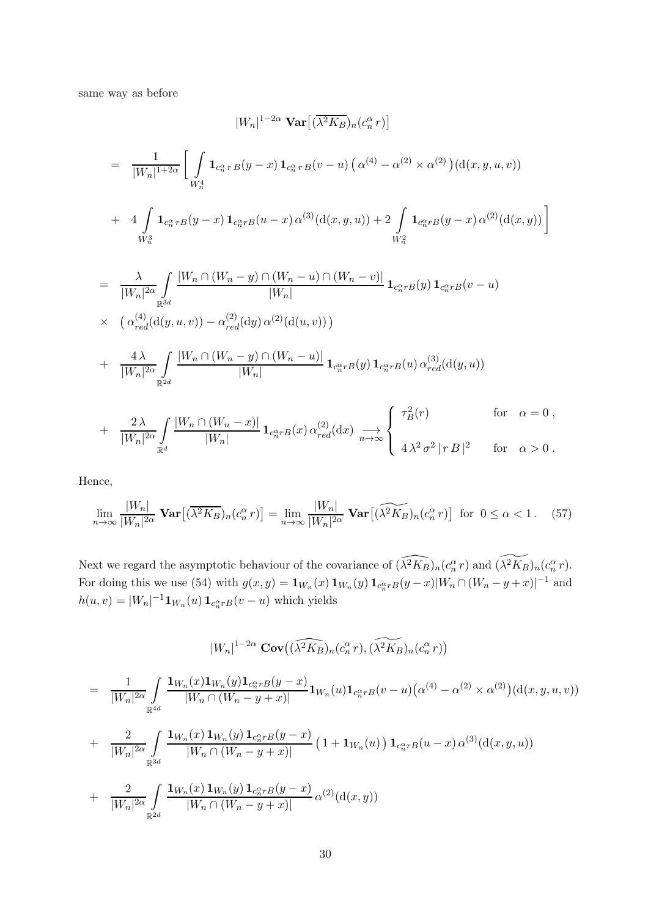same way as before

$$|W_n|^{1-2\alpha}\, \mathbf{Var}\big[(\overline{\lambda^2 K_B})_n(c_n^\alpha\, r)\big]$$

$$= \frac{1}{|W_n|^{1+2\alpha}} \Big[ \int\limits_{W_n^4} \mathbf{1}_{c_n^\alpha\, r\, B}(y-x)\, \mathbf{1}_{c_n^\alpha\, r\, B}(v-u) \, \big( \alpha^{(4)} - \alpha^{(2)} \times \alpha^{(2)} \big) (\mathrm{d}(x,y,u,v))$$

$$+ \;\; 4 \int\limits_{W_n^3} \mathbf{1}_{c_n^\alpha\, r B}(y-x)\, \mathbf{1}_{c_n^\alpha r B}(u-x)\, \alpha^{(3)}(\mathrm{d}(x,y,u)) + 2 \int\limits_{W_n^2} \mathbf{1}_{c_n^\alpha r B}(y-x)\, \alpha^{(2)}(\mathrm{d}(x,y)) \Big]$$

$$= \frac{\lambda}{|W_n|^{2\alpha}} \int\limits_{\mathbb{R}^{3d}} \frac{|W_n \cap (W_n - y) \cap (W_n-u) \cap (W_n - v)|}{|W_n|}\, \mathbf{1}_{c_n^\alpha r B}(y)\, \mathbf{1}_{c_n^\alpha r B}(v-u)$$

$$\times \;\; \big( \alpha_{red}^{(4)}(\mathrm{d}(y,u,v)) - \alpha_{red}^{(2)}(\mathrm{d}y)\, \alpha^{(2)}(\mathrm{d}(u,v)) \big)$$

$$+ \;\; \frac{4\,\lambda}{|W_n|^{2\alpha}} \int\limits_{\mathbb{R}^{2d}} \frac{|W_n \cap (W_n - y) \cap (W_n - u)|}{|W_n|}\, \mathbf{1}_{c_n^\alpha r B}(y)\, \mathbf{1}_{c_n^\alpha r B}(u)\, \alpha_{red}^{(3)}(\mathrm{d}(y,u))$$

$$+ \;\; \frac{2\,\lambda}{|W_n|^{2\alpha}} \int\limits_{\mathbb{R}^d} \frac{|W_n \cap (W_n - x)|}{|W_n|}\, \mathbf{1}_{c_n^\alpha r B}(x)\, \alpha_{red}^{(2)}(\mathrm{d}x) \underset{n\to\infty}{\longrightarrow} \begin{cases} \tau_B^2(r) & \text{for} \quad \alpha = 0\,, \\[1ex] 4\,\lambda^2\,\sigma^2\,|\, r\, B\,|^2 & \text{for} \quad \alpha > 0\,. \end{cases}$$

Hence,

$$\lim_{n\to\infty} \frac{|W_n|}{|W_n|^{2\alpha}}\, \mathbf{Var}\big[(\overline{\lambda^2 K_B})_n(c_n^\alpha\, r)\big] = \lim_{n\to\infty} \frac{|W_n|}{|W_n|^{2\alpha}}\, \mathbf{Var}\big[(\widetilde{\lambda^2 K_B})_n(c_n^\alpha\, r)\big] \;\; \text{for} \;\; 0 \le \alpha < 1\,. \qquad (57)$$

Next we regard the asymptotic behaviour of the covariance of $(\widehat{\lambda^2 K_B})_n(c_n^\alpha\, r)$ and $(\widetilde{\lambda^2 K_B})_n(c_n^\alpha\, r)$. For doing this we use (54) with $g(x,y) = \mathbf{1}_{W_n}(x)\, \mathbf{1}_{W_n}(y)\, \mathbf{1}_{c_n^\alpha r B}(y-x) |W_n \cap (W_n - y + x)|^{-1}$ and $h(u,v) = |W_n|^{-1} \mathbf{1}_{W_n}(u)\, \mathbf{1}_{c_n^\alpha r B}(v-u)$ which yields

$$|W_n|^{1-2\alpha}\, \mathbf{Cov}\big((\widehat{\lambda^2 K_B})_n(c_n^\alpha\, r), (\widetilde{\lambda^2 K_B})_n(c_n^\alpha\, r)\big)$$

$$= \frac{1}{|W_n|^{2\alpha}} \int\limits_{\mathbb{R}^{4d}} \frac{\mathbf{1}_{W_n}(x) \mathbf{1}_{W_n}(y) \mathbf{1}_{c_n^\alpha r B}(y-x)}{|W_n \cap (W_n - y + x)|} \mathbf{1}_{W_n}(u) \mathbf{1}_{c_n^\alpha r B}(v-u) \big( \alpha^{(4)} - \alpha^{(2)} \times \alpha^{(2)} \big)(\mathrm{d}(x,y,u,v))$$

$$+ \;\; \frac{2}{|W_n|^{2\alpha}} \int\limits_{\mathbb{R}^{3d}} \frac{\mathbf{1}_{W_n}(x)\, \mathbf{1}_{W_n}(y)\, \mathbf{1}_{c_n^\alpha r B}(y-x)}{|W_n \cap (W_n - y + x)|} \big( 1 + \mathbf{1}_{W_n}(u) \big)\, \mathbf{1}_{c_n^\alpha r B}(u-x)\, \alpha^{(3)}(\mathrm{d}(x,y,u))$$

$$+ \;\; \frac{2}{|W_n|^{2\alpha}} \int\limits_{\mathbb{R}^{2d}} \frac{\mathbf{1}_{W_n}(x)\, \mathbf{1}_{W_n}(y)\, \mathbf{1}_{c_n^\alpha r B}(y-x)}{|W_n \cap (W_n - y + x)|}\, \alpha^{(2)}(\mathrm{d}(x,y))$$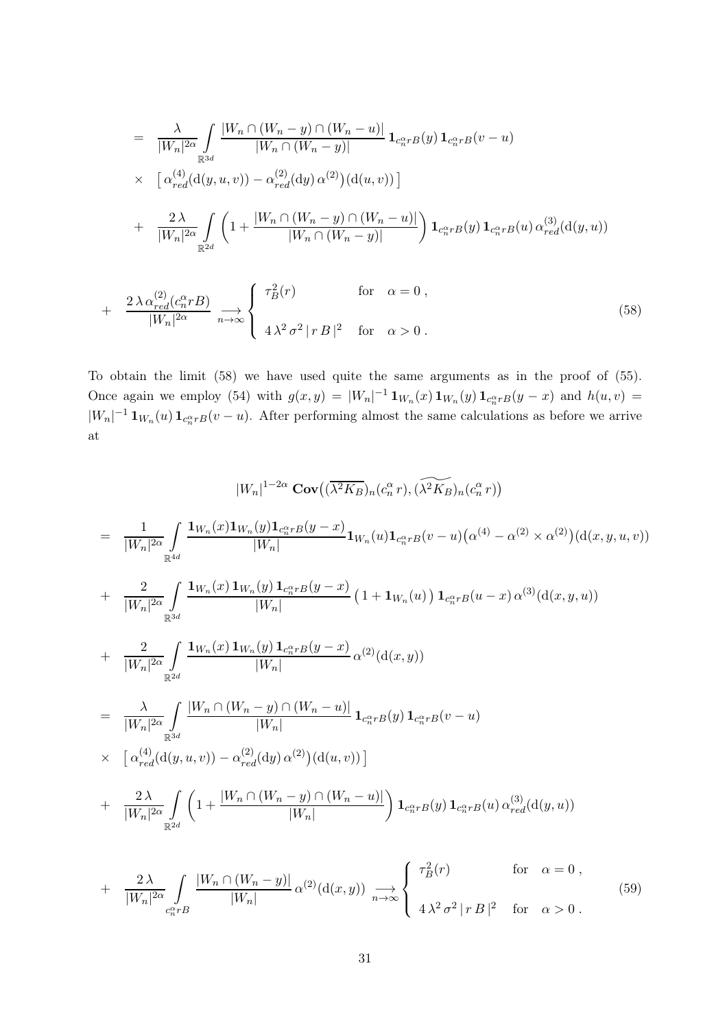$$
\begin{aligned}
&= \frac{\lambda}{|W_n|^{2\alpha}} \int\limits_{\mathbb{R}^{3d}} \frac{|W_n \cap (W_n - y) \cap (W_n - u)|}{|W_n \cap (W_n - y)|} \mathbf{1}_{c_n^\alpha rB}(y)\, \mathbf{1}_{c_n^\alpha rB}(v-u) \\
&\times \ \big[ \, \alpha_{red}^{(4)}(\mathrm{d}(y,u,v)) - \alpha_{red}^{(2)}(\mathrm{d}y)\, \alpha^{(2)}\big)(\mathrm{d}(u,v)) \, \big] \\
&+ \ \frac{2\,\lambda}{|W_n|^{2\alpha}} \int\limits_{\mathbb{R}^{2d}} \left( 1 + \frac{|W_n \cap (W_n - y) \cap (W_n - u)|}{|W_n \cap (W_n - y)|} \right) \mathbf{1}_{c_n^\alpha rB}(y)\, \mathbf{1}_{c_n^\alpha rB}(u)\, \alpha_{red}^{(3)}(\mathrm{d}(y,u))
\end{aligned}
$$

$$
+ \ \frac{2\,\lambda\, \alpha_{red}^{(2)}(c_n^\alpha rB)}{|W_n|^{2\alpha}} \underset{n\to\infty}{\longrightarrow} \begin{cases} \tau_B^2(r) & \text{for} \quad \alpha = 0\,, \\[2ex] 4\,\lambda^2\,\sigma^2\,|\,r\,B\,|^2 & \text{for} \quad \alpha > 0\,. \end{cases} \tag{58}
$$

To obtain the limit (58) we have used quite the same arguments as in the proof of (55). Once again we employ (54) with $g(x,y) = |W_n|^{-1}\, \mathbf{1}_{W_n}(x)\, \mathbf{1}_{W_n}(y)\, \mathbf{1}_{c_n^\alpha rB}(y-x)$ and $h(u,v) = |W_n|^{-1}\, \mathbf{1}_{W_n}(u)\, \mathbf{1}_{c_n^\alpha rB}(v-u)$. After performing almost the same calculations as before we arrive at

$$
|W_n|^{1-2\alpha}\, \mathbf{Cov}\big( (\overline{\lambda^2 K_B})_n(c_n^\alpha\, r), (\widetilde{\lambda^2 K_B})_n(c_n^\alpha\, r) \big)
$$

$$
\begin{aligned}
&= \ \frac{1}{|W_n|^{2\alpha}} \int\limits_{\mathbb{R}^{4d}} \frac{\mathbf{1}_{W_n}(x) \mathbf{1}_{W_n}(y) \mathbf{1}_{c_n^\alpha rB}(y-x)}{|W_n|} \mathbf{1}_{W_n}(u) \mathbf{1}_{c_n^\alpha rB}(v-u) \big( \alpha^{(4)} - \alpha^{(2)} \times \alpha^{(2)} \big)(\mathrm{d}(x,y,u,v)) \\
&+ \ \frac{2}{|W_n|^{2\alpha}} \int\limits_{\mathbb{R}^{3d}} \frac{\mathbf{1}_{W_n}(x)\, \mathbf{1}_{W_n}(y)\, \mathbf{1}_{c_n^\alpha rB}(y-x)}{|W_n|} \big( 1 + \mathbf{1}_{W_n}(u) \big)\, \mathbf{1}_{c_n^\alpha rB}(u-x)\, \alpha^{(3)}(\mathrm{d}(x,y,u)) \\
&+ \ \frac{2}{|W_n|^{2\alpha}} \int\limits_{\mathbb{R}^{2d}} \frac{\mathbf{1}_{W_n}(x)\, \mathbf{1}_{W_n}(y)\, \mathbf{1}_{c_n^\alpha rB}(y-x)}{|W_n|}\, \alpha^{(2)}(\mathrm{d}(x,y)) \\
&= \ \frac{\lambda}{|W_n|^{2\alpha}} \int\limits_{\mathbb{R}^{3d}} \frac{|W_n \cap (W_n - y) \cap (W_n - u)|}{|W_n|}\, \mathbf{1}_{c_n^\alpha rB}(y)\, \mathbf{1}_{c_n^\alpha rB}(v-u) \\
&\times \ \big[ \, \alpha_{red}^{(4)}(\mathrm{d}(y,u,v)) - \alpha_{red}^{(2)}(\mathrm{d}y)\, \alpha^{(2)}\big)(\mathrm{d}(u,v)) \, \big] \\
&+ \ \frac{2\,\lambda}{|W_n|^{2\alpha}} \int\limits_{\mathbb{R}^{2d}} \left( 1 + \frac{|W_n \cap (W_n - y) \cap (W_n - u)|}{|W_n|} \right) \mathbf{1}_{c_n^\alpha rB}(y)\, \mathbf{1}_{c_n^\alpha rB}(u)\, \alpha_{red}^{(3)}(\mathrm{d}(y,u))
\end{aligned}
$$

$$
+ \ \frac{2\,\lambda}{|W_n|^{2\alpha}} \int\limits_{c_n^\alpha rB} \frac{|W_n \cap (W_n - y)|}{|W_n|}\, \alpha^{(2)}(\mathrm{d}(x,y)) \underset{n\to\infty}{\longrightarrow} \begin{cases} \tau_B^2(r) & \text{for} \quad \alpha = 0\,, \\[2ex] 4\,\lambda^2\,\sigma^2\,|\,r\,B\,|^2 & \text{for} \quad \alpha > 0\,. \end{cases} \tag{59}
$$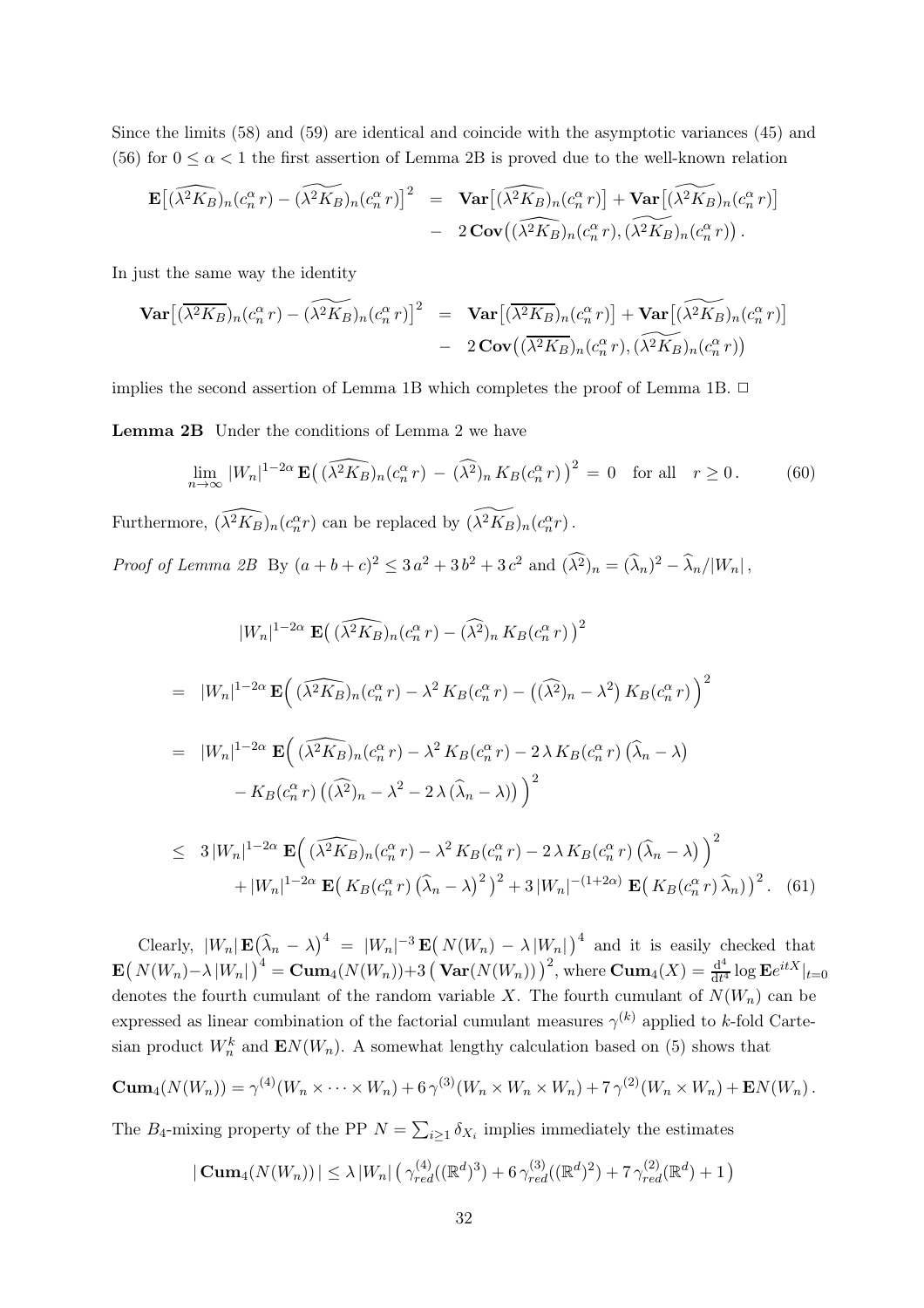Since the limits (58) and (59) are identical and coincide with the asymptotic variances (45) and (56) for $0 \le \alpha < 1$ the first assertion of Lemma 2B is proved due to the well-known relation

$$
\begin{aligned}
\mathbf{E}\big[\widehat{(\lambda^2 K_B)}_n(c_n^\alpha r) - \widetilde{(\lambda^2 K_B)}_n(c_n^\alpha r)\big]^2 &= \mathbf{Var}\big[\widehat{(\lambda^2 K_B)}_n(c_n^\alpha r)\big] + \mathbf{Var}\big[\widetilde{(\lambda^2 K_B)}_n(c_n^\alpha r)\big] \\
&\quad - 2\,\mathbf{Cov}\big(\widehat{(\lambda^2 K_B)}_n(c_n^\alpha r), \widetilde{(\lambda^2 K_B)}_n(c_n^\alpha r)\big).
\end{aligned}
$$

In just the same way the identity

$$
\begin{aligned}
\mathbf{Var}\big[\overline{(\lambda^2 K_B)}_n(c_n^\alpha r) - \widetilde{(\lambda^2 K_B)}_n(c_n^\alpha r)\big]^2 &= \mathbf{Var}\big[\overline{(\lambda^2 K_B)}_n(c_n^\alpha r)\big] + \mathbf{Var}\big[\widetilde{(\lambda^2 K_B)}_n(c_n^\alpha r)\big] \\
&\quad - 2\,\mathbf{Cov}\big(\overline{(\lambda^2 K_B)}_n(c_n^\alpha r), \widetilde{(\lambda^2 K_B)}_n(c_n^\alpha r)\big)
\end{aligned}
$$

implies the second assertion of Lemma 1B which completes the proof of Lemma 1B. □

**Lemma 2B** Under the conditions of Lemma 2 we have

$$
\lim_{n\to\infty} |W_n|^{1-2\alpha}\,\mathbf{E}\big(\widehat{(\lambda^2 K_B)}_n(c_n^\alpha r) - \widehat{(\lambda^2)}_n\, K_B(c_n^\alpha r)\big)^2 = 0 \quad \text{for all} \quad r \ge 0\,. \tag{60}
$$

Furthermore, $\widehat{(\lambda^2 K_B)}_n(c_n^\alpha r)$ can be replaced by $\widetilde{(\lambda^2 K_B)}_n(c_n^\alpha r)$.

*Proof of Lemma 2B* By $(a+b+c)^2 \le 3\,a^2 + 3\,b^2 + 3\,c^2$ and $\widehat{(\lambda^2)}_n = (\widehat{\lambda}_n)^2 - \widehat{\lambda}_n/|W_n|$,

$$
\begin{aligned}
&|W_n|^{1-2\alpha}\,\mathbf{E}\big(\widehat{(\lambda^2 K_B)}_n(c_n^\alpha r) - \widehat{(\lambda^2)}_n\, K_B(c_n^\alpha r)\big)^2 \\
&= |W_n|^{1-2\alpha}\,\mathbf{E}\Big(\widehat{(\lambda^2 K_B)}_n(c_n^\alpha r) - \lambda^2 K_B(c_n^\alpha r) - \big(\widehat{(\lambda^2)}_n - \lambda^2\big) K_B(c_n^\alpha r)\Big)^2 \\
&= |W_n|^{1-2\alpha}\,\mathbf{E}\Big(\widehat{(\lambda^2 K_B)}_n(c_n^\alpha r) - \lambda^2 K_B(c_n^\alpha r) - 2\,\lambda\, K_B(c_n^\alpha r)\,\big(\widehat{\lambda}_n - \lambda\big) \\
&\qquad - K_B(c_n^\alpha r)\,\big(\widehat{(\lambda^2)}_n - \lambda^2 - 2\,\lambda\,(\widehat{\lambda}_n - \lambda)\big)\Big)^2 \\
&\le 3\,|W_n|^{1-2\alpha}\,\mathbf{E}\Big(\widehat{(\lambda^2 K_B)}_n(c_n^\alpha r) - \lambda^2 K_B(c_n^\alpha r) - 2\,\lambda\, K_B(c_n^\alpha r)\,\big(\widehat{\lambda}_n - \lambda\big)\Big)^2 \\
&\qquad + |W_n|^{1-2\alpha}\,\mathbf{E}\big(K_B(c_n^\alpha r)\,\big(\widehat{\lambda}_n - \lambda\big)^2\big)^2 + 3\,|W_n|^{-(1+2\alpha)}\,\mathbf{E}\big(K_B(c_n^\alpha r)\,\widehat{\lambda}_n)\big)^2. \qquad (61)
\end{aligned}
$$

Clearly, $|W_n|\,\mathbf{E}\big(\widehat{\lambda}_n - \lambda\big)^4 = |W_n|^{-3}\,\mathbf{E}\big(N(W_n) - \lambda\,|W_n|\big)^4$ and it is easily checked that $\mathbf{E}\big(N(W_n) - \lambda\,|W_n|\big)^4 = \mathbf{Cum}_4(N(W_n)) + 3\,\big(\mathbf{Var}(N(W_n))\big)^2$, where $\mathbf{Cum}_4(X) = \frac{\mathrm{d}^4}{\mathrm{d}t^4}\log \mathbf{E}e^{itX}|_{t=0}$ denotes the fourth cumulant of the random variable $X$. The fourth cumulant of $N(W_n)$ can be expressed as linear combination of the factorial cumulant measures $\gamma^{(k)}$ applied to $k$-fold Cartesian product $W_n^k$ and $\mathbf{E}N(W_n)$. A somewhat lengthy calculation based on (5) shows that

$$
\mathbf{Cum}_4(N(W_n)) = \gamma^{(4)}(W_n \times \cdots \times W_n) + 6\,\gamma^{(3)}(W_n \times W_n \times W_n) + 7\,\gamma^{(2)}(W_n \times W_n) + \mathbf{E}N(W_n)\,.
$$

The $B_4$-mixing property of the PP $N = \sum_{i\ge 1}\delta_{X_i}$ implies immediately the estimates

$$
|\,\mathbf{Cum}_4(N(W_n))\,| \le \lambda\,|W_n|\,\big(\,\gamma_{red}^{(4)}((\mathbb{R}^d)^3) + 6\,\gamma_{red}^{(3)}((\mathbb{R}^d)^2) + 7\,\gamma_{red}^{(2)}(\mathbb{R}^d) + 1\big)
$$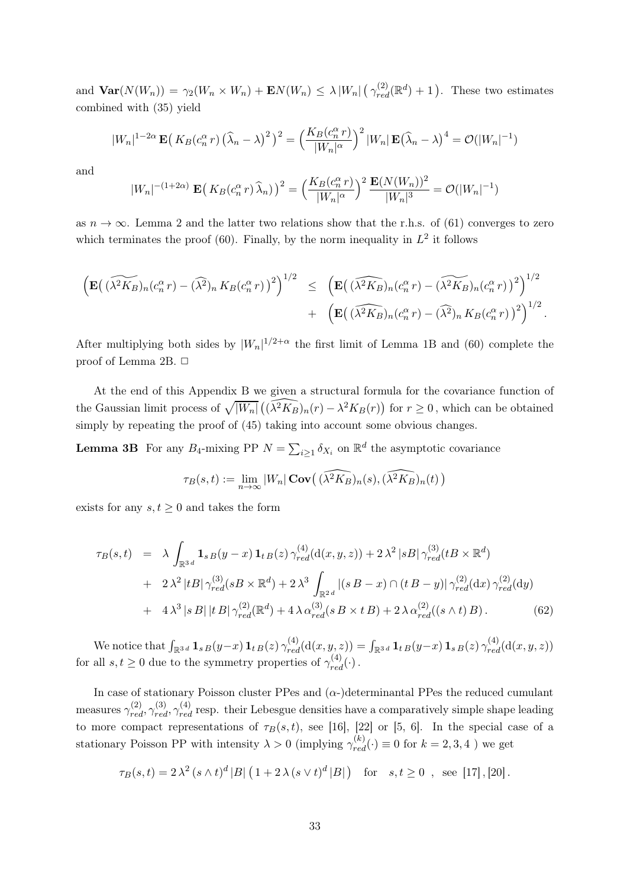and $\mathbf{Var}(N(W_n)) = \gamma_2(W_n \times W_n) + \mathbf{E}N(W_n) \leq \lambda\,|W_n|\,\big(\,\gamma^{(2)}_{red}(\mathbb{R}^d) + 1\big)$. These two estimates combined with (35) yield

$$
|W_n|^{1-2\alpha}\,\mathbf{E}\big(\,K_B(c_n^\alpha\,r)\,\big(\widehat{\lambda}_n - \lambda\big)^2\,\big)^2 = \Big(\frac{K_B(c_n^\alpha\,r)}{|W_n|^\alpha}\Big)^2\,|W_n|\,\mathbf{E}\big(\widehat{\lambda}_n - \lambda\big)^4 = \mathcal{O}(|W_n|^{-1})
$$

and

$$
|W_n|^{-(1+2\alpha)}\,\mathbf{E}\big(\,K_B(c_n^\alpha\,r)\,\widehat{\lambda}_n)\,\big)^2 = \Big(\frac{K_B(c_n^\alpha\,r)}{|W_n|^\alpha}\Big)^2\,\frac{\mathbf{E}(N(W_n))^2}{|W_n|^3} = \mathcal{O}(|W_n|^{-1})
$$

as $n \to \infty$. Lemma 2 and the latter two relations show that the r.h.s. of (61) converges to zero which terminates the proof (60). Finally, by the norm inequality in $L^2$ it follows

$$
\begin{aligned}
\Big(\mathbf{E}\big(\,\widetilde{(\lambda^2 K_B)}_n(c_n^\alpha\,r) - \widehat{(\lambda^2)}_n\,K_B(c_n^\alpha\,r)\,\big)^2\Big)^{1/2} \;&\leq\; \Big(\mathbf{E}\big(\,\widehat{(\lambda^2 K_B)}_n(c_n^\alpha\,r) - \widetilde{(\lambda^2 K_B)}_n(c_n^\alpha\,r)\,\big)^2\Big)^{1/2} \\
&+\; \Big(\mathbf{E}\big(\,\widehat{(\lambda^2 K_B)}_n(c_n^\alpha\,r) - \widehat{(\lambda^2)}_n\,K_B(c_n^\alpha\,r)\,\big)^2\Big)^{1/2}.
\end{aligned}
$$

After multiplying both sides by $|W_n|^{1/2+\alpha}$ the first limit of Lemma 1B and (60) complete the proof of Lemma 2B. □

At the end of this Appendix B we given a structural formula for the covariance function of the Gaussian limit process of $\sqrt{|W_n|}\,\big(\widehat{(\lambda^2 K_B)}_n(r) - \lambda^2 K_B(r)\big)$ for $r \geq 0$, which can be obtained simply by repeating the proof of (45) taking into account some obvious changes.

**Lemma 3B** For any $B_4$-mixing PP $N = \sum_{i\geq 1}\delta_{X_i}$ on $\mathbb{R}^d$ the asymptotic covariance

$$
\tau_B(s,t) := \lim_{n\to\infty} |W_n|\,\mathbf{Cov}\big(\,\widehat{(\lambda^2 K_B)}_n(s), \widehat{(\lambda^2 K_B)}_n(t)\,\big)
$$

exists for any $s,t \geq 0$ and takes the form

$$
\begin{aligned}
\tau_B(s,t) \;&=\; \lambda \int_{\mathbb{R}^{3\,d}} \mathbf{1}_{s\,B}(y-x)\,\mathbf{1}_{t\,B}(z)\,\gamma^{(4)}_{red}(\mathrm{d}(x,y,z)) + 2\,\lambda^2\,|sB|\,\gamma^{(3)}_{red}(tB \times \mathbb{R}^d) \\
&+\; 2\,\lambda^2\,|tB|\,\gamma^{(3)}_{red}(sB \times \mathbb{R}^d) + 2\,\lambda^3 \int_{\mathbb{R}^{2\,d}} |(s\,B - x) \cap (t\,B - y)|\,\gamma^{(2)}_{red}(\mathrm{d}x)\,\gamma^{(2)}_{red}(\mathrm{d}y) \\
&+\; 4\,\lambda^3\,|s\,B|\,|t\,B|\,\gamma^{(2)}_{red}(\mathbb{R}^d) + 4\,\lambda\,\alpha^{(3)}_{red}(s\,B \times t\,B) + 2\,\lambda\,\alpha^{(2)}_{red}((s \wedge t)\,B)\,. \qquad (62)
\end{aligned}
$$

We notice that $\int_{\mathbb{R}^{3\,d}} \mathbf{1}_{s\,B}(y-x)\,\mathbf{1}_{t\,B}(z)\,\gamma^{(4)}_{red}(\mathrm{d}(x,y,z)) = \int_{\mathbb{R}^{3\,d}} \mathbf{1}_{t\,B}(y-x)\,\mathbf{1}_{s\,B}(z)\,\gamma^{(4)}_{red}(\mathrm{d}(x,y,z))$ for all $s,t \geq 0$ due to the symmetry properties of $\gamma^{(4)}_{red}(\cdot)$.

In case of stationary Poisson cluster PPes and ($\alpha$-)determinantal PPes the reduced cumulant measures $\gamma^{(2)}_{red}, \gamma^{(3)}_{red}, \gamma^{(4)}_{red}$ resp. their Lebesgue densities have a comparatively simple shape leading to more compact representations of $\tau_B(s,t)$, see [16], [22] or [5, 6]. In the special case of a stationary Poisson PP with intensity $\lambda > 0$ (implying $\gamma^{(k)}_{red}(\cdot) \equiv 0$ for $k = 2,3,4$ ) we get

$$
\tau_B(s,t) = 2\,\lambda^2\,(s \wedge t)^d\,|B|\,\big(\,1 + 2\,\lambda\,(s \vee t)^d\,|B|\big) \quad \text{for} \quad s,t \geq 0 \;\;,\;\; \text{see [17], [20]}.
$$